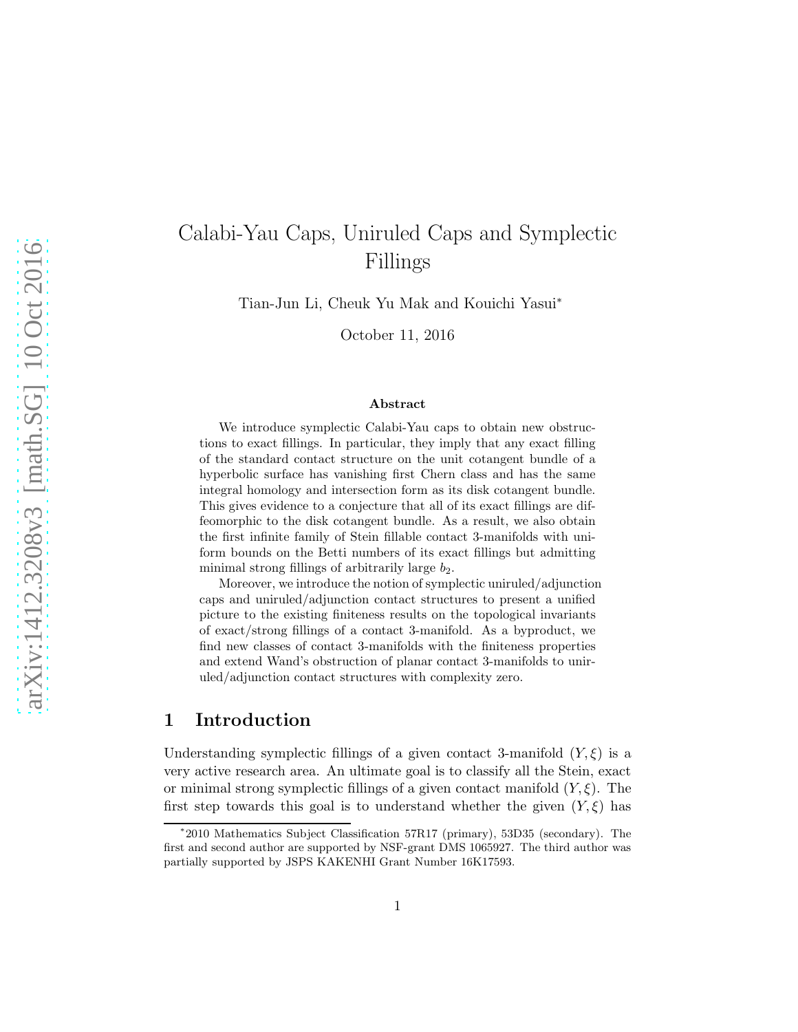# Calabi-Yau Caps, Uniruled Caps and Symplectic Fillings

Tian-Jun Li, Cheuk Yu Mak and Kouichi Yasui*

October 11, 2016

### Abstract

We introduce symplectic Calabi-Yau caps to obtain new obstructions to exact fillings. In particular, they imply that any exact filling of the standard contact structure on the unit cotangent bundle of a hyperbolic surface has vanishing first Chern class and has the same integral homology and intersection form as its disk cotangent bundle. This gives evidence to a conjecture that all of its exact fillings are diffeomorphic to the disk cotangent bundle. As a result, we also obtain the first infinite family of Stein fillable contact 3-manifolds with uniform bounds on the Betti numbers of its exact fillings but admitting minimal strong fillings of arbitrarily large $b_2$.

Moreover, we introduce the notion of symplectic uniruled/adjunction caps and uniruled/adjunction contact structures to present a unified picture to the existing finiteness results on the topological invariants of exact/strong fillings of a contact 3-manifold. As a byproduct, we find new classes of contact 3-manifolds with the finiteness properties and extend Wand's obstruction of planar contact 3-manifolds to uniruled/adjunction contact structures with complexity zero.

## 1 Introduction

Understanding symplectic fillings of a given contact 3-manifold $(Y, \xi)$ is a very active research area. An ultimate goal is to classify all the Stein, exact or minimal strong symplectic fillings of a given contact manifold $(Y, \xi)$. The first step towards this goal is to understand whether the given $(Y, \xi)$ has

---

*2010 Mathematics Subject Classification 57R17 (primary), 53D35 (secondary). The first and second author are supported by NSF-grant DMS 1065927. The third author was partially supported by JSPS KAKENHI Grant Number 16K17593.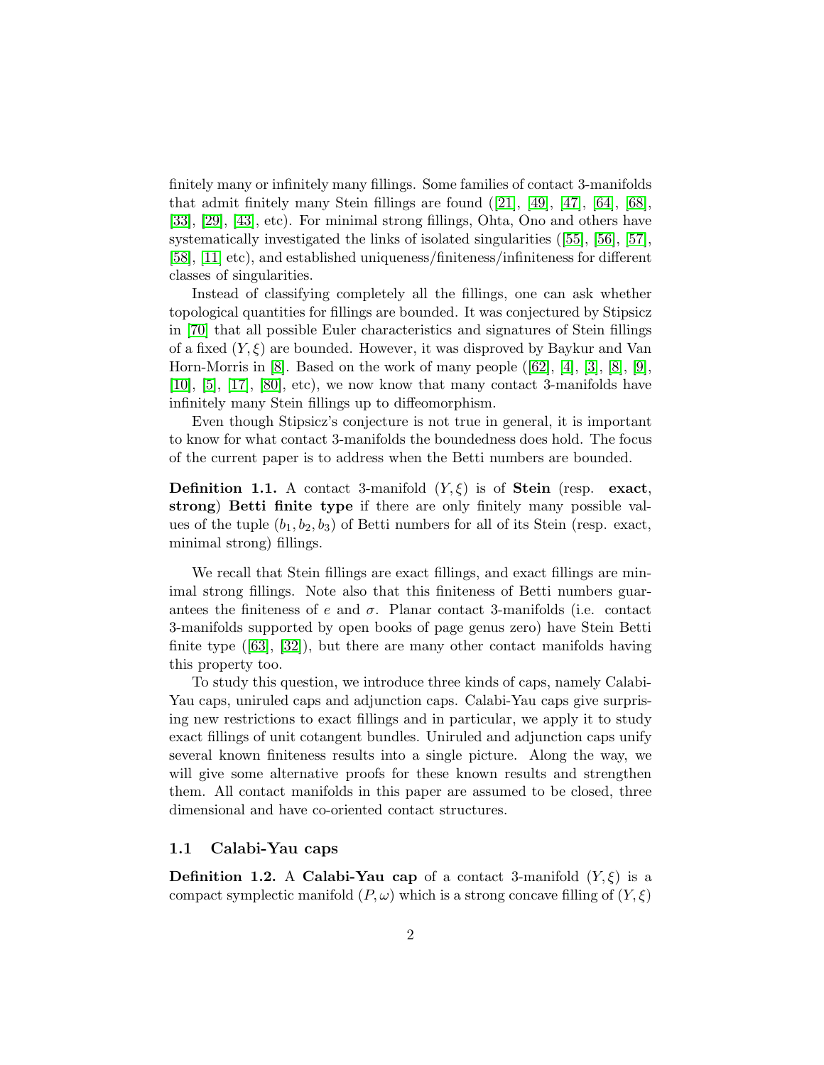finitely many or infinitely many fillings. Some families of contact 3-manifolds that admit finitely many Stein fillings are found ([21], [49], [47], [64], [68], [33], [29], [43], etc). For minimal strong fillings, Ohta, Ono and others have systematically investigated the links of isolated singularities ([55], [56], [57], [58], [11] etc), and established uniqueness/finiteness/infiniteness for different classes of singularities.

Instead of classifying completely all the fillings, one can ask whether topological quantities for fillings are bounded. It was conjectured by Stipsicz in [70] that all possible Euler characteristics and signatures of Stein fillings of a fixed $(Y, \xi)$ are bounded. However, it was disproved by Baykur and Van Horn-Morris in [8]. Based on the work of many people ([62], [4], [3], [8], [9], [10], [5], [17], [80], etc), we now know that many contact 3-manifolds have infinitely many Stein fillings up to diffeomorphism.

Even though Stipsicz's conjecture is not true in general, it is important to know for what contact 3-manifolds the boundedness does hold. The focus of the current paper is to address when the Betti numbers are bounded.

**Definition 1.1.** A contact 3-manifold $(Y, \xi)$ is of **Stein** (resp. **exact**, **strong**) **Betti finite type** if there are only finitely many possible values of the tuple $(b_1, b_2, b_3)$ of Betti numbers for all of its Stein (resp. exact, minimal strong) fillings.

We recall that Stein fillings are exact fillings, and exact fillings are minimal strong fillings. Note also that this finiteness of Betti numbers guarantees the finiteness of $e$ and $\sigma$. Planar contact 3-manifolds (i.e. contact 3-manifolds supported by open books of page genus zero) have Stein Betti finite type ([63], [32]), but there are many other contact manifolds having this property too.

To study this question, we introduce three kinds of caps, namely Calabi-Yau caps, uniruled caps and adjunction caps. Calabi-Yau caps give surprising new restrictions to exact fillings and in particular, we apply it to study exact fillings of unit cotangent bundles. Uniruled and adjunction caps unify several known finiteness results into a single picture. Along the way, we will give some alternative proofs for these known results and strengthen them. All contact manifolds in this paper are assumed to be closed, three dimensional and have co-oriented contact structures.

### 1.1 Calabi-Yau caps

**Definition 1.2.** A **Calabi-Yau cap** of a contact 3-manifold $(Y, \xi)$ is a compact symplectic manifold $(P, \omega)$ which is a strong concave filling of $(Y, \xi)$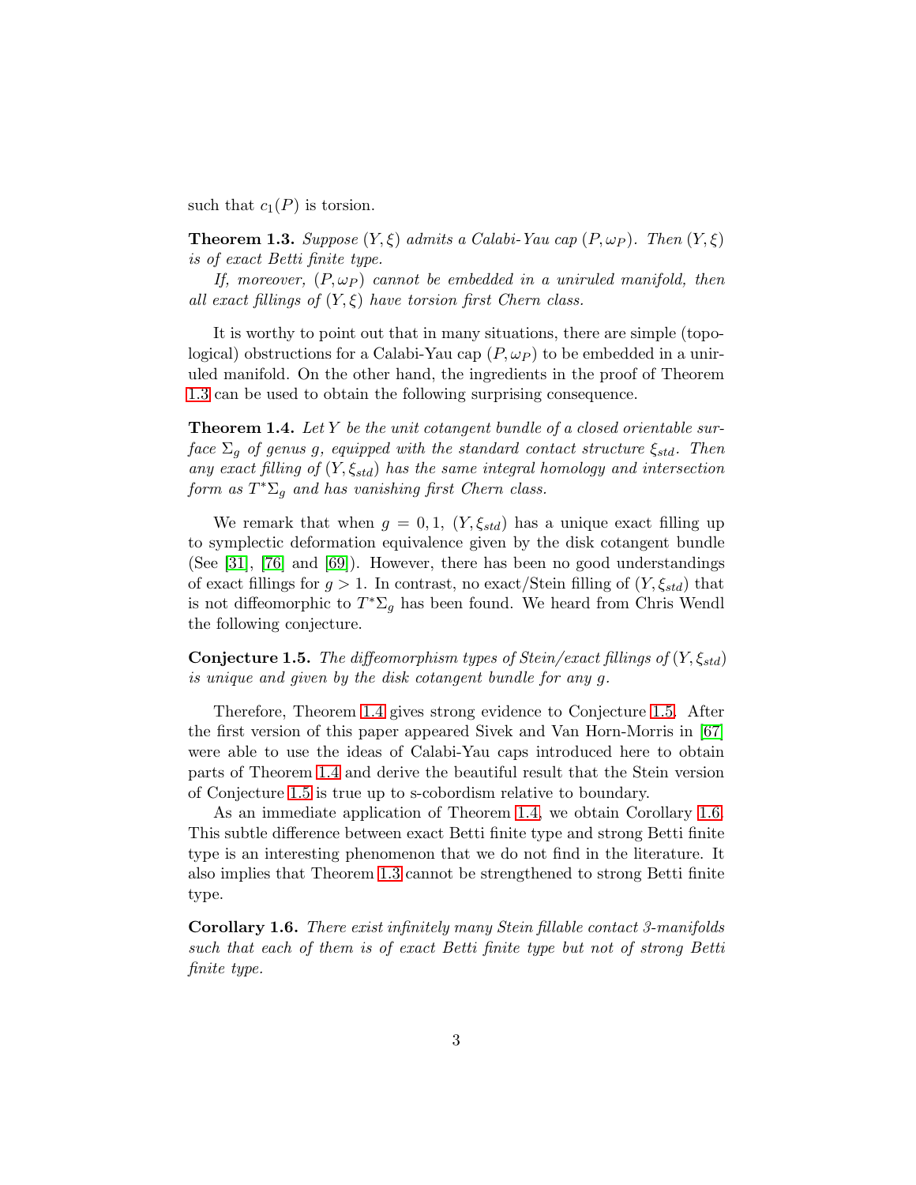such that $c_1(P)$ is torsion.

**Theorem 1.3.** *Suppose $(Y, \xi)$ admits a Calabi-Yau cap $(P, \omega_P)$. Then $(Y, \xi)$ is of exact Betti finite type.*

*If, moreover, $(P, \omega_P)$ cannot be embedded in a uniruled manifold, then all exact fillings of $(Y, \xi)$ have torsion first Chern class.*

It is worthy to point out that in many situations, there are simple (topological) obstructions for a Calabi-Yau cap $(P, \omega_P)$ to be embedded in a uniruled manifold. On the other hand, the ingredients in the proof of Theorem 1.3 can be used to obtain the following surprising consequence.

**Theorem 1.4.** *Let $Y$ be the unit cotangent bundle of a closed orientable surface $\Sigma_g$ of genus $g$, equipped with the standard contact structure $\xi_{std}$. Then any exact filling of $(Y, \xi_{std})$ has the same integral homology and intersection form as $T^*\Sigma_g$ and has vanishing first Chern class.*

We remark that when $g = 0, 1$, $(Y, \xi_{std})$ has a unique exact filling up to symplectic deformation equivalence given by the disk cotangent bundle (See [31], [76] and [69]). However, there has been no good understandings of exact fillings for $g > 1$. In contrast, no exact/Stein filling of $(Y, \xi_{std})$ that is not diffeomorphic to $T^*\Sigma_g$ has been found. We heard from Chris Wendl the following conjecture.

**Conjecture 1.5.** *The diffeomorphism types of Stein/exact fillings of $(Y, \xi_{std})$ is unique and given by the disk cotangent bundle for any $g$.*

Therefore, Theorem 1.4 gives strong evidence to Conjecture 1.5. After the first version of this paper appeared Sivek and Van Horn-Morris in [67] were able to use the ideas of Calabi-Yau caps introduced here to obtain parts of Theorem 1.4 and derive the beautiful result that the Stein version of Conjecture 1.5 is true up to s-cobordism relative to boundary.

As an immediate application of Theorem 1.4, we obtain Corollary 1.6. This subtle difference between exact Betti finite type and strong Betti finite type is an interesting phenomenon that we do not find in the literature. It also implies that Theorem 1.3 cannot be strengthened to strong Betti finite type.

**Corollary 1.6.** *There exist infinitely many Stein fillable contact 3-manifolds such that each of them is of exact Betti finite type but not of strong Betti finite type.*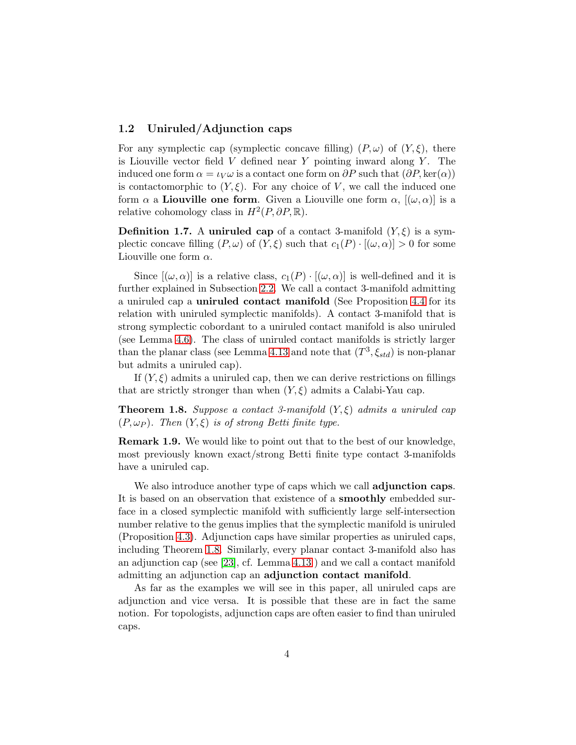## 1.2 Uniruled/Adjunction caps

For any symplectic cap (symplectic concave filling) $(P, \omega)$ of $(Y, \xi)$, there is Liouville vector field $V$ defined near $Y$ pointing inward along $Y$. The induced one form $\alpha = \iota_V \omega$ is a contact one form on $\partial P$ such that $(\partial P, \ker(\alpha))$ is contactomorphic to $(Y, \xi)$. For any choice of $V$, we call the induced one form $\alpha$ a **Liouville one form**. Given a Liouville one form $\alpha$, $[(\omega, \alpha)]$ is a relative cohomology class in $H^2(P, \partial P, \mathbb{R})$.

**Definition 1.7.** A **uniruled cap** of a contact 3-manifold $(Y, \xi)$ is a symplectic concave filling $(P, \omega)$ of $(Y, \xi)$ such that $c_1(P) \cdot [(\omega, \alpha)] > 0$ for some Liouville one form $\alpha$.

Since $[(\omega, \alpha)]$ is a relative class, $c_1(P) \cdot [(\omega, \alpha)]$ is well-defined and it is further explained in Subsection 2.2. We call a contact 3-manifold admitting a uniruled cap a **uniruled contact manifold** (See Proposition 4.4 for its relation with uniruled symplectic manifolds). A contact 3-manifold that is strong symplectic cobordant to a uniruled contact manifold is also uniruled (see Lemma 4.6). The class of uniruled contact manifolds is strictly larger than the planar class (see Lemma 4.13 and note that $(T^3, \xi_{std})$ is non-planar but admits a uniruled cap).

If $(Y, \xi)$ admits a uniruled cap, then we can derive restrictions on fillings that are strictly stronger than when $(Y, \xi)$ admits a Calabi-Yau cap.

**Theorem 1.8.** *Suppose a contact 3-manifold $(Y, \xi)$ admits a uniruled cap $(P, \omega_P)$. Then $(Y, \xi)$ is of strong Betti finite type.*

**Remark 1.9.** We would like to point out that to the best of our knowledge, most previously known exact/strong Betti finite type contact 3-manifolds have a uniruled cap.

We also introduce another type of caps which we call **adjunction caps**. It is based on an observation that existence of a **smoothly** embedded surface in a closed symplectic manifold with sufficiently large self-intersection number relative to the genus implies that the symplectic manifold is uniruled (Proposition 4.3). Adjunction caps have similar properties as uniruled caps, including Theorem 1.8. Similarly, every planar contact 3-manifold also has an adjunction cap (see [23], cf. Lemma 4.13) and we call a contact manifold admitting an adjunction cap an **adjunction contact manifold**.

As far as the examples we will see in this paper, all uniruled caps are adjunction and vice versa. It is possible that these are in fact the same notion. For topologists, adjunction caps are often easier to find than uniruled caps.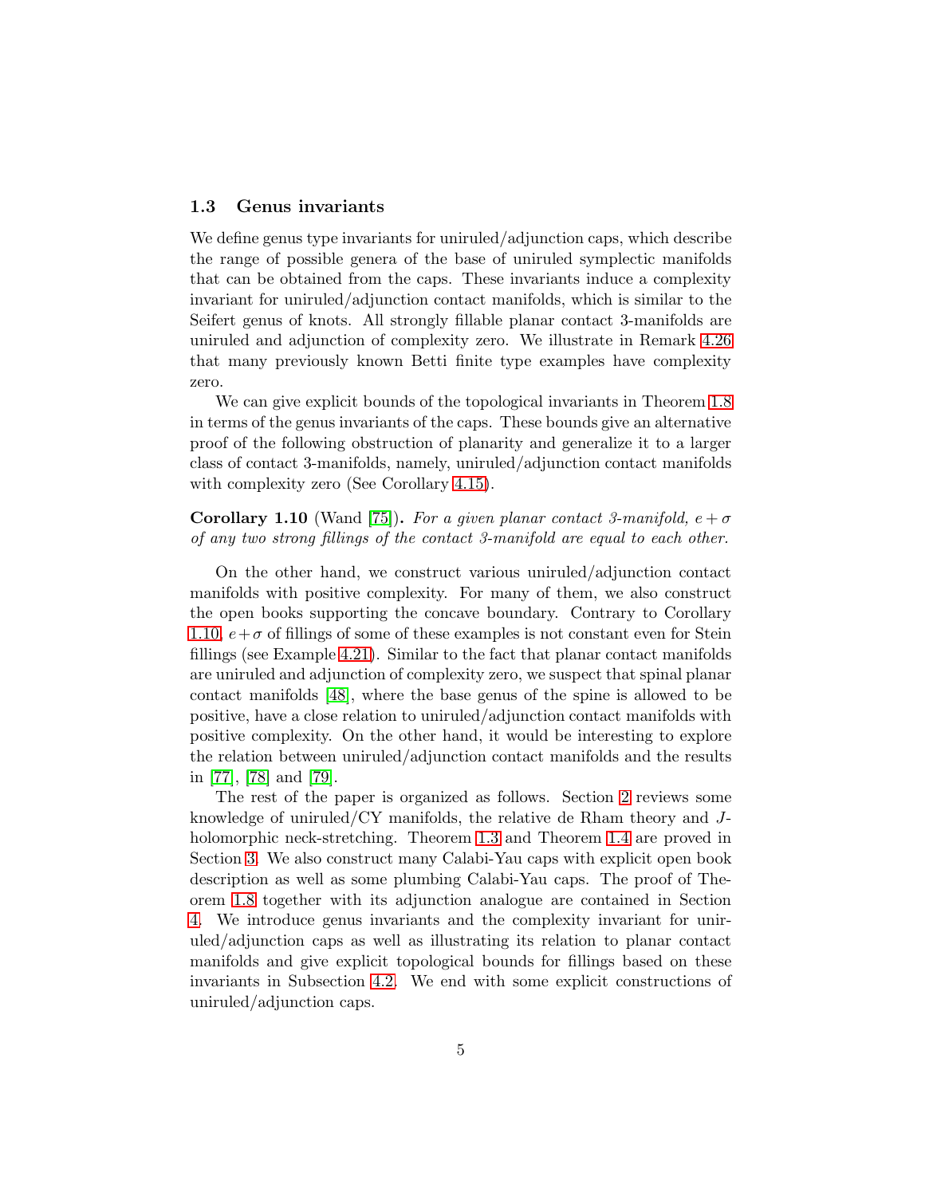### 1.3 Genus invariants

We define genus type invariants for uniruled/adjunction caps, which describe the range of possible genera of the base of uniruled symplectic manifolds that can be obtained from the caps. These invariants induce a complexity invariant for uniruled/adjunction contact manifolds, which is similar to the Seifert genus of knots. All strongly fillable planar contact 3-manifolds are uniruled and adjunction of complexity zero. We illustrate in Remark 4.26 that many previously known Betti finite type examples have complexity zero.

We can give explicit bounds of the topological invariants in Theorem 1.8 in terms of the genus invariants of the caps. These bounds give an alternative proof of the following obstruction of planarity and generalize it to a larger class of contact 3-manifolds, namely, uniruled/adjunction contact manifolds with complexity zero (See Corollary 4.15).

**Corollary 1.10** (Wand [75]). *For a given planar contact 3-manifold, $e+\sigma$ of any two strong fillings of the contact 3-manifold are equal to each other.*

On the other hand, we construct various uniruled/adjunction contact manifolds with positive complexity. For many of them, we also construct the open books supporting the concave boundary. Contrary to Corollary 1.10, $e+\sigma$ of fillings of some of these examples is not constant even for Stein fillings (see Example 4.21). Similar to the fact that planar contact manifolds are uniruled and adjunction of complexity zero, we suspect that spinal planar contact manifolds [48], where the base genus of the spine is allowed to be positive, have a close relation to uniruled/adjunction contact manifolds with positive complexity. On the other hand, it would be interesting to explore the relation between uniruled/adjunction contact manifolds and the results in [77], [78] and [79].

The rest of the paper is organized as follows. Section 2 reviews some knowledge of uniruled/CY manifolds, the relative de Rham theory and $J$-holomorphic neck-stretching. Theorem 1.3 and Theorem 1.4 are proved in Section 3. We also construct many Calabi-Yau caps with explicit open book description as well as some plumbing Calabi-Yau caps. The proof of Theorem 1.8 together with its adjunction analogue are contained in Section 4. We introduce genus invariants and the complexity invariant for uniruled/adjunction caps as well as illustrating its relation to planar contact manifolds and give explicit topological bounds for fillings based on these invariants in Subsection 4.2. We end with some explicit constructions of uniruled/adjunction caps.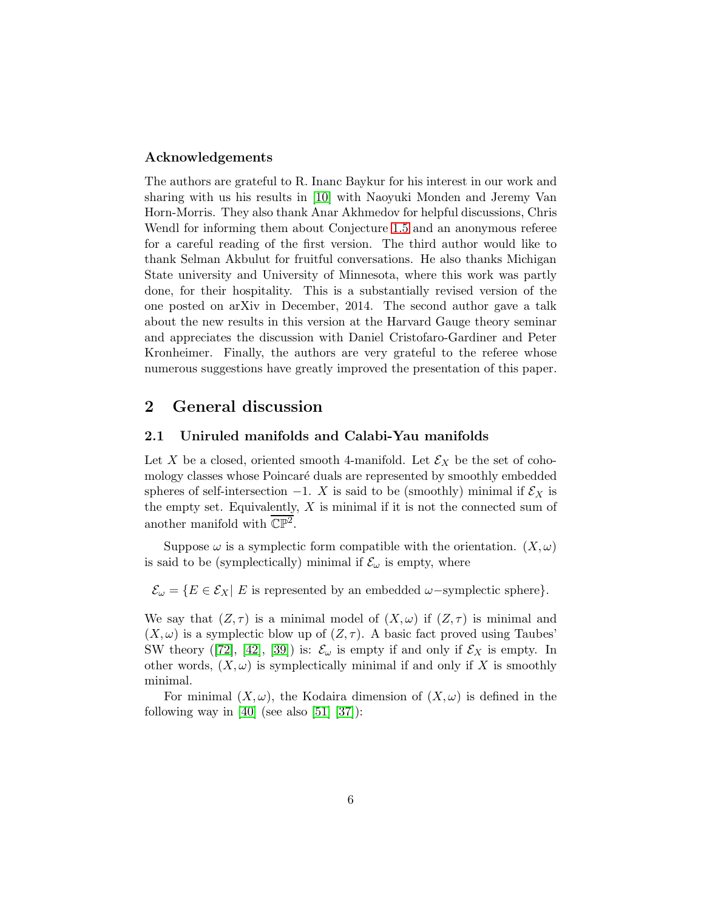### Acknowledgements

The authors are grateful to R. Inanc Baykur for his interest in our work and sharing with us his results in [10] with Naoyuki Monden and Jeremy Van Horn-Morris. They also thank Anar Akhmedov for helpful discussions, Chris Wendl for informing them about Conjecture 1.5 and an anonymous referee for a careful reading of the first version. The third author would like to thank Selman Akbulut for fruitful conversations. He also thanks Michigan State university and University of Minnesota, where this work was partly done, for their hospitality. This is a substantially revised version of the one posted on arXiv in December, 2014. The second author gave a talk about the new results in this version at the Harvard Gauge theory seminar and appreciates the discussion with Daniel Cristofaro-Gardiner and Peter Kronheimer. Finally, the authors are very grateful to the referee whose numerous suggestions have greatly improved the presentation of this paper.

## 2 General discussion

### 2.1 Uniruled manifolds and Calabi-Yau manifolds

Let $X$ be a closed, oriented smooth 4-manifold. Let $\mathcal{E}_X$ be the set of cohomology classes whose Poincaré duals are represented by smoothly embedded spheres of self-intersection $-1$. $X$ is said to be (smoothly) minimal if $\mathcal{E}_X$ is the empty set. Equivalently, $X$ is minimal if it is not the connected sum of another manifold with $\overline{\mathbb{CP}^2}$.

Suppose $\omega$ is a symplectic form compatible with the orientation. $(X, \omega)$ is said to be (symplectically) minimal if $\mathcal{E}_\omega$ is empty, where

$$\mathcal{E}_\omega = \{E \in \mathcal{E}_X |\ E \text{ is represented by an embedded } \omega\text{-symplectic sphere}\}.$$

We say that $(Z, \tau)$ is a minimal model of $(X, \omega)$ if $(Z, \tau)$ is minimal and $(X, \omega)$ is a symplectic blow up of $(Z, \tau)$. A basic fact proved using Taubes' SW theory ([72], [42], [39]) is: $\mathcal{E}_\omega$ is empty if and only if $\mathcal{E}_X$ is empty. In other words, $(X, \omega)$ is symplectically minimal if and only if $X$ is smoothly minimal.

For minimal $(X, \omega)$, the Kodaira dimension of $(X, \omega)$ is defined in the following way in [40] (see also [51] [37]):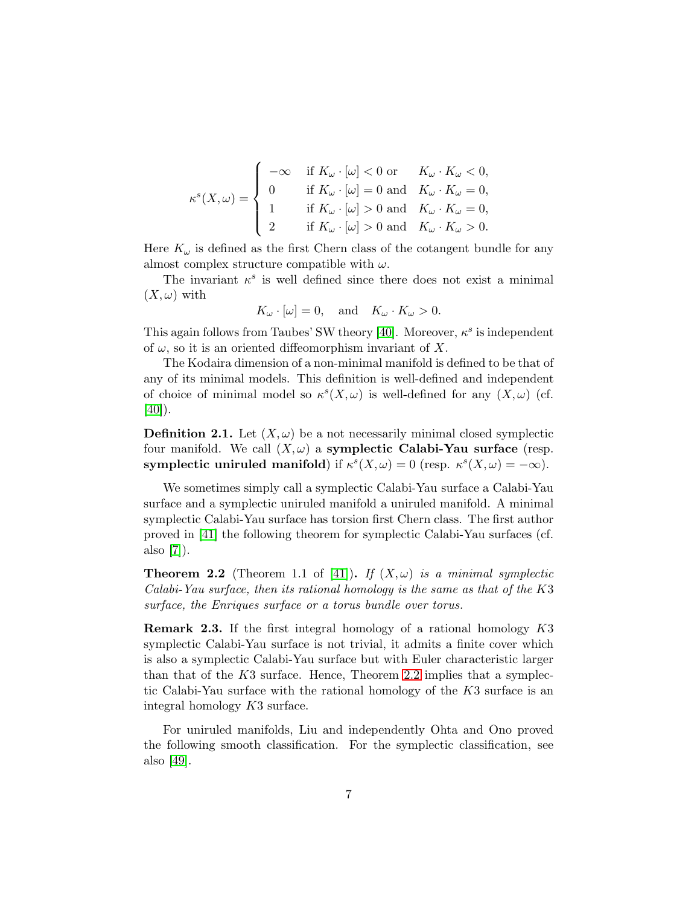$$
\kappa^s(X,\omega) = \begin{cases} -\infty & \text{if } K_\omega \cdot [\omega] < 0 \text{ or } \quad K_\omega \cdot K_\omega < 0, \\ 0 & \text{if } K_\omega \cdot [\omega] = 0 \text{ and } \quad K_\omega \cdot K_\omega = 0, \\ 1 & \text{if } K_\omega \cdot [\omega] > 0 \text{ and } \quad K_\omega \cdot K_\omega = 0, \\ 2 & \text{if } K_\omega \cdot [\omega] > 0 \text{ and } \quad K_\omega \cdot K_\omega > 0. \end{cases}
$$

Here $K_\omega$ is defined as the first Chern class of the cotangent bundle for any almost complex structure compatible with $\omega$.

The invariant $\kappa^s$ is well defined since there does not exist a minimal $(X,\omega)$ with

$$
K_\omega \cdot [\omega] = 0, \quad \text{and} \quad K_\omega \cdot K_\omega > 0.
$$

This again follows from Taubes' SW theory [40]. Moreover, $\kappa^s$ is independent of $\omega$, so it is an oriented diffeomorphism invariant of $X$.

The Kodaira dimension of a non-minimal manifold is defined to be that of any of its minimal models. This definition is well-defined and independent of choice of minimal model so $\kappa^s(X,\omega)$ is well-defined for any $(X,\omega)$ (cf. [40]).

**Definition 2.1.** Let $(X,\omega)$ be a not necessarily minimal closed symplectic four manifold. We call $(X,\omega)$ a **symplectic Calabi-Yau surface** (resp. **symplectic uniruled manifold**) if $\kappa^s(X,\omega) = 0$ (resp. $\kappa^s(X,\omega) = -\infty$).

We sometimes simply call a symplectic Calabi-Yau surface a Calabi-Yau surface and a symplectic uniruled manifold a uniruled manifold. A minimal symplectic Calabi-Yau surface has torsion first Chern class. The first author proved in [41] the following theorem for symplectic Calabi-Yau surfaces (cf. also [7]).

**Theorem 2.2** (Theorem 1.1 of [41])**.** *If $(X,\omega)$ is a minimal symplectic Calabi-Yau surface, then its rational homology is the same as that of the $K3$ surface, the Enriques surface or a torus bundle over torus.*

**Remark 2.3.** If the first integral homology of a rational homology $K3$ symplectic Calabi-Yau surface is not trivial, it admits a finite cover which is also a symplectic Calabi-Yau surface but with Euler characteristic larger than that of the $K3$ surface. Hence, Theorem 2.2 implies that a symplectic Calabi-Yau surface with the rational homology of the $K3$ surface is an integral homology $K3$ surface.

For uniruled manifolds, Liu and independently Ohta and Ono proved the following smooth classification. For the symplectic classification, see also [49].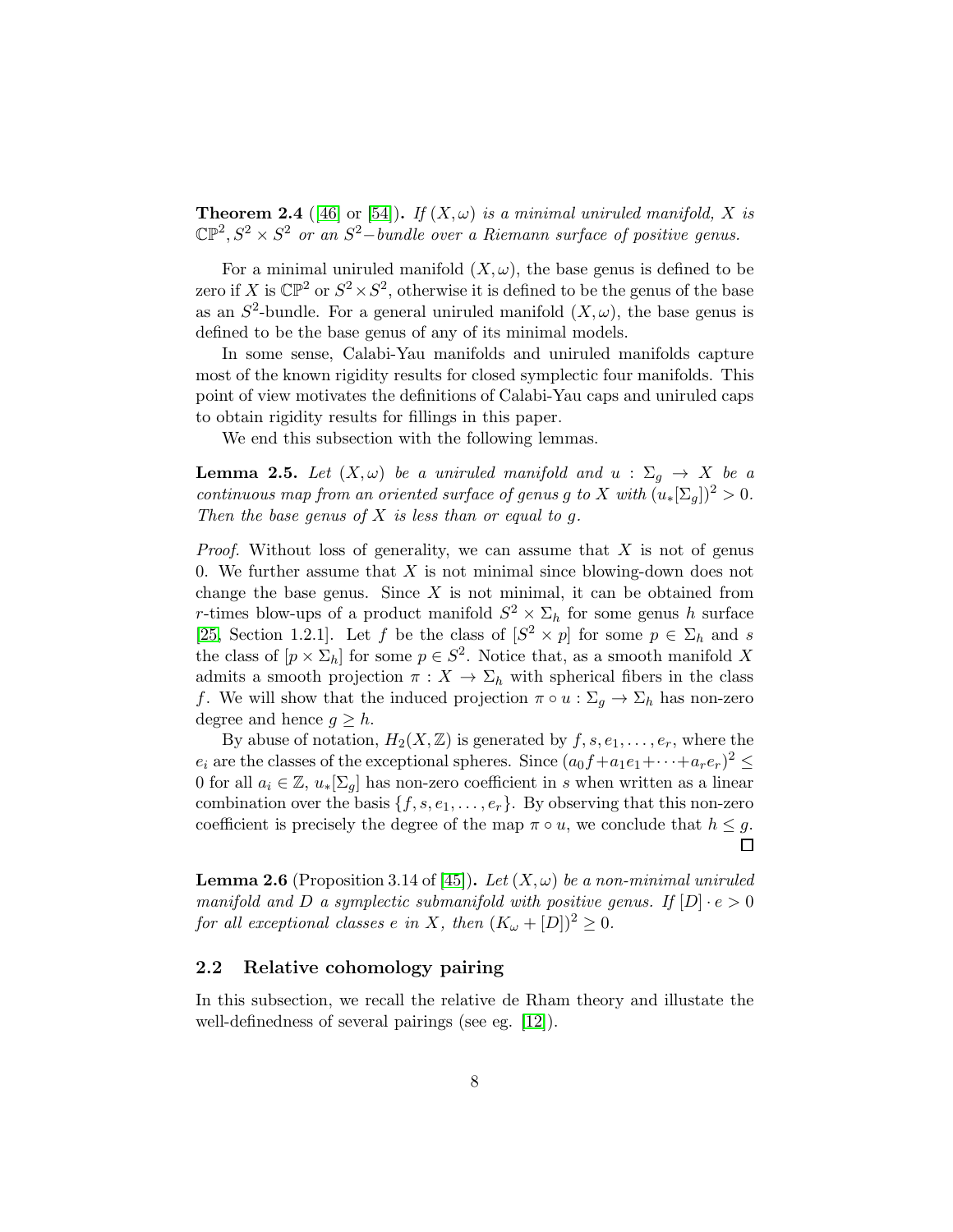**Theorem 2.4** ([46] or [54]). *If $(X, \omega)$ is a minimal uniruled manifold, $X$ is $\mathbb{CP}^2, S^2 \times S^2$ or an $S^2-$bundle over a Riemann surface of positive genus.*

For a minimal uniruled manifold $(X, \omega)$, the base genus is defined to be zero if $X$ is $\mathbb{CP}^2$ or $S^2 \times S^2$, otherwise it is defined to be the genus of the base as an $S^2$-bundle. For a general uniruled manifold $(X, \omega)$, the base genus is defined to be the base genus of any of its minimal models.

In some sense, Calabi-Yau manifolds and uniruled manifolds capture most of the known rigidity results for closed symplectic four manifolds. This point of view motivates the definitions of Calabi-Yau caps and uniruled caps to obtain rigidity results for fillings in this paper.

We end this subsection with the following lemmas.

**Lemma 2.5.** *Let $(X, \omega)$ be a uniruled manifold and $u : \Sigma_g \to X$ be a continuous map from an oriented surface of genus $g$ to $X$ with $(u_*[\Sigma_g])^2 > 0$. Then the base genus of $X$ is less than or equal to $g$.*

*Proof.* Without loss of generality, we can assume that $X$ is not of genus 0. We further assume that $X$ is not minimal since blowing-down does not change the base genus. Since $X$ is not minimal, it can be obtained from $r$-times blow-ups of a product manifold $S^2 \times \Sigma_h$ for some genus $h$ surface [25, Section 1.2.1]. Let $f$ be the class of $[S^2 \times p]$ for some $p \in \Sigma_h$ and $s$ the class of $[p \times \Sigma_h]$ for some $p \in S^2$. Notice that, as a smooth manifold $X$ admits a smooth projection $\pi : X \to \Sigma_h$ with spherical fibers in the class $f$. We will show that the induced projection $\pi \circ u : \Sigma_g \to \Sigma_h$ has non-zero degree and hence $g \geq h$.

By abuse of notation, $H_2(X, \mathbb{Z})$ is generated by $f, s, e_1, \ldots, e_r$, where the $e_i$ are the classes of the exceptional spheres. Since $(a_0 f + a_1 e_1 + \cdots + a_r e_r)^2 \leq 0$ for all $a_i \in \mathbb{Z}$, $u_*[\Sigma_g]$ has non-zero coefficient in $s$ when written as a linear combination over the basis $\{f, s, e_1, \ldots, e_r\}$. By observing that this non-zero coefficient is precisely the degree of the map $\pi \circ u$, we conclude that $h \leq g$. □

**Lemma 2.6** (Proposition 3.14 of [45]). *Let $(X, \omega)$ be a non-minimal uniruled manifold and $D$ a symplectic submanifold with positive genus. If $[D] \cdot e > 0$ for all exceptional classes $e$ in $X$, then $(K_\omega + [D])^2 \geq 0$.*

## 2.2 Relative cohomology pairing

In this subsection, we recall the relative de Rham theory and illustate the well-definedness of several pairings (see eg. [12]).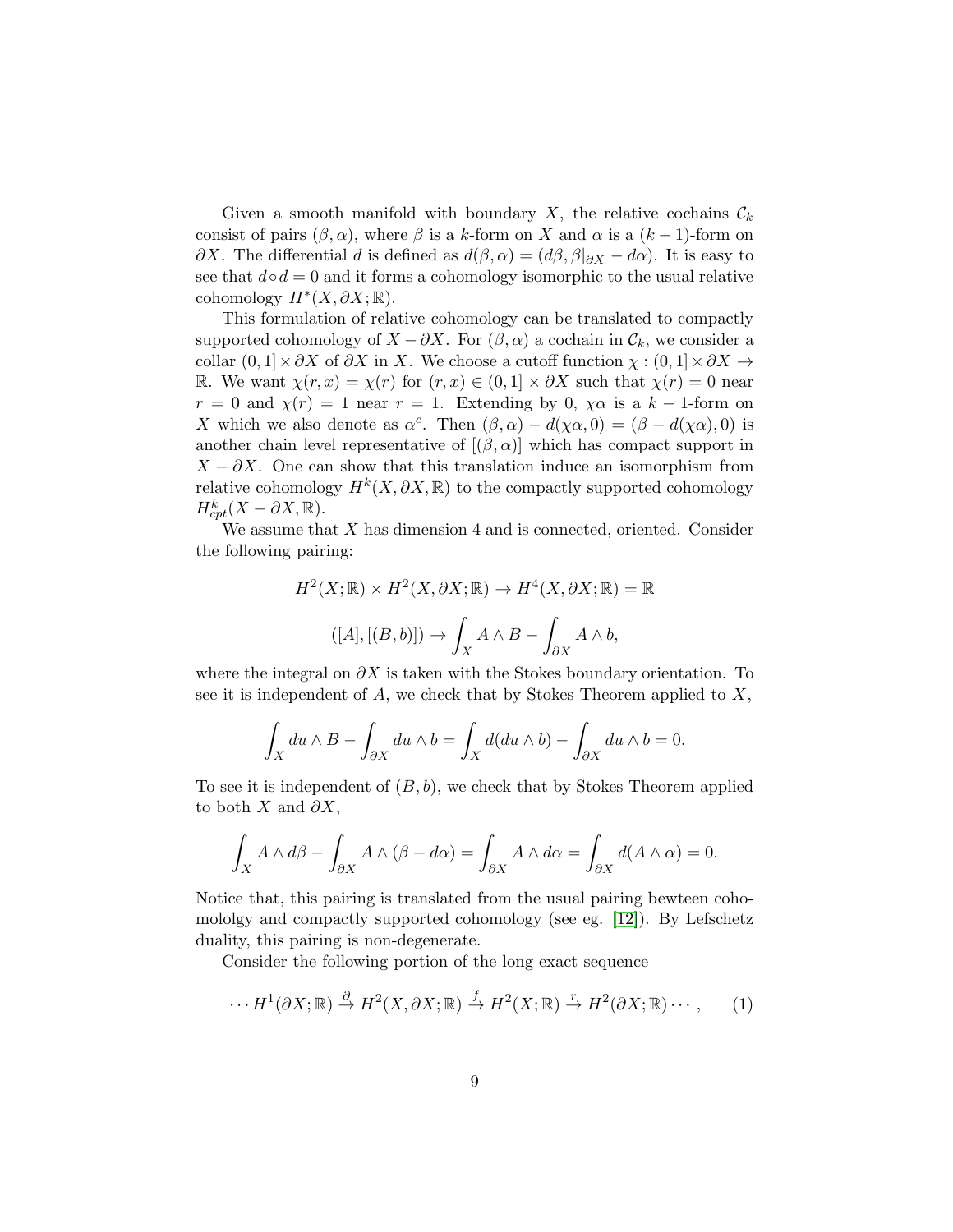Given a smooth manifold with boundary $X$, the relative cochains $\mathcal{C}_k$ consist of pairs $(\beta, \alpha)$, where $\beta$ is a $k$-form on $X$ and $\alpha$ is a $(k-1)$-form on $\partial X$. The differential $d$ is defined as $d(\beta, \alpha) = (d\beta, \beta|_{\partial X} - d\alpha)$. It is easy to see that $d \circ d = 0$ and it forms a cohomology isomorphic to the usual relative cohomology $H^*(X, \partial X; \mathbb{R})$.

This formulation of relative cohomology can be translated to compactly supported cohomology of $X - \partial X$. For $(\beta, \alpha)$ a cochain in $\mathcal{C}_k$, we consider a collar $(0, 1] \times \partial X$ of $\partial X$ in $X$. We choose a cutoff function $\chi : (0, 1] \times \partial X \to \mathbb{R}$. We want $\chi(r, x) = \chi(r)$ for $(r, x) \in (0, 1] \times \partial X$ such that $\chi(r) = 0$ near $r = 0$ and $\chi(r) = 1$ near $r = 1$. Extending by 0, $\chi\alpha$ is a $k-1$-form on $X$ which we also denote as $\alpha^c$. Then $(\beta, \alpha) - d(\chi\alpha, 0) = (\beta - d(\chi\alpha), 0)$ is another chain level representative of $[(\beta, \alpha)]$ which has compact support in $X - \partial X$. One can show that this translation induce an isomorphism from relative cohomology $H^k(X, \partial X, \mathbb{R})$ to the compactly supported cohomology $H^k_{cpt}(X - \partial X, \mathbb{R})$.

We assume that $X$ has dimension 4 and is connected, oriented. Consider the following pairing:

$$H^2(X; \mathbb{R}) \times H^2(X, \partial X; \mathbb{R}) \to H^4(X, \partial X; \mathbb{R}) = \mathbb{R}$$

$$([A], [(B, b)]) \to \int_X A \wedge B - \int_{\partial X} A \wedge b,$$

where the integral on $\partial X$ is taken with the Stokes boundary orientation. To see it is independent of $A$, we check that by Stokes Theorem applied to $X$,

$$\int_X du \wedge B - \int_{\partial X} du \wedge b = \int_X d(du \wedge b) - \int_{\partial X} du \wedge b = 0.$$

To see it is independent of $(B, b)$, we check that by Stokes Theorem applied to both $X$ and $\partial X$,

$$\int_X A \wedge d\beta - \int_{\partial X} A \wedge (\beta - d\alpha) = \int_{\partial X} A \wedge d\alpha = \int_{\partial X} d(A \wedge \alpha) = 0.$$

Notice that, this pairing is translated from the usual pairing bewteen cohomololgy and compactly supported cohomology (see eg. [12]). By Lefschetz duality, this pairing is non-degenerate.

Consider the following portion of the long exact sequence

$$\cdots H^1(\partial X; \mathbb{R}) \xrightarrow{\partial} H^2(X, \partial X; \mathbb{R}) \xrightarrow{f} H^2(X; \mathbb{R}) \xrightarrow{r} H^2(\partial X; \mathbb{R}) \cdots, \quad (1)$$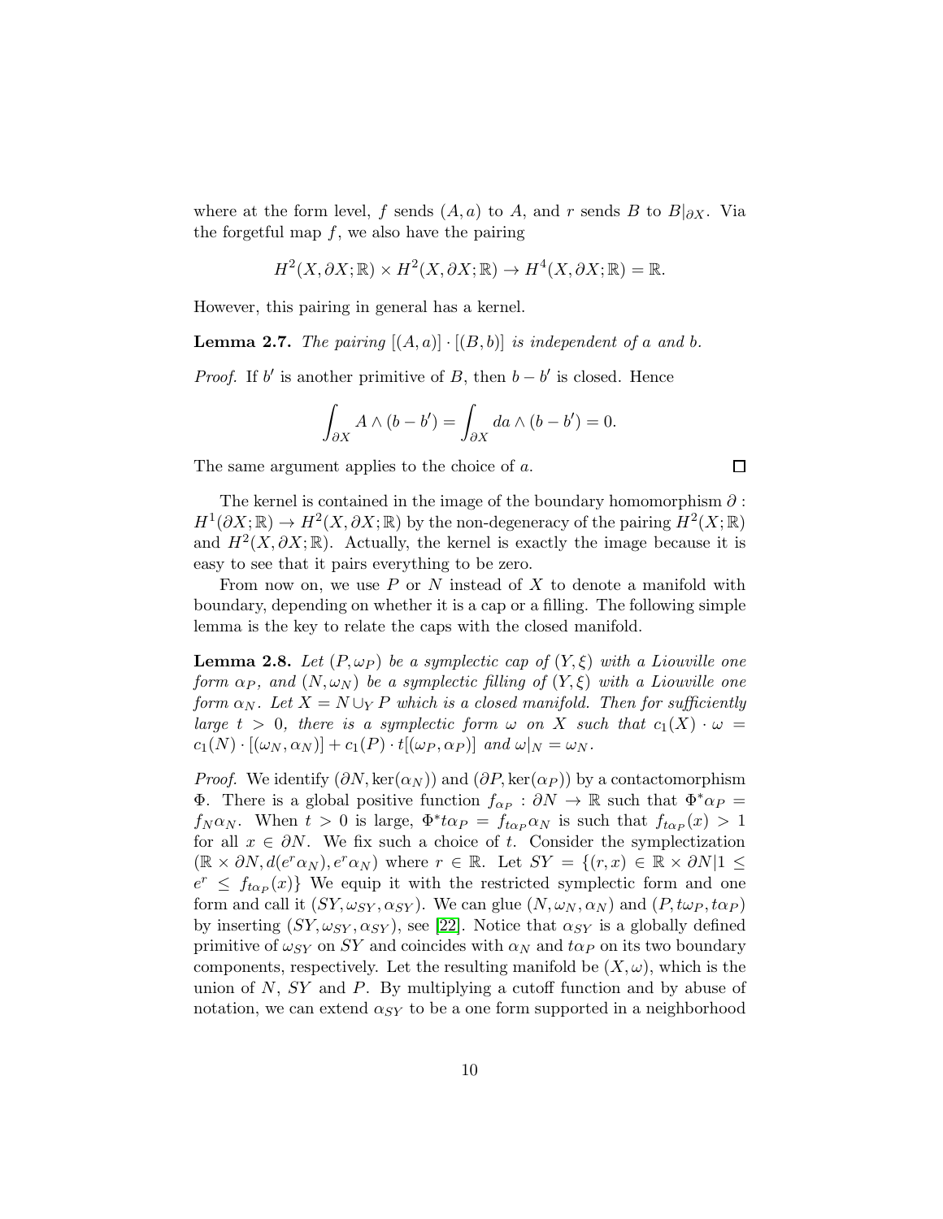where at the form level, $f$ sends $(A, a)$ to $A$, and $r$ sends $B$ to $B|_{\partial X}$. Via the forgetful map $f$, we also have the pairing

$$H^2(X, \partial X; \mathbb{R}) \times H^2(X, \partial X; \mathbb{R}) \to H^4(X, \partial X; \mathbb{R}) = \mathbb{R}.$$

However, this pairing in general has a kernel.

**Lemma 2.7.** *The pairing $[(A, a)] \cdot [(B, b)]$ is independent of $a$ and $b$.*

*Proof.* If $b'$ is another primitive of $B$, then $b - b'$ is closed. Hence

$$\int_{\partial X} A \wedge (b - b') = \int_{\partial X} da \wedge (b - b') = 0.$$

The same argument applies to the choice of $a$. □

The kernel is contained in the image of the boundary homomorphism $\partial : H^1(\partial X; \mathbb{R}) \to H^2(X, \partial X; \mathbb{R})$ by the non-degeneracy of the pairing $H^2(X; \mathbb{R})$ and $H^2(X, \partial X; \mathbb{R})$. Actually, the kernel is exactly the image because it is easy to see that it pairs everything to be zero.

From now on, we use $P$ or $N$ instead of $X$ to denote a manifold with boundary, depending on whether it is a cap or a filling. The following simple lemma is the key to relate the caps with the closed manifold.

**Lemma 2.8.** *Let $(P, \omega_P)$ be a symplectic cap of $(Y, \xi)$ with a Liouville one form $\alpha_P$, and $(N, \omega_N)$ be a symplectic filling of $(Y, \xi)$ with a Liouville one form $\alpha_N$. Let $X = N \cup_Y P$ which is a closed manifold. Then for sufficiently large $t > 0$, there is a symplectic form $\omega$ on $X$ such that $c_1(X) \cdot \omega = c_1(N) \cdot [(\omega_N, \alpha_N)] + c_1(P) \cdot t[(\omega_P, \alpha_P)]$ and $\omega|_N = \omega_N$.*

*Proof.* We identify $(\partial N, \ker(\alpha_N))$ and $(\partial P, \ker(\alpha_P))$ by a contactomorphism $\Phi$. There is a global positive function $f_{\alpha_P} : \partial N \to \mathbb{R}$ such that $\Phi^* \alpha_P = f_N \alpha_N$. When $t > 0$ is large, $\Phi^* t\alpha_P = f_{t\alpha_P} \alpha_N$ is such that $f_{t\alpha_P}(x) > 1$ for all $x \in \partial N$. We fix such a choice of $t$. Consider the symplectization $(\mathbb{R} \times \partial N, d(e^r \alpha_N), e^r \alpha_N)$ where $r \in \mathbb{R}$. Let $SY = \{(r, x) \in \mathbb{R} \times \partial N | 1 \leq e^r \leq f_{t\alpha_P}(x)\}$ We equip it with the restricted symplectic form and one form and call it $(SY, \omega_{SY}, \alpha_{SY})$. We can glue $(N, \omega_N, \alpha_N)$ and $(P, t\omega_P, t\alpha_P)$ by inserting $(SY, \omega_{SY}, \alpha_{SY})$, see [22]. Notice that $\alpha_{SY}$ is a globally defined primitive of $\omega_{SY}$ on $SY$ and coincides with $\alpha_N$ and $t\alpha_P$ on its two boundary components, respectively. Let the resulting manifold be $(X, \omega)$, which is the union of $N$, $SY$ and $P$. By multiplying a cutoff function and by abuse of notation, we can extend $\alpha_{SY}$ to be a one form supported in a neighborhood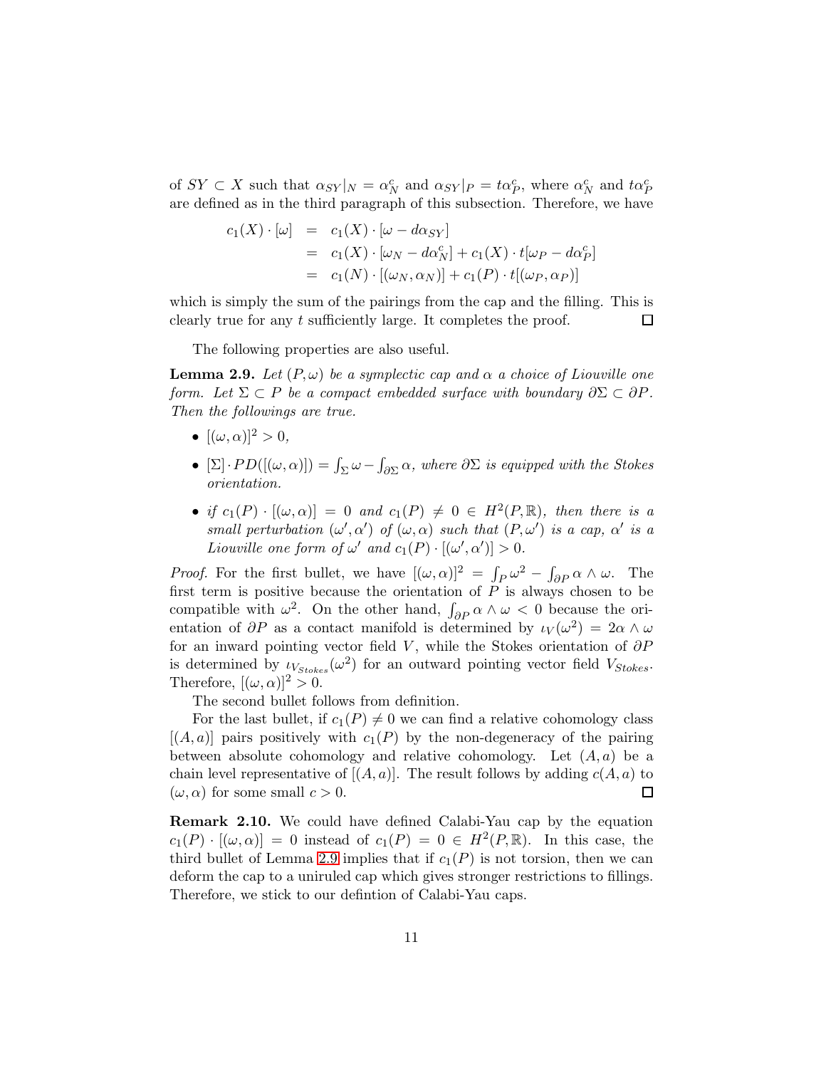of $SY \subset X$ such that $\alpha_{SY}|_N = \alpha_N^c$ and $\alpha_{SY}|_P = t\alpha_P^c$, where $\alpha_N^c$ and $t\alpha_P^c$ are defined as in the third paragraph of this subsection. Therefore, we have

$$
\begin{aligned}
c_1(X) \cdot [\omega] &= c_1(X) \cdot [\omega - d\alpha_{SY}] \\
&= c_1(X) \cdot [\omega_N - d\alpha_N^c] + c_1(X) \cdot t[\omega_P - d\alpha_P^c] \\
&= c_1(N) \cdot [(\omega_N, \alpha_N)] + c_1(P) \cdot t[(\omega_P, \alpha_P)]
\end{aligned}
$$

which is simply the sum of the pairings from the cap and the filling. This is clearly true for any $t$ sufficiently large. It completes the proof. $\square$

The following properties are also useful.

**Lemma 2.9.** *Let $(P, \omega)$ be a symplectic cap and $\alpha$ a choice of Liouville one form. Let $\Sigma \subset P$ be a compact embedded surface with boundary $\partial\Sigma \subset \partial P$. Then the followings are true.*

- $[(\omega, \alpha)]^2 > 0$,
- $[\Sigma] \cdot PD([(\omega, \alpha)]) = \int_\Sigma \omega - \int_{\partial\Sigma} \alpha$, *where $\partial\Sigma$ is equipped with the Stokes orientation.*
- *if $c_1(P) \cdot [(\omega, \alpha)] = 0$ and $c_1(P) \neq 0 \in H^2(P, \mathbb{R})$, then there is a small perturbation $(\omega', \alpha')$ of $(\omega, \alpha)$ such that $(P, \omega')$ is a cap, $\alpha'$ is a Liouville one form of $\omega'$ and $c_1(P) \cdot [(\omega', \alpha')] > 0$.*

*Proof.* For the first bullet, we have $[(\omega, \alpha)]^2 = \int_P \omega^2 - \int_{\partial P} \alpha \wedge \omega$. The first term is positive because the orientation of $P$ is always chosen to be compatible with $\omega^2$. On the other hand, $\int_{\partial P} \alpha \wedge \omega < 0$ because the orientation of $\partial P$ as a contact manifold is determined by $\iota_V(\omega^2) = 2\alpha \wedge \omega$ for an inward pointing vector field $V$, while the Stokes orientation of $\partial P$ is determined by $\iota_{V_{Stokes}}(\omega^2)$ for an outward pointing vector field $V_{Stokes}$. Therefore, $[(\omega, \alpha)]^2 > 0$.

The second bullet follows from definition.

For the last bullet, if $c_1(P) \neq 0$ we can find a relative cohomology class $[(A, a)]$ pairs positively with $c_1(P)$ by the non-degeneracy of the pairing between absolute cohomology and relative cohomology. Let $(A, a)$ be a chain level representative of $[(A, a)]$. The result follows by adding $c(A, a)$ to $(\omega, \alpha)$ for some small $c > 0$. $\square$

**Remark 2.10.** We could have defined Calabi-Yau cap by the equation $c_1(P) \cdot [(\omega, \alpha)] = 0$ instead of $c_1(P) = 0 \in H^2(P, \mathbb{R})$. In this case, the third bullet of Lemma 2.9 implies that if $c_1(P)$ is not torsion, then we can deform the cap to a uniruled cap which gives stronger restrictions to fillings. Therefore, we stick to our defintion of Calabi-Yau caps.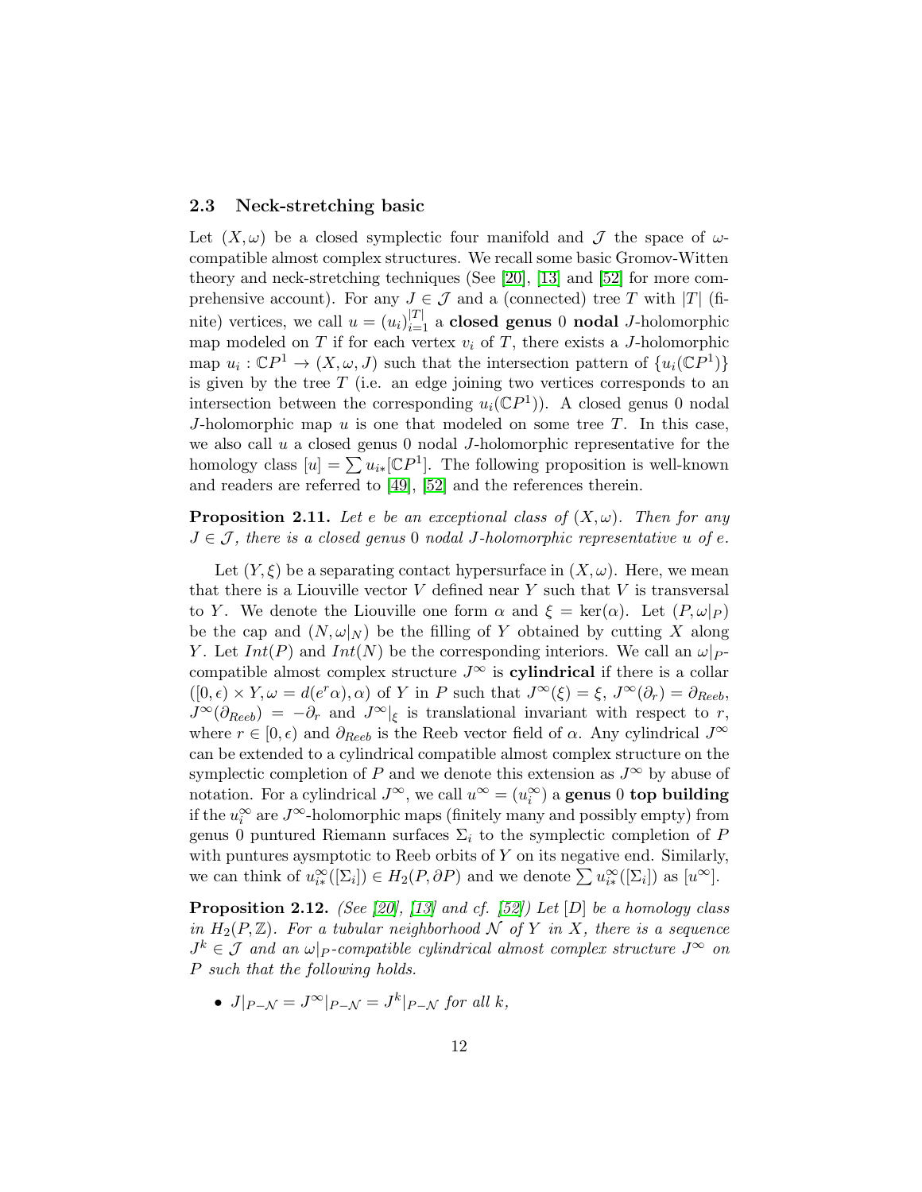### 2.3 Neck-stretching basic

Let $(X, \omega)$ be a closed symplectic four manifold and $\mathcal{J}$ the space of $\omega$-compatible almost complex structures. We recall some basic Gromov-Witten theory and neck-stretching techniques (See [20], [13] and [52] for more comprehensive account). For any $J \in \mathcal{J}$ and a (connected) tree $T$ with $|T|$ (finite) vertices, we call $u = (u_i)_{i=1}^{|T|}$ a **closed genus** 0 **nodal** $J$-holomorphic map modeled on $T$ if for each vertex $v_i$ of $T$, there exists a $J$-holomorphic map $u_i : \mathbb{C}P^1 \to (X, \omega, J)$ such that the intersection pattern of $\{u_i(\mathbb{C}P^1)\}$ is given by the tree $T$ (i.e. an edge joining two vertices corresponds to an intersection between the corresponding $u_i(\mathbb{C}P^1)$). A closed genus 0 nodal $J$-holomorphic map $u$ is one that modeled on some tree $T$. In this case, we also call $u$ a closed genus 0 nodal $J$-holomorphic representative for the homology class $[u] = \sum u_{i*}[\mathbb{C}P^1]$. The following proposition is well-known and readers are referred to [49], [52] and the references therein.

**Proposition 2.11.** *Let $e$ be an exceptional class of $(X, \omega)$. Then for any $J \in \mathcal{J}$, there is a closed genus 0 nodal $J$-holomorphic representative $u$ of $e$.*

Let $(Y, \xi)$ be a separating contact hypersurface in $(X, \omega)$. Here, we mean that there is a Liouville vector $V$ defined near $Y$ such that $V$ is transversal to $Y$. We denote the Liouville one form $\alpha$ and $\xi = \ker(\alpha)$. Let $(P, \omega|_P)$ be the cap and $(N, \omega|_N)$ be the filling of $Y$ obtained by cutting $X$ along $Y$. Let $Int(P)$ and $Int(N)$ be the corresponding interiors. We call an $\omega|_P$-compatible almost complex structure $J^\infty$ is **cylindrical** if there is a collar $([0, \epsilon) \times Y, \omega = d(e^r\alpha), \alpha)$ of $Y$ in $P$ such that $J^\infty(\xi) = \xi$, $J^\infty(\partial_r) = \partial_{Reeb}$, $J^\infty(\partial_{Reeb}) = -\partial_r$ and $J^\infty|_\xi$ is translational invariant with respect to $r$, where $r \in [0, \epsilon)$ and $\partial_{Reeb}$ is the Reeb vector field of $\alpha$. Any cylindrical $J^\infty$ can be extended to a cylindrical compatible almost complex structure on the symplectic completion of $P$ and we denote this extension as $J^\infty$ by abuse of notation. For a cylindrical $J^\infty$, we call $u^\infty = (u_i^\infty)$ a **genus** 0 **top building** if the $u_i^\infty$ are $J^\infty$-holomorphic maps (finitely many and possibly empty) from genus 0 puntured Riemann surfaces $\Sigma_i$ to the symplectic completion of $P$ with puntures aysmptotic to Reeb orbits of $Y$ on its negative end. Similarly, we can think of $u_{i*}^\infty([\Sigma_i]) \in H_2(P, \partial P)$ and we denote $\sum u_{i*}^\infty([\Sigma_i])$ as $[u^\infty]$.

**Proposition 2.12.** *(See [20], [13] and cf. [52]) Let $[D]$ be a homology class in $H_2(P, \mathbb{Z})$. For a tubular neighborhood $\mathcal{N}$ of $Y$ in $X$, there is a sequence $J^k \in \mathcal{J}$ and an $\omega|_P$-compatible cylindrical almost complex structure $J^\infty$ on $P$ such that the following holds.*

- $J|_{P-\mathcal{N}} = J^\infty|_{P-\mathcal{N}} = J^k|_{P-\mathcal{N}}$ *for all $k$,*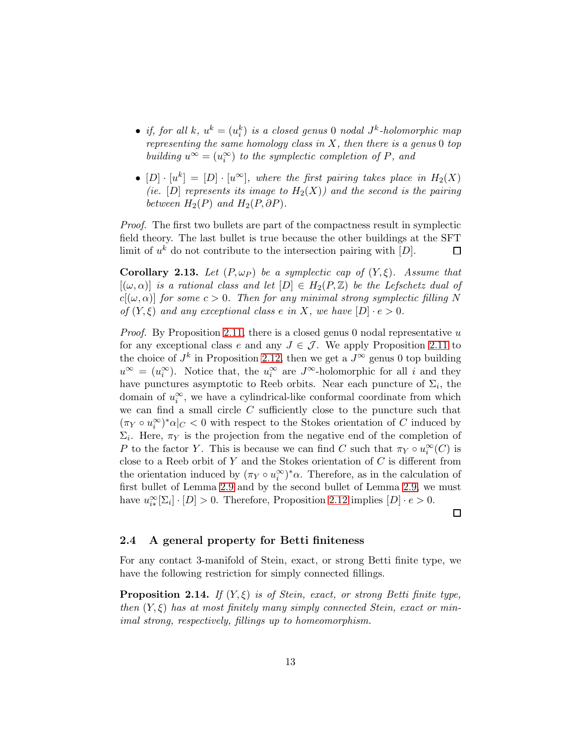- *if, for all $k$, $u^k = (u^k_i)$ is a closed genus 0 nodal $J^k$-holomorphic map representing the same homology class in $X$, then there is a genus 0 top building $u^\infty = (u^\infty_i)$ to the symplectic completion of $P$, and*
- *$[D] \cdot [u^k] = [D] \cdot [u^\infty]$, where the first pairing takes place in $H_2(X)$ (ie. $[D]$ represents its image to $H_2(X)$) and the second is the pairing between $H_2(P)$ and $H_2(P, \partial P)$.*

*Proof.* The first two bullets are part of the compactness result in symplectic field theory. The last bullet is true because the other buildings at the SFT limit of $u^k$ do not contribute to the intersection pairing with $[D]$. $\square$

**Corollary 2.13.** *Let $(P, \omega_P)$ be a symplectic cap of $(Y, \xi)$. Assume that $[(\omega, \alpha)]$ is a rational class and let $[D] \in H_2(P, \mathbb{Z})$ be the Lefschetz dual of $c[(\omega, \alpha)]$ for some $c > 0$. Then for any minimal strong symplectic filling $N$ of $(Y, \xi)$ and any exceptional class $e$ in $X$, we have $[D] \cdot e > 0$.*

*Proof.* By Proposition 2.11, there is a closed genus 0 nodal representative $u$ for any exceptional class $e$ and any $J \in \mathcal{J}$. We apply Proposition 2.11 to the choice of $J^k$ in Proposition 2.12, then we get a $J^\infty$ genus 0 top building $u^\infty = (u^\infty_i)$. Notice that, the $u^\infty_i$ are $J^\infty$-holomorphic for all $i$ and they have punctures asymptotic to Reeb orbits. Near each puncture of $\Sigma_i$, the domain of $u^\infty_i$, we have a cylindrical-like conformal coordinate from which we can find a small circle $C$ sufficiently close to the puncture such that $(\pi_Y \circ u^\infty_i)^* \alpha|_C < 0$ with respect to the Stokes orientation of $C$ induced by $\Sigma_i$. Here, $\pi_Y$ is the projection from the negative end of the completion of $P$ to the factor $Y$. This is because we can find $C$ such that $\pi_Y \circ u^\infty_i(C)$ is close to a Reeb orbit of $Y$ and the Stokes orientation of $C$ is different from the orientation induced by $(\pi_Y \circ u^\infty_i)^* \alpha$. Therefore, as in the calculation of first bullet of Lemma 2.9 and by the second bullet of Lemma 2.9, we must have $u^\infty_{i*}[\Sigma_i] \cdot [D] > 0$. Therefore, Proposition 2.12 implies $[D] \cdot e > 0$.

$\square$

### 2.4 A general property for Betti finiteness

For any contact 3-manifold of Stein, exact, or strong Betti finite type, we have the following restriction for simply connected fillings.

**Proposition 2.14.** *If $(Y, \xi)$ is of Stein, exact, or strong Betti finite type, then $(Y, \xi)$ has at most finitely many simply connected Stein, exact or minimal strong, respectively, fillings up to homeomorphism.*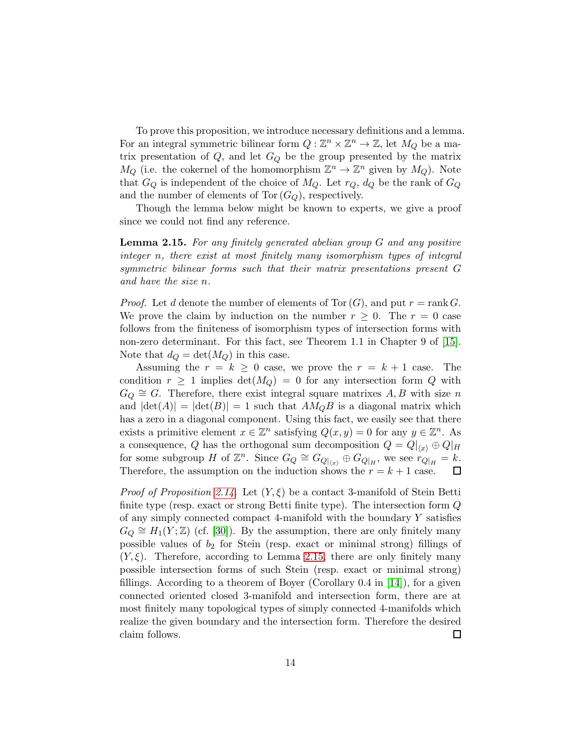To prove this proposition, we introduce necessary definitions and a lemma. For an integral symmetric bilinear form $Q : \mathbb{Z}^n \times \mathbb{Z}^n \to \mathbb{Z}$, let $M_Q$ be a matrix presentation of $Q$, and let $G_Q$ be the group presented by the matrix $M_Q$ (i.e. the cokernel of the homomorphism $\mathbb{Z}^n \to \mathbb{Z}^n$ given by $M_Q$). Note that $G_Q$ is independent of the choice of $M_Q$. Let $r_Q$, $d_Q$ be the rank of $G_Q$ and the number of elements of $\mathrm{Tor}\,(G_Q)$, respectively.

Though the lemma below might be known to experts, we give a proof since we could not find any reference.

**Lemma 2.15.** *For any finitely generated abelian group $G$ and any positive integer $n$, there exist at most finitely many isomorphism types of integral symmetric bilinear forms such that their matrix presentations present $G$ and have the size $n$.*

*Proof.* Let $d$ denote the number of elements of $\mathrm{Tor}\,(G)$, and put $r = \mathrm{rank}\, G$. We prove the claim by induction on the number $r \geq 0$. The $r = 0$ case follows from the finiteness of isomorphism types of intersection forms with non-zero determinant. For this fact, see Theorem 1.1 in Chapter 9 of [15]. Note that $d_Q = \det(M_Q)$ in this case.

Assuming the $r = k \geq 0$ case, we prove the $r = k + 1$ case. The condition $r \geq 1$ implies $\det(M_Q) = 0$ for any intersection form $Q$ with $G_Q \cong G$. Therefore, there exist integral square matrixes $A, B$ with size $n$ and $|\det(A)| = |\det(B)| = 1$ such that $AM_QB$ is a diagonal matrix which has a zero in a diagonal component. Using this fact, we easily see that there exists a primitive element $x \in \mathbb{Z}^n$ satisfying $Q(x, y) = 0$ for any $y \in \mathbb{Z}^n$. As a consequence, $Q$ has the orthogonal sum decomposition $Q = Q|_{\langle x \rangle} \oplus Q|_H$ for some subgroup $H$ of $\mathbb{Z}^n$. Since $G_Q \cong G_{Q|_{\langle x \rangle}} \oplus G_{Q|_H}$, we see $r_{Q|_H} = k$. Therefore, the assumption on the induction shows the $r = k + 1$ case. $\square$

*Proof of Proposition 2.14.* Let $(Y, \xi)$ be a contact 3-manifold of Stein Betti finite type (resp. exact or strong Betti finite type). The intersection form $Q$ of any simply connected compact 4-manifold with the boundary $Y$ satisfies $G_Q \cong H_1(Y; \mathbb{Z})$ (cf. [30]). By the assumption, there are only finitely many possible values of $b_2$ for Stein (resp. exact or minimal strong) fillings of $(Y, \xi)$. Therefore, according to Lemma 2.15, there are only finitely many possible intersection forms of such Stein (resp. exact or minimal strong) fillings. According to a theorem of Boyer (Corollary 0.4 in [14]), for a given connected oriented closed 3-manifold and intersection form, there are at most finitely many topological types of simply connected 4-manifolds which realize the given boundary and the intersection form. Therefore the desired claim follows. $\square$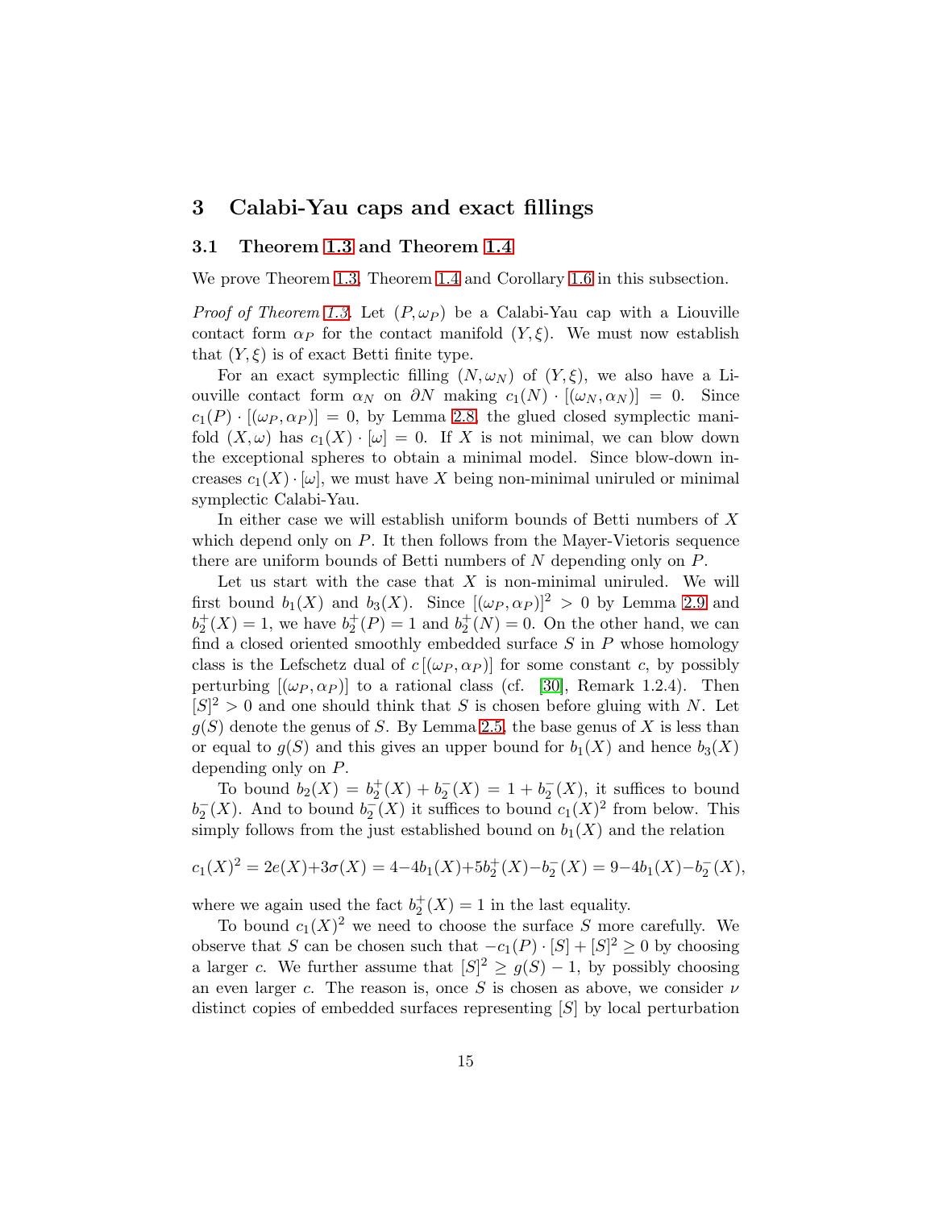## 3 Calabi-Yau caps and exact fillings

### 3.1 Theorem 1.3 and Theorem 1.4

We prove Theorem 1.3, Theorem 1.4 and Corollary 1.6 in this subsection.

*Proof of Theorem 1.3.* Let $(P, \omega_P)$ be a Calabi-Yau cap with a Liouville contact form $\alpha_P$ for the contact manifold $(Y, \xi)$. We must now establish that $(Y, \xi)$ is of exact Betti finite type.

For an exact symplectic filling $(N, \omega_N)$ of $(Y, \xi)$, we also have a Liouville contact form $\alpha_N$ on $\partial N$ making $c_1(N) \cdot [(\omega_N, \alpha_N)] = 0$. Since $c_1(P) \cdot [(\omega_P, \alpha_P)] = 0$, by Lemma 2.8, the glued closed symplectic manifold $(X, \omega)$ has $c_1(X) \cdot [\omega] = 0$. If $X$ is not minimal, we can blow down the exceptional spheres to obtain a minimal model. Since blow-down increases $c_1(X) \cdot [\omega]$, we must have $X$ being non-minimal uniruled or minimal symplectic Calabi-Yau.

In either case we will establish uniform bounds of Betti numbers of $X$ which depend only on $P$. It then follows from the Mayer-Vietoris sequence there are uniform bounds of Betti numbers of $N$ depending only on $P$.

Let us start with the case that $X$ is non-minimal uniruled. We will first bound $b_1(X)$ and $b_3(X)$. Since $[(\omega_P, \alpha_P)]^2 > 0$ by Lemma 2.9 and $b_2^+(X) = 1$, we have $b_2^+(P) = 1$ and $b_2^+(N) = 0$. On the other hand, we can find a closed oriented smoothly embedded surface $S$ in $P$ whose homology class is the Lefschetz dual of $c\,[(\omega_P, \alpha_P)]$ for some constant $c$, by possibly perturbing $[(\omega_P, \alpha_P)]$ to a rational class (cf. [30], Remark 1.2.4). Then $[S]^2 > 0$ and one should think that $S$ is chosen before gluing with $N$. Let $g(S)$ denote the genus of $S$. By Lemma 2.5, the base genus of $X$ is less than or equal to $g(S)$ and this gives an upper bound for $b_1(X)$ and hence $b_3(X)$ depending only on $P$.

To bound $b_2(X) = b_2^+(X) + b_2^-(X) = 1 + b_2^-(X)$, it suffices to bound $b_2^-(X)$. And to bound $b_2^-(X)$ it suffices to bound $c_1(X)^2$ from below. This simply follows from the just established bound on $b_1(X)$ and the relation

$$c_1(X)^2 = 2e(X)+3\sigma(X) = 4-4b_1(X)+5b_2^+(X)-b_2^-(X) = 9-4b_1(X)-b_2^-(X),$$

where we again used the fact $b_2^+(X) = 1$ in the last equality.

To bound $c_1(X)^2$ we need to choose the surface $S$ more carefully. We observe that $S$ can be chosen such that $-c_1(P) \cdot [S] + [S]^2 \geq 0$ by choosing a larger $c$. We further assume that $[S]^2 \geq g(S) - 1$, by possibly choosing an even larger $c$. The reason is, once $S$ is chosen as above, we consider $\nu$ distinct copies of embedded surfaces representing $[S]$ by local perturbation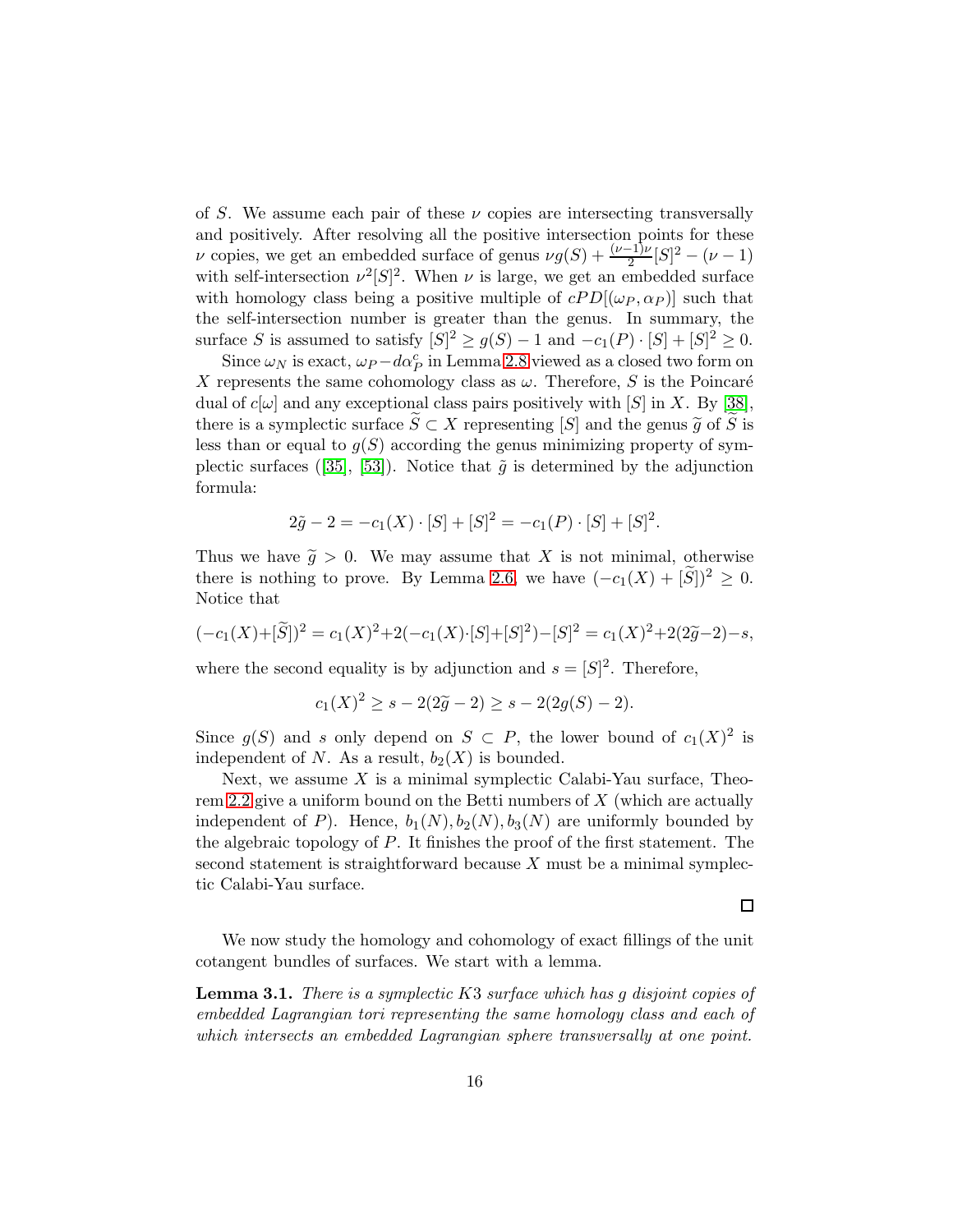of $S$. We assume each pair of these $\nu$ copies are intersecting transversally and positively. After resolving all the positive intersection points for these $\nu$ copies, we get an embedded surface of genus $\nu g(S) + \frac{(\nu-1)\nu}{2}[S]^2 - (\nu - 1)$ with self-intersection $\nu^2[S]^2$. When $\nu$ is large, we get an embedded surface with homology class being a positive multiple of $cPD[(\omega_P, \alpha_P)]$ such that the self-intersection number is greater than the genus. In summary, the surface $S$ is assumed to satisfy $[S]^2 \geq g(S) - 1$ and $-c_1(P) \cdot [S] + [S]^2 \geq 0$.

Since $\omega_N$ is exact, $\omega_P - d\alpha_P^c$ in Lemma 2.8 viewed as a closed two form on $X$ represents the same cohomology class as $\omega$. Therefore, $S$ is the Poincaré dual of $c[\omega]$ and any exceptional class pairs positively with $[S]$ in $X$. By [38], there is a symplectic surface $\widetilde{S} \subset X$ representing $[S]$ and the genus $\widetilde{g}$ of $\widetilde{S}$ is less than or equal to $g(S)$ according the genus minimizing property of symplectic surfaces ([35], [53]). Notice that $\tilde{g}$ is determined by the adjunction formula:

$$2\widetilde{g} - 2 = -c_1(X) \cdot [S] + [S]^2 = -c_1(P) \cdot [S] + [S]^2.$$

Thus we have $\widetilde{g} > 0$. We may assume that $X$ is not minimal, otherwise there is nothing to prove. By Lemma 2.6, we have $(-c_1(X) + [\widetilde{S}])^2 \geq 0$. Notice that

$$(-c_1(X)+[\widetilde{S}])^2 = c_1(X)^2+2(-c_1(X)\cdot[S]+[S]^2)-[S]^2 = c_1(X)^2+2(2\widetilde{g}-2)-s,$$

where the second equality is by adjunction and $s = [S]^2$. Therefore,

$$c_1(X)^2 \geq s - 2(2\widetilde{g} - 2) \geq s - 2(2g(S) - 2).$$

Since $g(S)$ and $s$ only depend on $S \subset P$, the lower bound of $c_1(X)^2$ is independent of $N$. As a result, $b_2(X)$ is bounded.

Next, we assume $X$ is a minimal symplectic Calabi-Yau surface, Theorem 2.2 give a uniform bound on the Betti numbers of $X$ (which are actually independent of $P$). Hence, $b_1(N), b_2(N), b_3(N)$ are uniformly bounded by the algebraic topology of $P$. It finishes the proof of the first statement. The second statement is straightforward because $X$ must be a minimal symplectic Calabi-Yau surface.

□

We now study the homology and cohomology of exact fillings of the unit cotangent bundles of surfaces. We start with a lemma.

**Lemma 3.1.** *There is a symplectic $K3$ surface which has $g$ disjoint copies of embedded Lagrangian tori representing the same homology class and each of which intersects an embedded Lagrangian sphere transversally at one point.*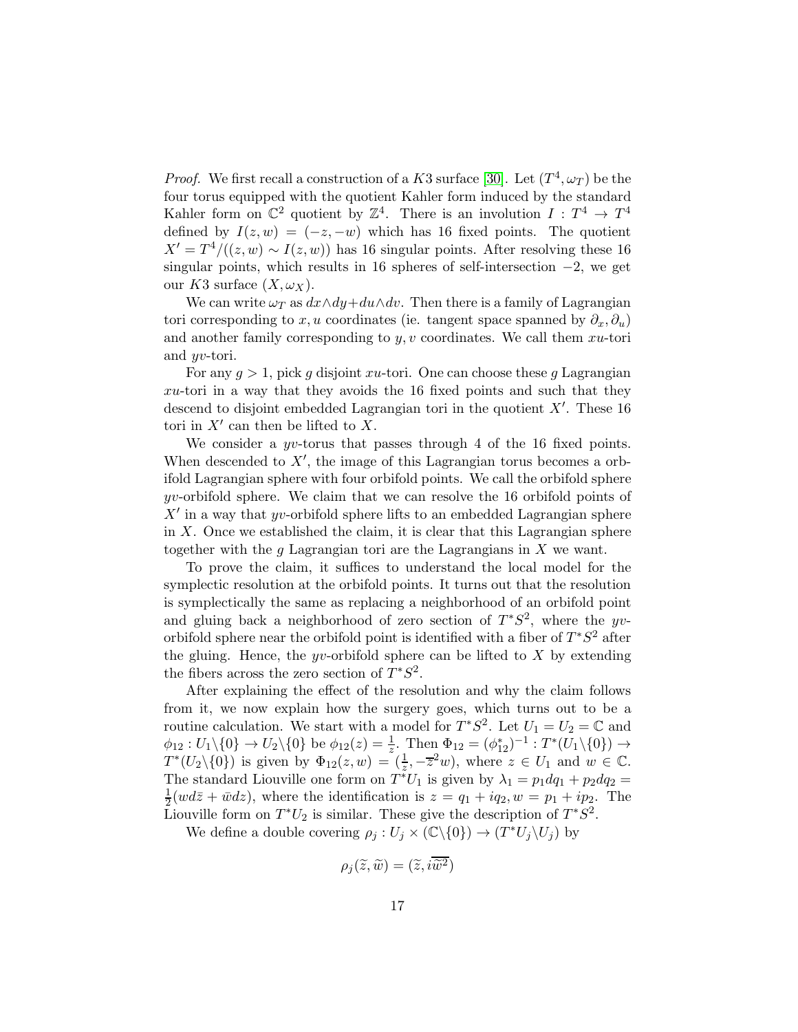*Proof.* We first recall a construction of a $K3$ surface [30]. Let $(T^4, \omega_T)$ be the four torus equipped with the quotient Kahler form induced by the standard Kahler form on $\mathbb{C}^2$ quotient by $\mathbb{Z}^4$. There is an involution $I : T^4 \to T^4$ defined by $I(z,w) = (-z,-w)$ which has 16 fixed points. The quotient $X' = T^4/((z,w) \sim I(z,w))$ has 16 singular points. After resolving these 16 singular points, which results in 16 spheres of self-intersection $-2$, we get our $K3$ surface $(X, \omega_X)$.

We can write $\omega_T$ as $dx \wedge dy + du \wedge dv$. Then there is a family of Lagrangian tori corresponding to $x, u$ coordinates (ie. tangent space spanned by $\partial_x, \partial_u$) and another family corresponding to $y, v$ coordinates. We call them $xu$-tori and $yv$-tori.

For any $g > 1$, pick $g$ disjoint $xu$-tori. One can choose these $g$ Lagrangian $xu$-tori in a way that they avoids the 16 fixed points and such that they descend to disjoint embedded Lagrangian tori in the quotient $X'$. These 16 tori in $X'$ can then be lifted to $X$.

We consider a $yv$-torus that passes through 4 of the 16 fixed points. When descended to $X'$, the image of this Lagrangian torus becomes a orbifold Lagrangian sphere with four orbifold points. We call the orbifold sphere $yv$-orbifold sphere. We claim that we can resolve the 16 orbifold points of $X'$ in a way that $yv$-orbifold sphere lifts to an embedded Lagrangian sphere in $X$. Once we established the claim, it is clear that this Lagrangian sphere together with the $g$ Lagrangian tori are the Lagrangians in $X$ we want.

To prove the claim, it suffices to understand the local model for the symplectic resolution at the orbifold points. It turns out that the resolution is symplectically the same as replacing a neighborhood of an orbifold point and gluing back a neighborhood of zero section of $T^*S^2$, where the $yv$-orbifold sphere near the orbifold point is identified with a fiber of $T^*S^2$ after the gluing. Hence, the $yv$-orbifold sphere can be lifted to $X$ by extending the fibers across the zero section of $T^*S^2$.

After explaining the effect of the resolution and why the claim follows from it, we now explain how the surgery goes, which turns out to be a routine calculation. We start with a model for $T^*S^2$. Let $U_1 = U_2 = \mathbb{C}$ and $\phi_{12} : U_1 \backslash \{0\} \to U_2 \backslash \{0\}$ be $\phi_{12}(z) = \frac{1}{z}$. Then $\Phi_{12} = (\phi_{12}^*)^{-1} : T^*(U_1 \backslash \{0\}) \to T^*(U_2 \backslash \{0\})$ is given by $\Phi_{12}(z,w) = (\frac{1}{z}, -\overline{z}^2 w)$, where $z \in U_1$ and $w \in \mathbb{C}$. The standard Liouville one form on $T^*U_1$ is given by $\lambda_1 = p_1 dq_1 + p_2 dq_2 = \frac{1}{2}(w d\bar{z} + \bar{w} dz)$, where the identification is $z = q_1 + iq_2, w = p_1 + ip_2$. The Liouville form on $T^*U_2$ is similar. These give the description of $T^*S^2$.

We define a double covering $\rho_j : U_j \times (\mathbb{C} \backslash \{0\}) \to (T^*U_j \backslash U_j)$ by

$$\rho_j(\widetilde{z}, \widetilde{w}) = (\widetilde{z}, i\overline{\widetilde{w}^2})$$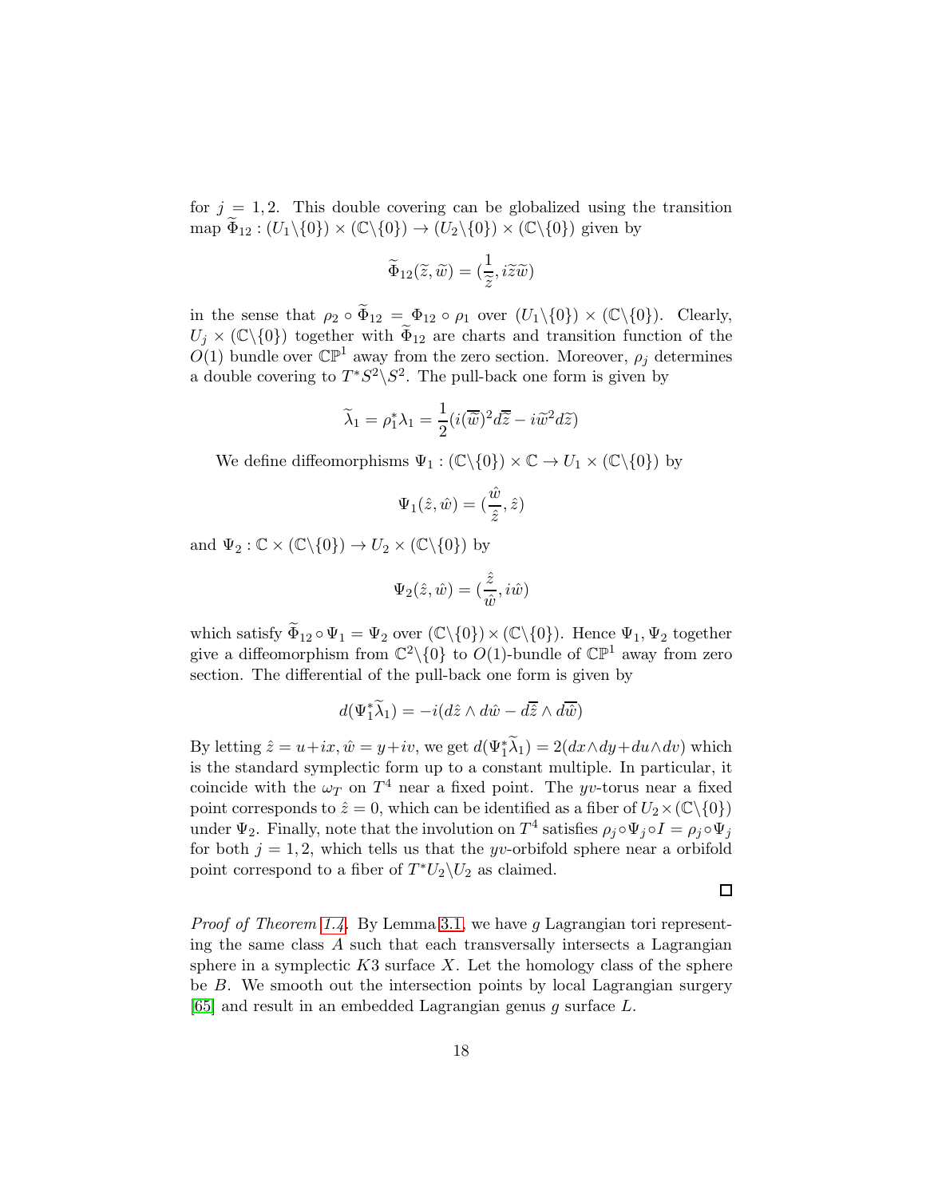for $j = 1, 2$. This double covering can be globalized using the transition map $\widetilde{\Phi}_{12} : (U_1\backslash\{0\}) \times (\mathbb{C}\backslash\{0\}) \to (U_2\backslash\{0\}) \times (\mathbb{C}\backslash\{0\})$ given by

$$\widetilde{\Phi}_{12}(\widetilde{z}, \widetilde{w}) = (\frac{1}{\widetilde{z}}, i\widetilde{z}\widetilde{w})$$

in the sense that $\rho_2 \circ \widetilde{\Phi}_{12} = \Phi_{12} \circ \rho_1$ over $(U_1\backslash\{0\}) \times (\mathbb{C}\backslash\{0\})$. Clearly, $U_j \times (\mathbb{C}\backslash\{0\})$ together with $\widetilde{\Phi}_{12}$ are charts and transition function of the $O(1)$ bundle over $\mathbb{CP}^1$ away from the zero section. Moreover, $\rho_j$ determines a double covering to $T^*S^2\backslash S^2$. The pull-back one form is given by

$$\widetilde{\lambda}_1 = \rho_1^*\lambda_1 = \frac{1}{2}(i(\overline{\widetilde{w}})^2 d\overline{\widetilde{z}} - i\widetilde{w}^2 d\widetilde{z})$$

We define diffeomorphisms $\Psi_1 : (\mathbb{C}\backslash\{0\}) \times \mathbb{C} \to U_1 \times (\mathbb{C}\backslash\{0\})$ by

$$\Psi_1(\hat{z}, \hat{w}) = (\frac{\hat{w}}{\hat{z}}, \hat{z})$$

and $\Psi_2 : \mathbb{C} \times (\mathbb{C}\backslash\{0\}) \to U_2 \times (\mathbb{C}\backslash\{0\})$ by

$$\Psi_2(\hat{z}, \hat{w}) = (\frac{\hat{z}}{\hat{w}}, i\hat{w})$$

which satisfy $\widetilde{\Phi}_{12} \circ \Psi_1 = \Psi_2$ over $(\mathbb{C}\backslash\{0\}) \times (\mathbb{C}\backslash\{0\})$. Hence $\Psi_1, \Psi_2$ together give a diffeomorphism from $\mathbb{C}^2\backslash\{0\}$ to $O(1)$-bundle of $\mathbb{CP}^1$ away from zero section. The differential of the pull-back one form is given by

$$d(\Psi_1^*\widetilde{\lambda}_1) = -i(d\hat{z} \wedge d\hat{w} - d\overline{\hat{z}} \wedge d\overline{\hat{w}})$$

By letting $\hat{z} = u + ix, \hat{w} = y + iv$, we get $d(\Psi_1^*\widetilde{\lambda}_1) = 2(dx \wedge dy + du \wedge dv)$ which is the standard symplectic form up to a constant multiple. In particular, it coincide with the $\omega_T$ on $T^4$ near a fixed point. The $yv$-torus near a fixed point corresponds to $\hat{z} = 0$, which can be identified as a fiber of $U_2 \times (\mathbb{C}\backslash\{0\})$ under $\Psi_2$. Finally, note that the involution on $T^4$ satisfies $\rho_j \circ \Psi_j \circ I = \rho_j \circ \Psi_j$ for both $j = 1, 2$, which tells us that the $yv$-orbifold sphere near a orbifold point correspond to a fiber of $T^*U_2\backslash U_2$ as claimed.

∎

*Proof of Theorem 1.4.* By Lemma 3.1, we have $g$ Lagrangian tori representing the same class $A$ such that each transversally intersects a Lagrangian sphere in a symplectic $K3$ surface $X$. Let the homology class of the sphere be $B$. We smooth out the intersection points by local Lagrangian surgery [65] and result in an embedded Lagrangian genus $g$ surface $L$.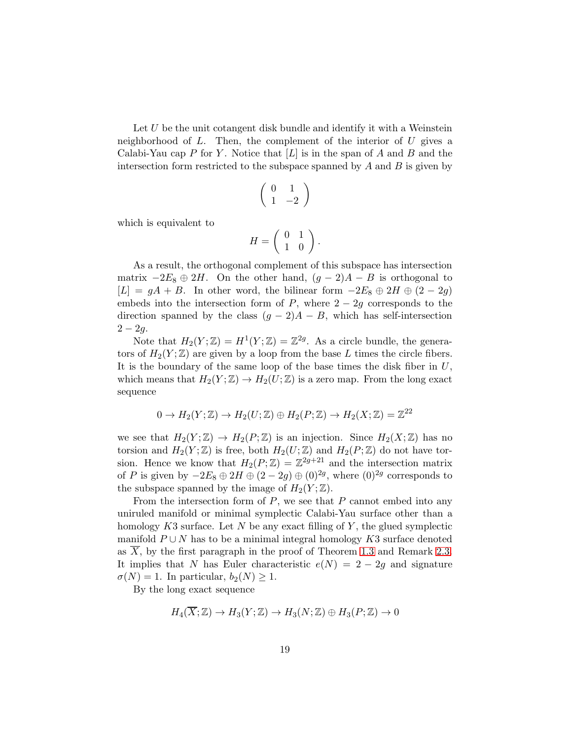Let $U$ be the unit cotangent disk bundle and identify it with a Weinstein neighborhood of $L$. Then, the complement of the interior of $U$ gives a Calabi-Yau cap $P$ for $Y$. Notice that $[L]$ is in the span of $A$ and $B$ and the intersection form restricted to the subspace spanned by $A$ and $B$ is given by

$$\begin{pmatrix} 0 & 1 \\ 1 & -2 \end{pmatrix}$$

which is equivalent to

$$H = \begin{pmatrix} 0 & 1 \\ 1 & 0 \end{pmatrix}.$$

As a result, the orthogonal complement of this subspace has intersection matrix $-2E_8 \oplus 2H$. On the other hand, $(g-2)A - B$ is orthogonal to $[L] = gA + B$. In other word, the bilinear form $-2E_8 \oplus 2H \oplus (2-2g)$ embeds into the intersection form of $P$, where $2-2g$ corresponds to the direction spanned by the class $(g-2)A - B$, which has self-intersection $2-2g$.

Note that $H_2(Y;\mathbb{Z}) = H^1(Y;\mathbb{Z}) = \mathbb{Z}^{2g}$. As a circle bundle, the generators of $H_2(Y;\mathbb{Z})$ are given by a loop from the base $L$ times the circle fibers. It is the boundary of the same loop of the base times the disk fiber in $U$, which means that $H_2(Y;\mathbb{Z}) \to H_2(U;\mathbb{Z})$ is a zero map. From the long exact sequence

$$0 \to H_2(Y;\mathbb{Z}) \to H_2(U;\mathbb{Z}) \oplus H_2(P;\mathbb{Z}) \to H_2(X;\mathbb{Z}) = \mathbb{Z}^{22}$$

we see that $H_2(Y;\mathbb{Z}) \to H_2(P;\mathbb{Z})$ is an injection. Since $H_2(X;\mathbb{Z})$ has no torsion and $H_2(Y;\mathbb{Z})$ is free, both $H_2(U;\mathbb{Z})$ and $H_2(P;\mathbb{Z})$ do not have torsion. Hence we know that $H_2(P;\mathbb{Z}) = \mathbb{Z}^{2g+21}$ and the intersection matrix of $P$ is given by $-2E_8 \oplus 2H \oplus (2-2g) \oplus (0)^{2g}$, where $(0)^{2g}$ corresponds to the subspace spanned by the image of $H_2(Y;\mathbb{Z})$.

From the intersection form of $P$, we see that $P$ cannot embed into any uniruled manifold or minimal symplectic Calabi-Yau surface other than a homology $K3$ surface. Let $N$ be any exact filling of $Y$, the glued symplectic manifold $P \cup N$ has to be a minimal integral homology $K3$ surface denoted as $\overline{X}$, by the first paragraph in the proof of Theorem 1.3 and Remark 2.3. It implies that $N$ has Euler characteristic $e(N) = 2-2g$ and signature $\sigma(N) = 1$. In particular, $b_2(N) \geq 1$.

By the long exact sequence

$$H_4(\overline{X};\mathbb{Z}) \to H_3(Y;\mathbb{Z}) \to H_3(N;\mathbb{Z}) \oplus H_3(P;\mathbb{Z}) \to 0$$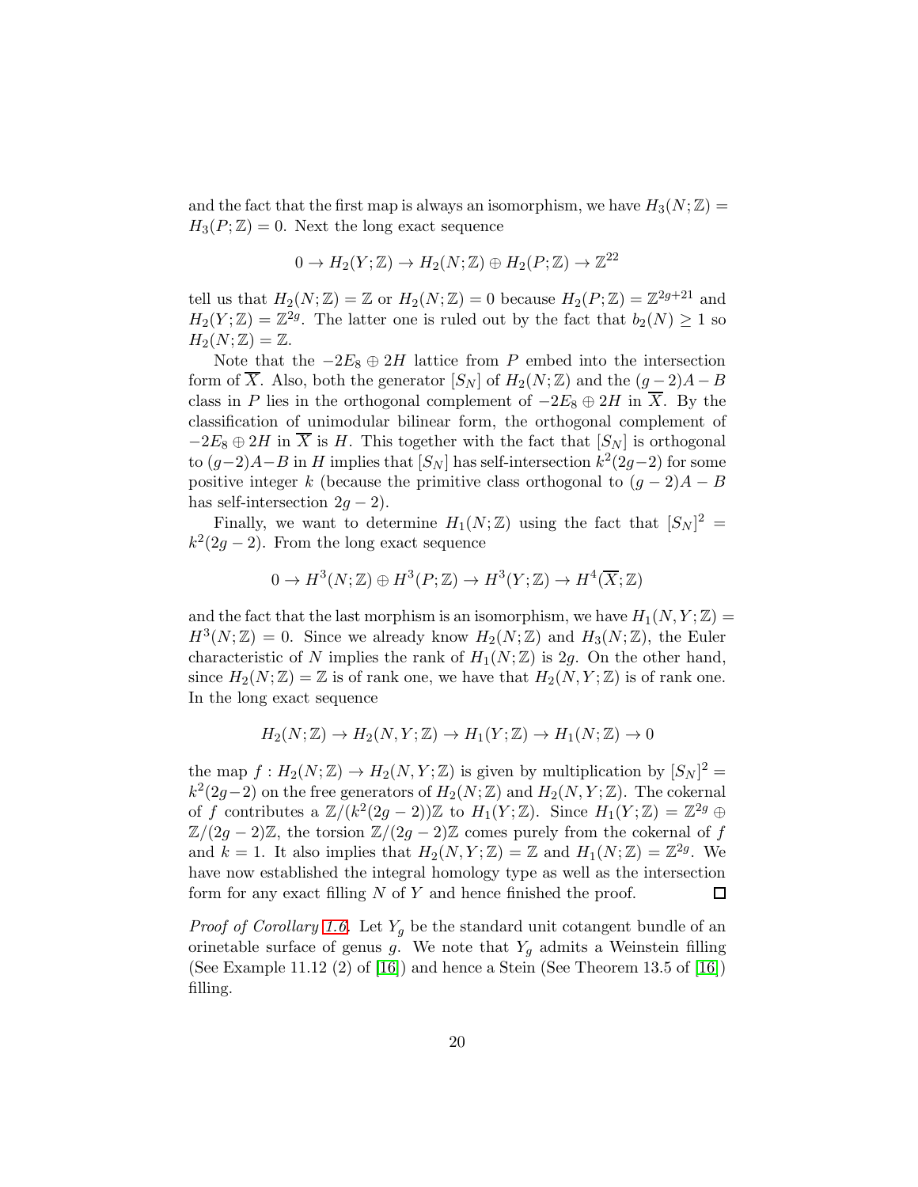and the fact that the first map is always an isomorphism, we have $H_3(N;\mathbb{Z}) = H_3(P;\mathbb{Z}) = 0$. Next the long exact sequence

$$0 \to H_2(Y;\mathbb{Z}) \to H_2(N;\mathbb{Z}) \oplus H_2(P;\mathbb{Z}) \to \mathbb{Z}^{22}$$

tell us that $H_2(N;\mathbb{Z}) = \mathbb{Z}$ or $H_2(N;\mathbb{Z}) = 0$ because $H_2(P;\mathbb{Z}) = \mathbb{Z}^{2g+21}$ and $H_2(Y;\mathbb{Z}) = \mathbb{Z}^{2g}$. The latter one is ruled out by the fact that $b_2(N) \geq 1$ so $H_2(N;\mathbb{Z}) = \mathbb{Z}$.

Note that the $-2E_8 \oplus 2H$ lattice from $P$ embed into the intersection form of $\overline{X}$. Also, both the generator $[S_N]$ of $H_2(N;\mathbb{Z})$ and the $(g-2)A - B$ class in $P$ lies in the orthogonal complement of $-2E_8 \oplus 2H$ in $\overline{X}$. By the classification of unimodular bilinear form, the orthogonal complement of $-2E_8 \oplus 2H$ in $\overline{X}$ is $H$. This together with the fact that $[S_N]$ is orthogonal to $(g-2)A-B$ in $H$ implies that $[S_N]$ has self-intersection $k^2(2g-2)$ for some positive integer $k$ (because the primitive class orthogonal to $(g-2)A - B$ has self-intersection $2g-2$).

Finally, we want to determine $H_1(N;\mathbb{Z})$ using the fact that $[S_N]^2 = k^2(2g-2)$. From the long exact sequence

$$0 \to H^3(N;\mathbb{Z}) \oplus H^3(P;\mathbb{Z}) \to H^3(Y;\mathbb{Z}) \to H^4(\overline{X};\mathbb{Z})$$

and the fact that the last morphism is an isomorphism, we have $H_1(N, Y;\mathbb{Z}) = H^3(N;\mathbb{Z}) = 0$. Since we already know $H_2(N;\mathbb{Z})$ and $H_3(N;\mathbb{Z})$, the Euler characteristic of $N$ implies the rank of $H_1(N;\mathbb{Z})$ is $2g$. On the other hand, since $H_2(N;\mathbb{Z}) = \mathbb{Z}$ is of rank one, we have that $H_2(N, Y;\mathbb{Z})$ is of rank one. In the long exact sequence

$$H_2(N;\mathbb{Z}) \to H_2(N, Y;\mathbb{Z}) \to H_1(Y;\mathbb{Z}) \to H_1(N;\mathbb{Z}) \to 0$$

the map $f : H_2(N;\mathbb{Z}) \to H_2(N, Y;\mathbb{Z})$ is given by multiplication by $[S_N]^2 = k^2(2g-2)$ on the free generators of $H_2(N;\mathbb{Z})$ and $H_2(N, Y;\mathbb{Z})$. The cokernal of $f$ contributes a $\mathbb{Z}/(k^2(2g-2))\mathbb{Z}$ to $H_1(Y;\mathbb{Z})$. Since $H_1(Y;\mathbb{Z}) = \mathbb{Z}^{2g} \oplus \mathbb{Z}/(2g-2)\mathbb{Z}$, the torsion $\mathbb{Z}/(2g-2)\mathbb{Z}$ comes purely from the cokernal of $f$ and $k = 1$. It also implies that $H_2(N, Y;\mathbb{Z}) = \mathbb{Z}$ and $H_1(N;\mathbb{Z}) = \mathbb{Z}^{2g}$. We have now established the integral homology type as well as the intersection form for any exact filling $N$ of $Y$ and hence finished the proof. $\square$

*Proof of Corollary 1.6.* Let $Y_g$ be the standard unit cotangent bundle of an orinetable surface of genus $g$. We note that $Y_g$ admits a Weinstein filling (See Example 11.12 (2) of [16]) and hence a Stein (See Theorem 13.5 of [16]) filling.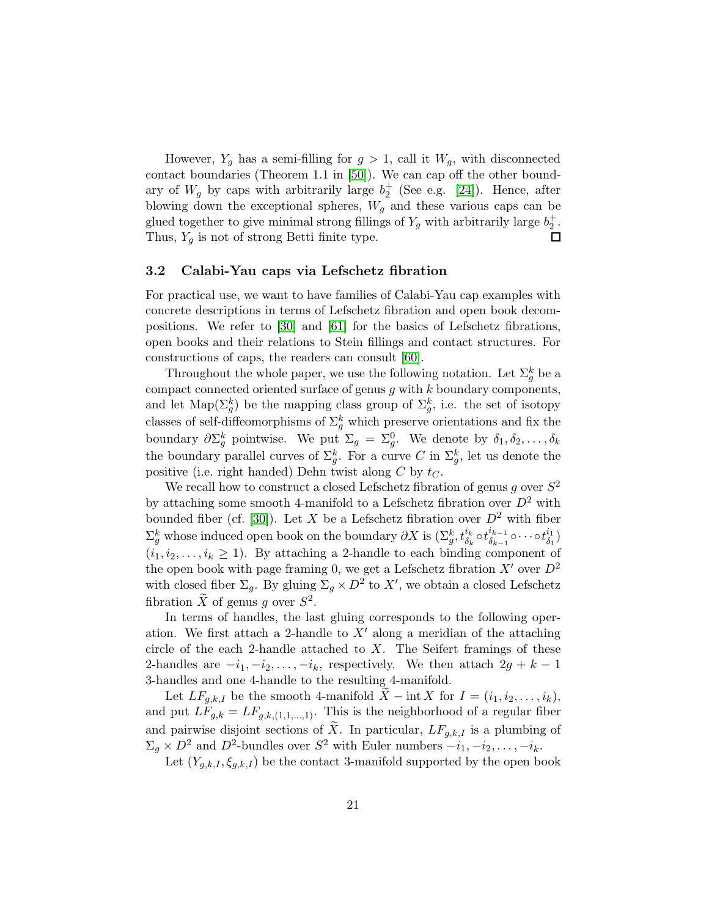However, $Y_g$ has a semi-filling for $g > 1$, call it $W_g$, with disconnected contact boundaries (Theorem 1.1 in [50]). We can cap off the other boundary of $W_g$ by caps with arbitrarily large $b_2^+$ (See e.g. [24]). Hence, after blowing down the exceptional spheres, $W_g$ and these various caps can be glued together to give minimal strong fillings of $Y_g$ with arbitrarily large $b_2^+$. Thus, $Y_g$ is not of strong Betti finite type. $\square$

### 3.2 Calabi-Yau caps via Lefschetz fibration

For practical use, we want to have families of Calabi-Yau cap examples with concrete descriptions in terms of Lefschetz fibration and open book decompositions. We refer to [30] and [61] for the basics of Lefschetz fibrations, open books and their relations to Stein fillings and contact structures. For constructions of caps, the readers can consult [60].

Throughout the whole paper, we use the following notation. Let $\Sigma_g^k$ be a compact connected oriented surface of genus $g$ with $k$ boundary components, and let $\mathrm{Map}(\Sigma_g^k)$ be the mapping class group of $\Sigma_g^k$, i.e. the set of isotopy classes of self-diffeomorphisms of $\Sigma_g^k$ which preserve orientations and fix the boundary $\partial\Sigma_g^k$ pointwise. We put $\Sigma_g = \Sigma_g^0$. We denote by $\delta_1, \delta_2, \ldots, \delta_k$ the boundary parallel curves of $\Sigma_g^k$. For a curve $C$ in $\Sigma_g^k$, let us denote the positive (i.e. right handed) Dehn twist along $C$ by $t_C$.

We recall how to construct a closed Lefschetz fibration of genus $g$ over $S^2$ by attaching some smooth 4-manifold to a Lefschetz fibration over $D^2$ with bounded fiber (cf. [30]). Let $X$ be a Lefschetz fibration over $D^2$ with fiber $\Sigma_g^k$ whose induced open book on the boundary $\partial X$ is $(\Sigma_g^k, t_{\delta_k}^{i_k} \circ t_{\delta_{k-1}}^{i_{k-1}} \circ \cdots \circ t_{\delta_1}^{i_1})$ $(i_1, i_2, \ldots, i_k \geq 1)$. By attaching a 2-handle to each binding component of the open book with page framing 0, we get a Lefschetz fibration $X'$ over $D^2$ with closed fiber $\Sigma_g$. By gluing $\Sigma_g \times D^2$ to $X'$, we obtain a closed Lefschetz fibration $\widetilde{X}$ of genus $g$ over $S^2$.

In terms of handles, the last gluing corresponds to the following operation. We first attach a 2-handle to $X'$ along a meridian of the attaching circle of the each 2-handle attached to $X$. The Seifert framings of these 2-handles are $-i_1, -i_2, \ldots, -i_k$, respectively. We then attach $2g + k - 1$ 3-handles and one 4-handle to the resulting 4-manifold.

Let $LF_{g,k,I}$ be the smooth 4-manifold $\widetilde{X} - \operatorname{int} X$ for $I = (i_1, i_2, \ldots, i_k)$, and put $LF_{g,k} = LF_{g,k,(1,1,\ldots,1)}$. This is the neighborhood of a regular fiber and pairwise disjoint sections of $\widetilde{X}$. In particular, $LF_{g,k,I}$ is a plumbing of $\Sigma_g \times D^2$ and $D^2$-bundles over $S^2$ with Euler numbers $-i_1, -i_2, \ldots, -i_k$.

Let $(Y_{g,k,I}, \xi_{g,k,I})$ be the contact 3-manifold supported by the open book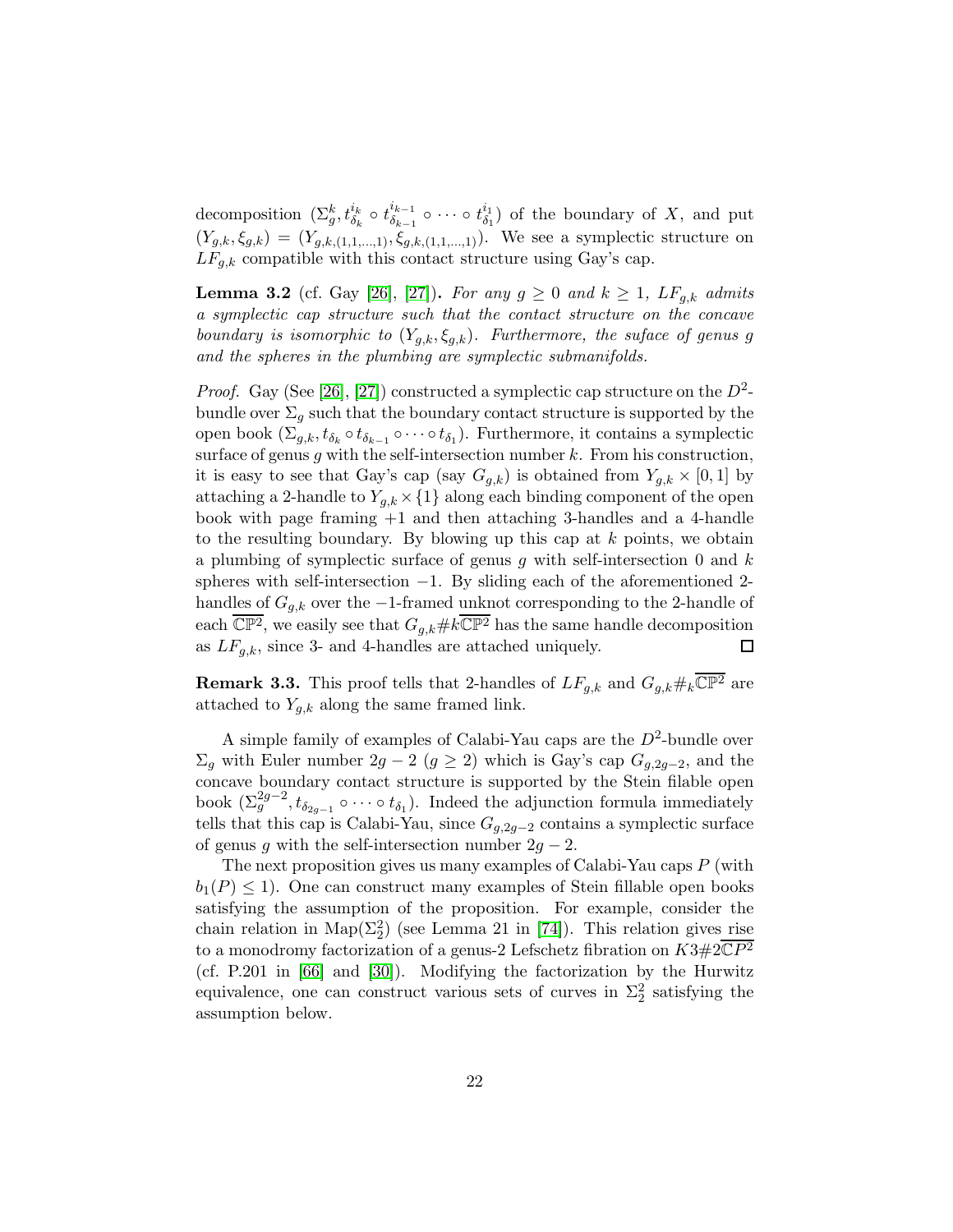decomposition $(\Sigma_g^k, t_{\delta_k}^{i_k} \circ t_{\delta_{k-1}}^{i_{k-1}} \circ \cdots \circ t_{\delta_1}^{i_1})$ of the boundary of $X$, and put $(Y_{g,k}, \xi_{g,k}) = (Y_{g,k,(1,1,\dots,1)}, \xi_{g,k,(1,1,\dots,1)})$. We see a symplectic structure on $LF_{g,k}$ compatible with this contact structure using Gay's cap.

**Lemma 3.2** (cf. Gay [26], [27])**.** *For any $g \geq 0$ and $k \geq 1$, $LF_{g,k}$ admits a symplectic cap structure such that the contact structure on the concave boundary is isomorphic to $(Y_{g,k}, \xi_{g,k})$. Furthermore, the suface of genus $g$ and the spheres in the plumbing are symplectic submanifolds.*

*Proof.* Gay (See [26], [27]) constructed a symplectic cap structure on the $D^2$-bundle over $\Sigma_g$ such that the boundary contact structure is supported by the open book $(\Sigma_{g,k}, t_{\delta_k} \circ t_{\delta_{k-1}} \circ \cdots \circ t_{\delta_1})$. Furthermore, it contains a symplectic surface of genus $g$ with the self-intersection number $k$. From his construction, it is easy to see that Gay's cap (say $G_{g,k}$) is obtained from $Y_{g,k} \times [0,1]$ by attaching a 2-handle to $Y_{g,k} \times \{1\}$ along each binding component of the open book with page framing $+1$ and then attaching 3-handles and a 4-handle to the resulting boundary. By blowing up this cap at $k$ points, we obtain a plumbing of symplectic surface of genus $g$ with self-intersection 0 and $k$ spheres with self-intersection $-1$. By sliding each of the aforementioned 2-handles of $G_{g,k}$ over the $-1$-framed unknot corresponding to the 2-handle of each $\overline{\mathbb{CP}^2}$, we easily see that $G_{g,k} \# k\overline{\mathbb{CP}^2}$ has the same handle decomposition as $LF_{g,k}$, since 3- and 4-handles are attached uniquely. $\square$

**Remark 3.3.** This proof tells that 2-handles of $LF_{g,k}$ and $G_{g,k} \#_k \overline{\mathbb{CP}^2}$ are attached to $Y_{g,k}$ along the same framed link.

A simple family of examples of Calabi-Yau caps are the $D^2$-bundle over $\Sigma_g$ with Euler number $2g-2$ $(g \geq 2)$ which is Gay's cap $G_{g,2g-2}$, and the concave boundary contact structure is supported by the Stein filable open book $(\Sigma_g^{2g-2}, t_{\delta_{2g-1}} \circ \cdots \circ t_{\delta_1})$. Indeed the adjunction formula immediately tells that this cap is Calabi-Yau, since $G_{g,2g-2}$ contains a symplectic surface of genus $g$ with the self-intersection number $2g-2$.

The next proposition gives us many examples of Calabi-Yau caps $P$ (with $b_1(P) \leq 1$). One can construct many examples of Stein fillable open books satisfying the assumption of the proposition. For example, consider the chain relation in $\mathrm{Map}(\Sigma_2^2)$ (see Lemma 21 in [74]). This relation gives rise to a monodromy factorization of a genus-2 Lefschetz fibration on $K3 \# 2\overline{\mathbb{C}P^2}$ (cf. P.201 in [66] and [30]). Modifying the factorization by the Hurwitz equivalence, one can construct various sets of curves in $\Sigma_2^2$ satisfying the assumption below.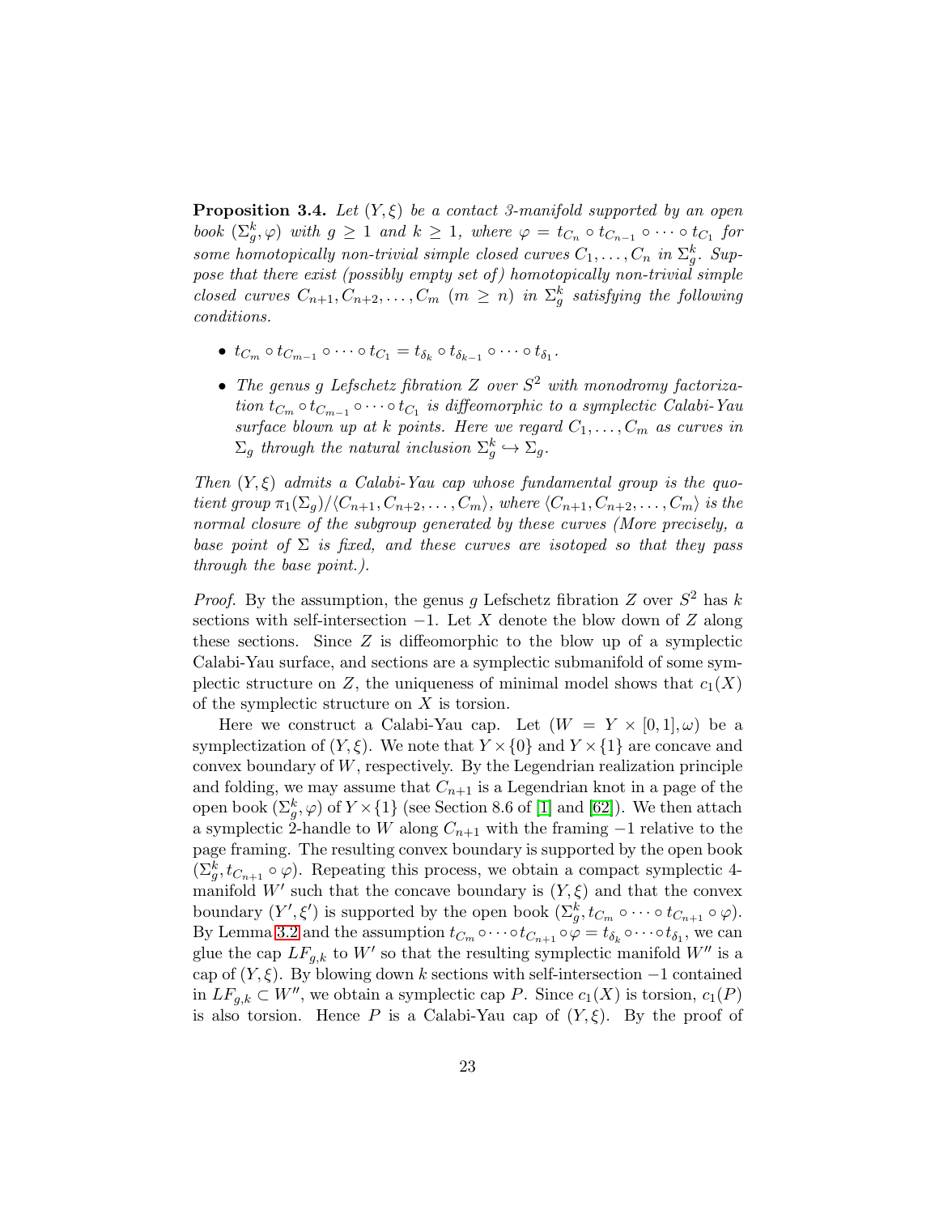**Proposition 3.4.** *Let $(Y, \xi)$ be a contact 3-manifold supported by an open book $(\Sigma_g^k, \varphi)$ with $g \geq 1$ and $k \geq 1$, where $\varphi = t_{C_n} \circ t_{C_{n-1}} \circ \cdots \circ t_{C_1}$ for some homotopically non-trivial simple closed curves $C_1, \ldots, C_n$ in $\Sigma_g^k$. Suppose that there exist (possibly empty set of) homotopically non-trivial simple closed curves $C_{n+1}, C_{n+2}, \ldots, C_m$ ($m \geq n$) in $\Sigma_g^k$ satisfying the following conditions.*

- *$t_{C_m} \circ t_{C_{m-1}} \circ \cdots \circ t_{C_1} = t_{\delta_k} \circ t_{\delta_{k-1}} \circ \cdots \circ t_{\delta_1}$.*
- *The genus $g$ Lefschetz fibration $Z$ over $S^2$ with monodromy factorization $t_{C_m} \circ t_{C_{m-1}} \circ \cdots \circ t_{C_1}$ is diffeomorphic to a symplectic Calabi-Yau surface blown up at $k$ points. Here we regard $C_1, \ldots, C_m$ as curves in $\Sigma_g$ through the natural inclusion $\Sigma_g^k \hookrightarrow \Sigma_g$.*

*Then $(Y, \xi)$ admits a Calabi-Yau cap whose fundamental group is the quotient group $\pi_1(\Sigma_g)/\langle C_{n+1}, C_{n+2}, \ldots, C_m \rangle$, where $\langle C_{n+1}, C_{n+2}, \ldots, C_m \rangle$ is the normal closure of the subgroup generated by these curves (More precisely, a base point of $\Sigma$ is fixed, and these curves are isotoped so that they pass through the base point.).*

*Proof.* By the assumption, the genus $g$ Lefschetz fibration $Z$ over $S^2$ has $k$ sections with self-intersection $-1$. Let $X$ denote the blow down of $Z$ along these sections. Since $Z$ is diffeomorphic to the blow up of a symplectic Calabi-Yau surface, and sections are a symplectic submanifold of some symplectic structure on $Z$, the uniqueness of minimal model shows that $c_1(X)$ of the symplectic structure on $X$ is torsion.

Here we construct a Calabi-Yau cap. Let $(W = Y \times [0,1], \omega)$ be a symplectization of $(Y, \xi)$. We note that $Y \times \{0\}$ and $Y \times \{1\}$ are concave and convex boundary of $W$, respectively. By the Legendrian realization principle and folding, we may assume that $C_{n+1}$ is a Legendrian knot in a page of the open book $(\Sigma_g^k, \varphi)$ of $Y \times \{1\}$ (see Section 8.6 of [1] and [62]). We then attach a symplectic 2-handle to $W$ along $C_{n+1}$ with the framing $-1$ relative to the page framing. The resulting convex boundary is supported by the open book $(\Sigma_g^k, t_{C_{n+1}} \circ \varphi)$. Repeating this process, we obtain a compact symplectic 4-manifold $W'$ such that the concave boundary is $(Y, \xi)$ and that the convex boundary $(Y', \xi')$ is supported by the open book $(\Sigma_g^k, t_{C_m} \circ \cdots \circ t_{C_{n+1}} \circ \varphi)$. By Lemma 3.2 and the assumption $t_{C_m} \circ \cdots \circ t_{C_{n+1}} \circ \varphi = t_{\delta_k} \circ \cdots \circ t_{\delta_1}$, we can glue the cap $LF_{g,k}$ to $W'$ so that the resulting symplectic manifold $W''$ is a cap of $(Y, \xi)$. By blowing down $k$ sections with self-intersection $-1$ contained in $LF_{g,k} \subset W''$, we obtain a symplectic cap $P$. Since $c_1(X)$ is torsion, $c_1(P)$ is also torsion. Hence $P$ is a Calabi-Yau cap of $(Y, \xi)$. By the proof of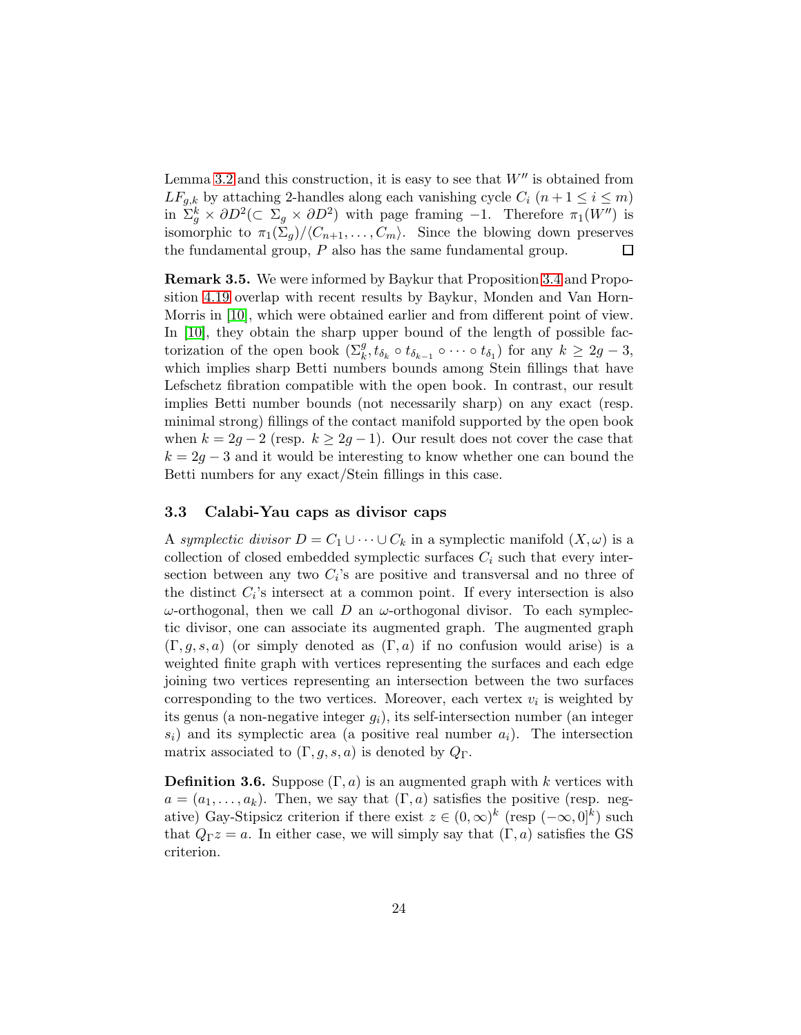Lemma 3.2 and this construction, it is easy to see that $W''$ is obtained from $LF_{g,k}$ by attaching 2-handles along each vanishing cycle $C_i$ ($n+1 \leq i \leq m$) in $\Sigma_g^k \times \partial D^2 (\subset \Sigma_g \times \partial D^2)$ with page framing $-1$. Therefore $\pi_1(W'')$ is isomorphic to $\pi_1(\Sigma_g)/\langle C_{n+1}, \ldots, C_m \rangle$. Since the blowing down preserves the fundamental group, $P$ also has the same fundamental group. $\square$

**Remark 3.5.** We were informed by Baykur that Proposition 3.4 and Proposition 4.19 overlap with recent results by Baykur, Monden and Van Horn-Morris in [10], which were obtained earlier and from different point of view. In [10], they obtain the sharp upper bound of the length of possible factorization of the open book $(\Sigma_k^g, t_{\delta_k} \circ t_{\delta_{k-1}} \circ \cdots \circ t_{\delta_1})$ for any $k \geq 2g-3$, which implies sharp Betti numbers bounds among Stein fillings that have Lefschetz fibration compatible with the open book. In contrast, our result implies Betti number bounds (not necessarily sharp) on any exact (resp. minimal strong) fillings of the contact manifold supported by the open book when $k = 2g-2$ (resp. $k \geq 2g-1$). Our result does not cover the case that $k = 2g-3$ and it would be interesting to know whether one can bound the Betti numbers for any exact/Stein fillings in this case.

### 3.3 Calabi-Yau caps as divisor caps

A *symplectic divisor* $D = C_1 \cup \cdots \cup C_k$ in a symplectic manifold $(X, \omega)$ is a collection of closed embedded symplectic surfaces $C_i$ such that every intersection between any two $C_i$'s are positive and transversal and no three of the distinct $C_i$'s intersect at a common point. If every intersection is also $\omega$-orthogonal, then we call $D$ an $\omega$-orthogonal divisor. To each symplectic divisor, one can associate its augmented graph. The augmented graph $(\Gamma, g, s, a)$ (or simply denoted as $(\Gamma, a)$ if no confusion would arise) is a weighted finite graph with vertices representing the surfaces and each edge joining two vertices representing an intersection between the two surfaces corresponding to the two vertices. Moreover, each vertex $v_i$ is weighted by its genus (a non-negative integer $g_i$), its self-intersection number (an integer $s_i$) and its symplectic area (a positive real number $a_i$). The intersection matrix associated to $(\Gamma, g, s, a)$ is denoted by $Q_\Gamma$.

**Definition 3.6.** Suppose $(\Gamma, a)$ is an augmented graph with $k$ vertices with $a = (a_1, \ldots, a_k)$. Then, we say that $(\Gamma, a)$ satisfies the positive (resp. negative) Gay-Stipsicz criterion if there exist $z \in (0, \infty)^k$ (resp $(-\infty, 0]^k$) such that $Q_\Gamma z = a$. In either case, we will simply say that $(\Gamma, a)$ satisfies the GS criterion.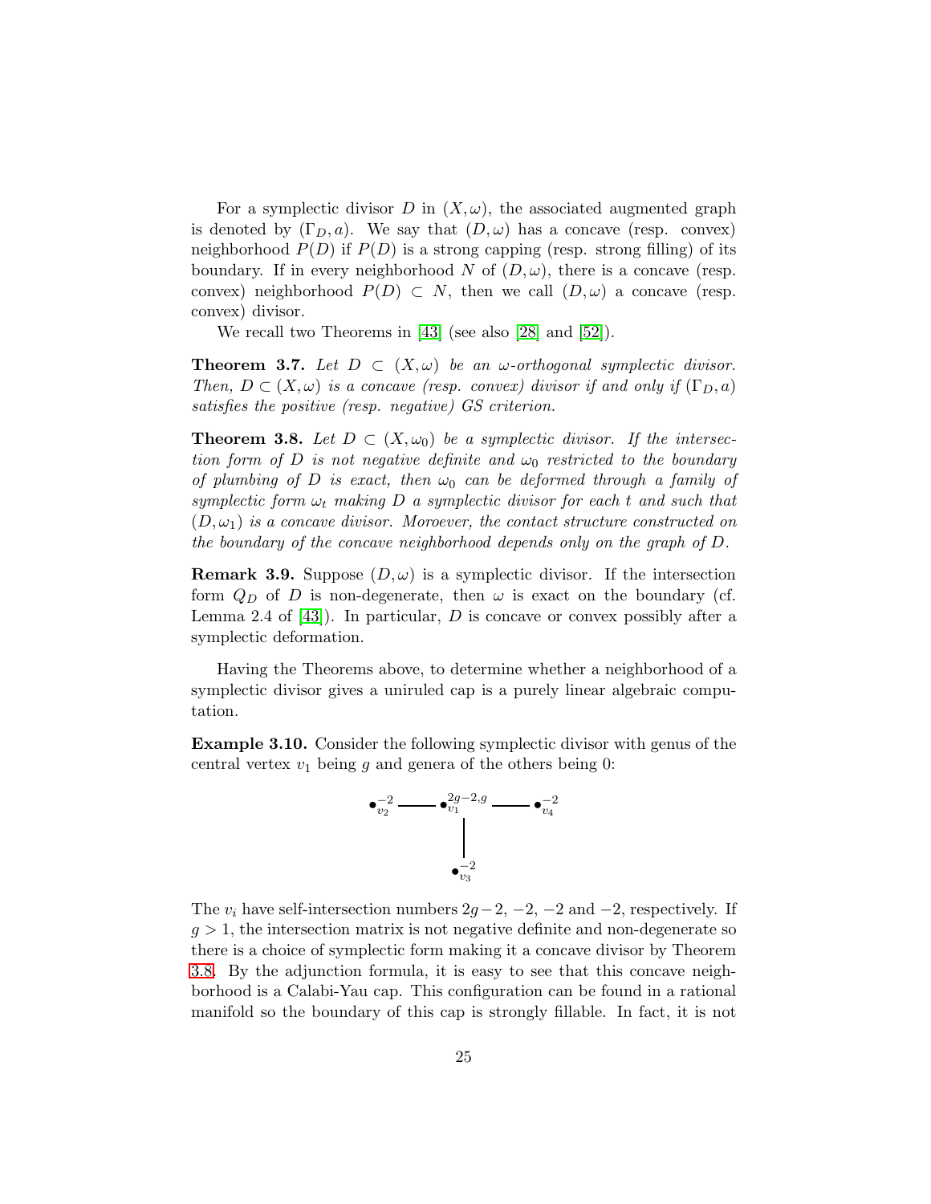For a symplectic divisor $D$ in $(X, \omega)$, the associated augmented graph is denoted by $(\Gamma_D, a)$. We say that $(D, \omega)$ has a concave (resp. convex) neighborhood $P(D)$ if $P(D)$ is a strong capping (resp. strong filling) of its boundary. If in every neighborhood $N$ of $(D, \omega)$, there is a concave (resp. convex) neighborhood $P(D) \subset N$, then we call $(D, \omega)$ a concave (resp. convex) divisor.

We recall two Theorems in [43] (see also [28] and [52]).

**Theorem 3.7.** *Let $D \subset (X, \omega)$ be an $\omega$-orthogonal symplectic divisor. Then, $D \subset (X, \omega)$ is a concave (resp. convex) divisor if and only if $(\Gamma_D, a)$ satisfies the positive (resp. negative) GS criterion.*

**Theorem 3.8.** *Let $D \subset (X, \omega_0)$ be a symplectic divisor. If the intersection form of $D$ is not negative definite and $\omega_0$ restricted to the boundary of plumbing of $D$ is exact, then $\omega_0$ can be deformed through a family of symplectic form $\omega_t$ making $D$ a symplectic divisor for each $t$ and such that $(D, \omega_1)$ is a concave divisor. Moroever, the contact structure constructed on the boundary of the concave neighborhood depends only on the graph of $D$.*

**Remark 3.9.** Suppose $(D, \omega)$ is a symplectic divisor. If the intersection form $Q_D$ of $D$ is non-degenerate, then $\omega$ is exact on the boundary (cf. Lemma 2.4 of [43]). In particular, $D$ is concave or convex possibly after a symplectic deformation.

Having the Theorems above, to determine whether a neighborhood of a symplectic divisor gives a uniruled cap is a purely linear algebraic computation.

**Example 3.10.** Consider the following symplectic divisor with genus of the central vertex $v_1$ being $g$ and genera of the others being 0:

$$
\begin{array}{ccccc}
\bullet^{-2}_{v_2} & \text{———} & \bullet^{2g-2,g}_{v_1} & \text{———} & \bullet^{-2}_{v_4} \\
 & & | & & \\
 & & \bullet^{-2}_{v_3} & &
\end{array}
$$

The $v_i$ have self-intersection numbers $2g-2$, $-2$, $-2$ and $-2$, respectively. If $g > 1$, the intersection matrix is not negative definite and non-degenerate so there is a choice of symplectic form making it a concave divisor by Theorem 3.8. By the adjunction formula, it is easy to see that this concave neighborhood is a Calabi-Yau cap. This configuration can be found in a rational manifold so the boundary of this cap is strongly fillable. In fact, it is not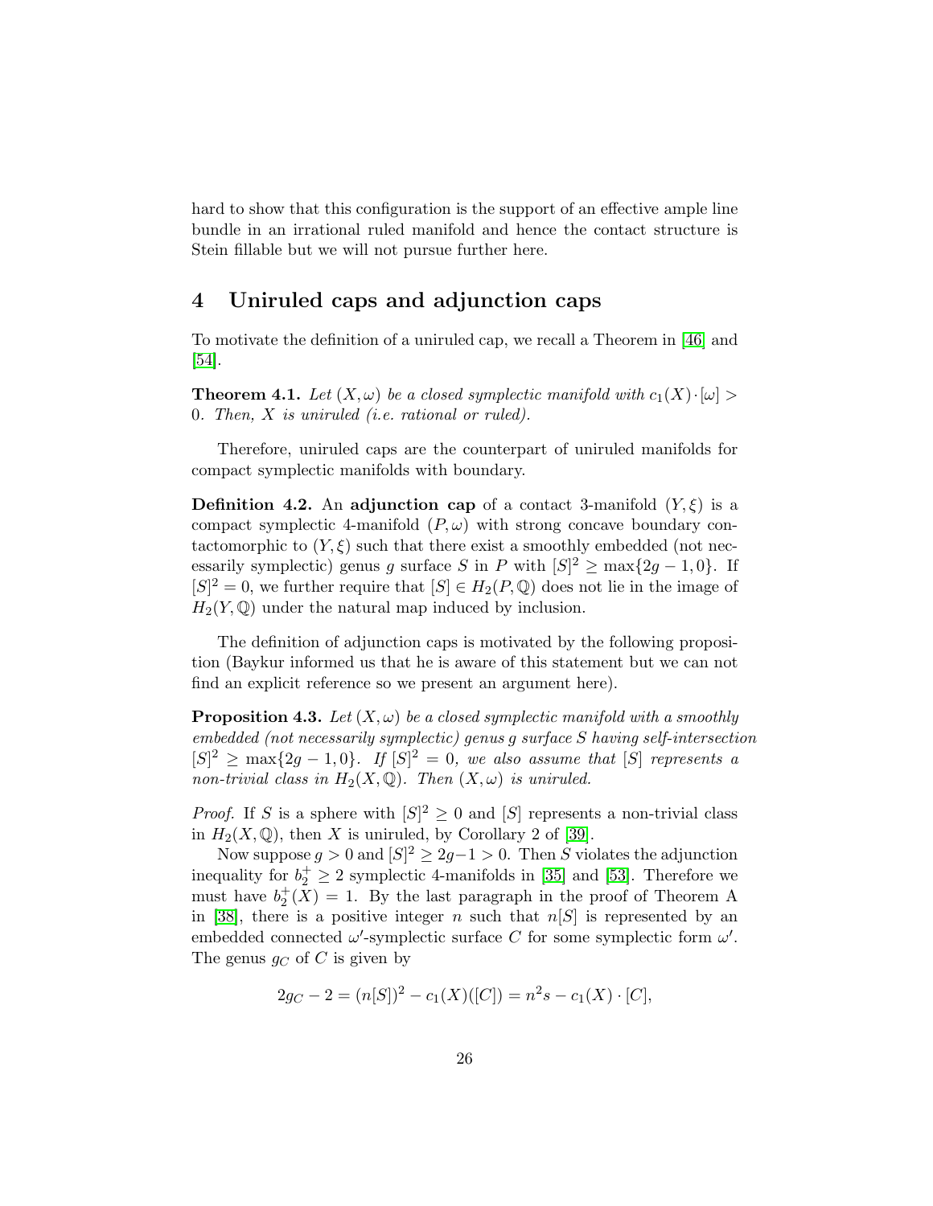hard to show that this configuration is the support of an effective ample line bundle in an irrational ruled manifold and hence the contact structure is Stein fillable but we will not pursue further here.

## 4 Uniruled caps and adjunction caps

To motivate the definition of a uniruled cap, we recall a Theorem in [46] and [54].

**Theorem 4.1.** *Let $(X, \omega)$ be a closed symplectic manifold with $c_1(X) \cdot [\omega] > 0$. Then, $X$ is uniruled (i.e. rational or ruled).*

Therefore, uniruled caps are the counterpart of uniruled manifolds for compact symplectic manifolds with boundary.

**Definition 4.2.** An **adjunction cap** of a contact 3-manifold $(Y, \xi)$ is a compact symplectic 4-manifold $(P, \omega)$ with strong concave boundary contactomorphic to $(Y, \xi)$ such that there exist a smoothly embedded (not necessarily symplectic) genus $g$ surface $S$ in $P$ with $[S]^2 \geq \max\{2g-1, 0\}$. If $[S]^2 = 0$, we further require that $[S] \in H_2(P, \mathbb{Q})$ does not lie in the image of $H_2(Y, \mathbb{Q})$ under the natural map induced by inclusion.

The definition of adjunction caps is motivated by the following proposition (Baykur informed us that he is aware of this statement but we can not find an explicit reference so we present an argument here).

**Proposition 4.3.** *Let $(X, \omega)$ be a closed symplectic manifold with a smoothly embedded (not necessarily symplectic) genus $g$ surface $S$ having self-intersection $[S]^2 \geq \max\{2g-1, 0\}$. If $[S]^2 = 0$, we also assume that $[S]$ represents a non-trivial class in $H_2(X, \mathbb{Q})$. Then $(X, \omega)$ is uniruled.*

*Proof.* If $S$ is a sphere with $[S]^2 \geq 0$ and $[S]$ represents a non-trivial class in $H_2(X, \mathbb{Q})$, then $X$ is uniruled, by Corollary 2 of [39].

Now suppose $g > 0$ and $[S]^2 \geq 2g-1 > 0$. Then $S$ violates the adjunction inequality for $b_2^+ \geq 2$ symplectic 4-manifolds in [35] and [53]. Therefore we must have $b_2^+(X) = 1$. By the last paragraph in the proof of Theorem A in [38], there is a positive integer $n$ such that $n[S]$ is represented by an embedded connected $\omega'$-symplectic surface $C$ for some symplectic form $\omega'$. The genus $g_C$ of $C$ is given by

$$2g_C - 2 = (n[S])^2 - c_1(X)([C]) = n^2 s - c_1(X) \cdot [C],$$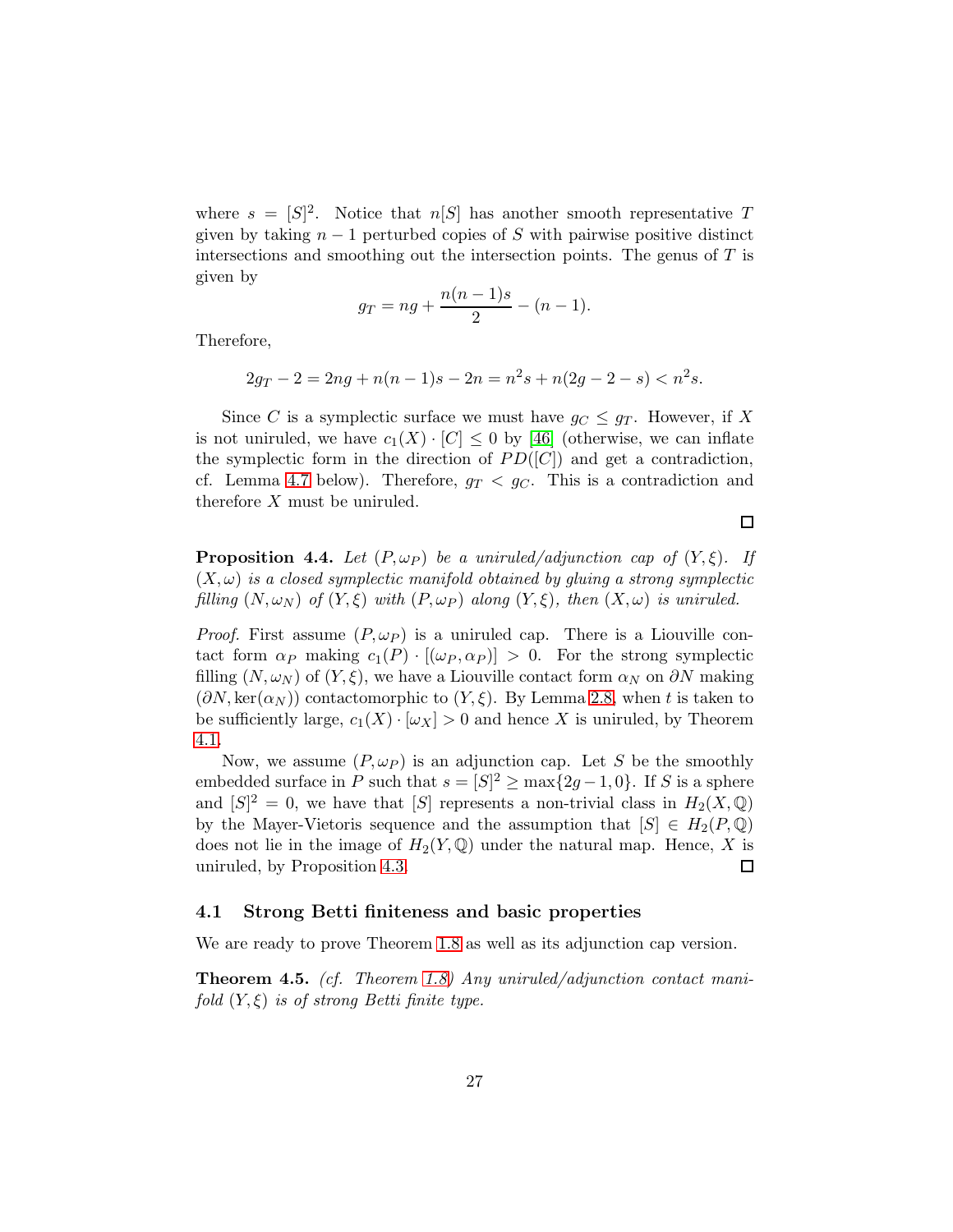where $s = [S]^2$. Notice that $n[S]$ has another smooth representative $T$ given by taking $n-1$ perturbed copies of $S$ with pairwise positive distinct intersections and smoothing out the intersection points. The genus of $T$ is given by

$$g_T = ng + \frac{n(n-1)s}{2} - (n-1).$$

Therefore,

$$2g_T - 2 = 2ng + n(n-1)s - 2n = n^2 s + n(2g - 2 - s) < n^2 s.$$

Since $C$ is a symplectic surface we must have $g_C \leq g_T$. However, if $X$ is not uniruled, we have $c_1(X) \cdot [C] \leq 0$ by [46] (otherwise, we can inflate the symplectic form in the direction of $PD([C])$ and get a contradiction, cf. Lemma 4.7 below). Therefore, $g_T < g_C$. This is a contradiction and therefore $X$ must be uniruled.

□

**Proposition 4.4.** *Let $(P, \omega_P)$ be a uniruled/adjunction cap of $(Y, \xi)$. If $(X, \omega)$ is a closed symplectic manifold obtained by gluing a strong symplectic filling $(N, \omega_N)$ of $(Y, \xi)$ with $(P, \omega_P)$ along $(Y, \xi)$, then $(X, \omega)$ is uniruled.*

*Proof.* First assume $(P, \omega_P)$ is a uniruled cap. There is a Liouville contact form $\alpha_P$ making $c_1(P) \cdot [(\omega_P, \alpha_P)] > 0$. For the strong symplectic filling $(N, \omega_N)$ of $(Y, \xi)$, we have a Liouville contact form $\alpha_N$ on $\partial N$ making $(\partial N, \ker(\alpha_N))$ contactomorphic to $(Y, \xi)$. By Lemma 2.8, when $t$ is taken to be sufficiently large, $c_1(X) \cdot [\omega_X] > 0$ and hence $X$ is uniruled, by Theorem 4.1.

Now, we assume $(P, \omega_P)$ is an adjunction cap. Let $S$ be the smoothly embedded surface in $P$ such that $s = [S]^2 \geq \max\{2g-1, 0\}$. If $S$ is a sphere and $[S]^2 = 0$, we have that $[S]$ represents a non-trivial class in $H_2(X, \mathbb{Q})$ by the Mayer-Vietoris sequence and the assumption that $[S] \in H_2(P, \mathbb{Q})$ does not lie in the image of $H_2(Y, \mathbb{Q})$ under the natural map. Hence, $X$ is uniruled, by Proposition 4.3. □

## 4.1 Strong Betti finiteness and basic properties

We are ready to prove Theorem 1.8 as well as its adjunction cap version.

**Theorem 4.5.** *(cf. Theorem 1.8) Any uniruled/adjunction contact manifold $(Y, \xi)$ is of strong Betti finite type.*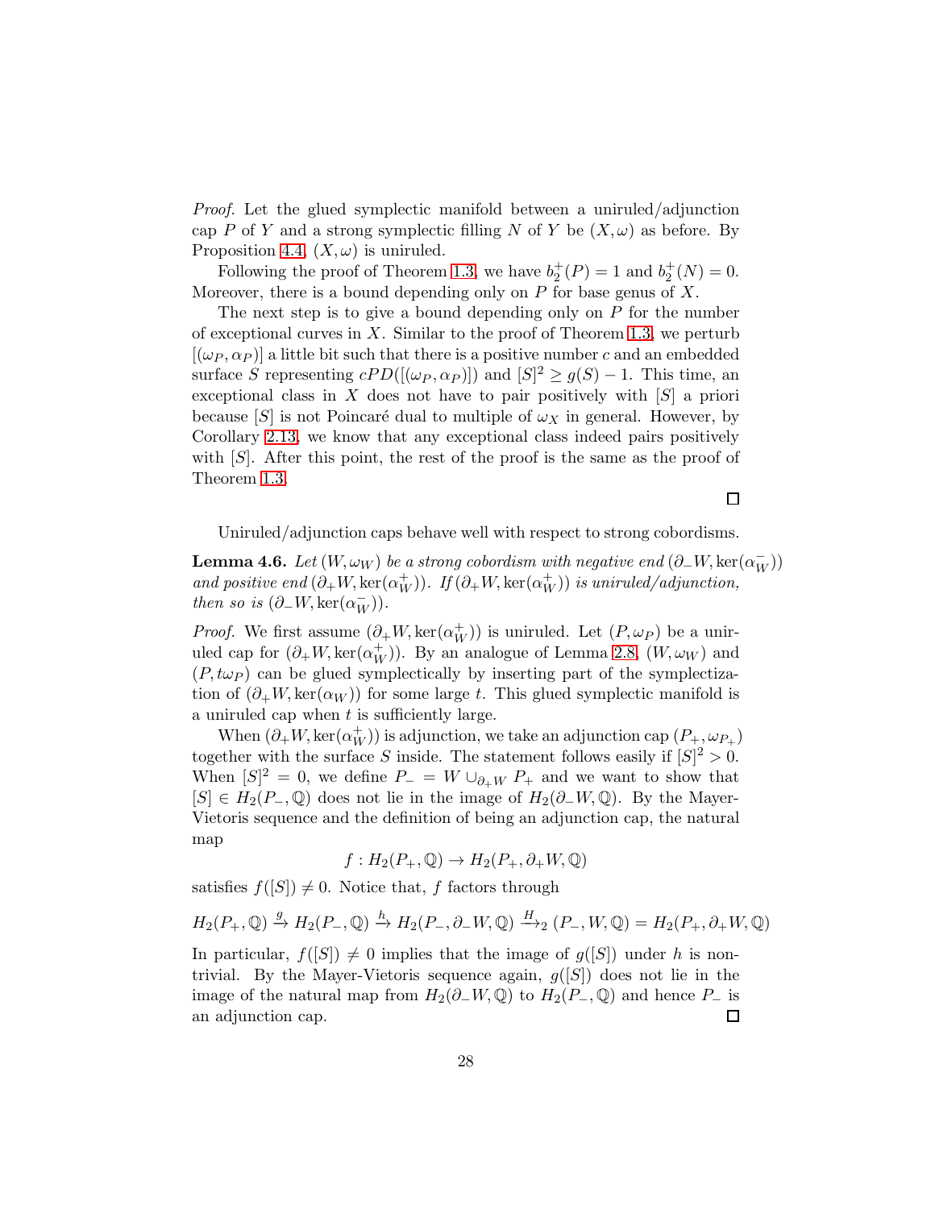*Proof.* Let the glued symplectic manifold between a uniruled/adjunction cap $P$ of $Y$ and a strong symplectic filling $N$ of $Y$ be $(X, \omega)$ as before. By Proposition 4.4, $(X, \omega)$ is uniruled.

Following the proof of Theorem 1.3, we have $b_2^+(P) = 1$ and $b_2^+(N) = 0$. Moreover, there is a bound depending only on $P$ for base genus of $X$.

The next step is to give a bound depending only on $P$ for the number of exceptional curves in $X$. Similar to the proof of Theorem 1.3, we perturb $[(\omega_P, \alpha_P)]$ a little bit such that there is a positive number $c$ and an embedded surface $S$ representing $cPD([(\omega_P, \alpha_P)])$ and $[S]^2 \geq g(S) - 1$. This time, an exceptional class in $X$ does not have to pair positively with $[S]$ a priori because $[S]$ is not Poincaré dual to multiple of $\omega_X$ in general. However, by Corollary 2.13, we know that any exceptional class indeed pairs positively with $[S]$. After this point, the rest of the proof is the same as the proof of Theorem 1.3. $\square$

Uniruled/adjunction caps behave well with respect to strong cobordisms.

**Lemma 4.6.** *Let $(W, \omega_W)$ be a strong cobordism with negative end $(\partial_- W, \ker(\alpha_W^-))$ and positive end $(\partial_+ W, \ker(\alpha_W^+))$. If $(\partial_+ W, \ker(\alpha_W^+))$ is uniruled/adjunction, then so is $(\partial_- W, \ker(\alpha_W^-))$.*

*Proof.* We first assume $(\partial_+ W, \ker(\alpha_W^+))$ is uniruled. Let $(P, \omega_P)$ be a uniruled cap for $(\partial_+ W, \ker(\alpha_W^+))$. By an analogue of Lemma 2.8, $(W, \omega_W)$ and $(P, t\omega_P)$ can be glued symplectically by inserting part of the symplectization of $(\partial_+ W, \ker(\alpha_W))$ for some large $t$. This glued symplectic manifold is a uniruled cap when $t$ is sufficiently large.

When $(\partial_+ W, \ker(\alpha_W^+))$ is adjunction, we take an adjunction cap $(P_+, \omega_{P_+})$ together with the surface $S$ inside. The statement follows easily if $[S]^2 > 0$. When $[S]^2 = 0$, we define $P_- = W \cup_{\partial_+ W} P_+$ and we want to show that $[S] \in H_2(P_-, \mathbb{Q})$ does not lie in the image of $H_2(\partial_- W, \mathbb{Q})$. By the Mayer-Vietoris sequence and the definition of being an adjunction cap, the natural map

$$f : H_2(P_+, \mathbb{Q}) \to H_2(P_+, \partial_+ W, \mathbb{Q})$$

satisfies $f([S]) \neq 0$. Notice that, $f$ factors through

$$H_2(P_+, \mathbb{Q}) \xrightarrow{g} H_2(P_-, \mathbb{Q}) \xrightarrow{h} H_2(P_-, \partial_- W, \mathbb{Q}) \xrightarrow{H}_2 (P_-, W, \mathbb{Q}) = H_2(P_+, \partial_+ W, \mathbb{Q})$$

In particular, $f([S]) \neq 0$ implies that the image of $g([S])$ under $h$ is nontrivial. By the Mayer-Vietoris sequence again, $g([S])$ does not lie in the image of the natural map from $H_2(\partial_- W, \mathbb{Q})$ to $H_2(P_-, \mathbb{Q})$ and hence $P_-$ is an adjunction cap. $\square$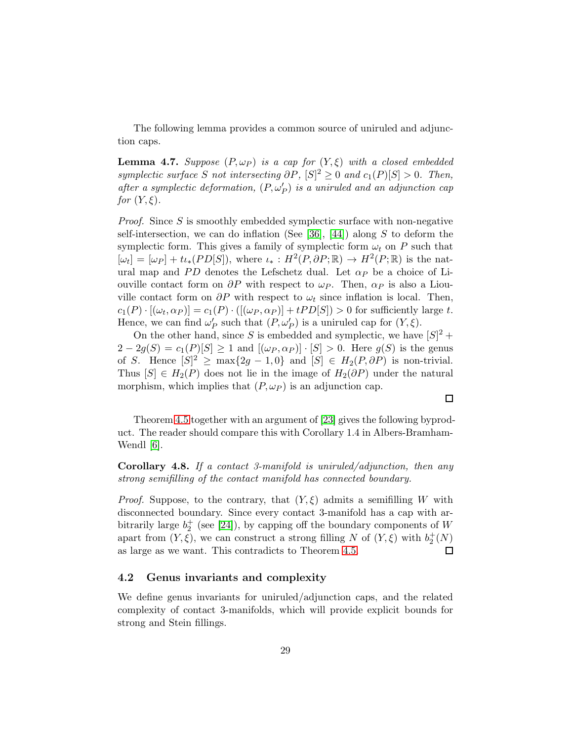The following lemma provides a common source of uniruled and adjunction caps.

**Lemma 4.7.** *Suppose $(P, \omega_P)$ is a cap for $(Y, \xi)$ with a closed embedded symplectic surface $S$ not intersecting $\partial P$, $[S]^2 \geq 0$ and $c_1(P)[S] > 0$. Then, after a symplectic deformation, $(P, \omega'_P)$ is a uniruled and an adjunction cap for $(Y, \xi)$.*

*Proof.* Since $S$ is smoothly embedded symplectic surface with non-negative self-intersection, we can do inflation (See [36], [44]) along $S$ to deform the symplectic form. This gives a family of symplectic form $\omega_t$ on $P$ such that $[\omega_t] = [\omega_P] + t\iota_*(PD[S])$, where $\iota_* : H^2(P, \partial P; \mathbb{R}) \to H^2(P; \mathbb{R})$ is the natural map and $PD$ denotes the Lefschetz dual. Let $\alpha_P$ be a choice of Liouville contact form on $\partial P$ with respect to $\omega_P$. Then, $\alpha_P$ is also a Liouville contact form on $\partial P$ with respect to $\omega_t$ since inflation is local. Then, $c_1(P) \cdot [(\omega_t, \alpha_P)] = c_1(P) \cdot ([(\omega_P, \alpha_P)] + tPD[S]) > 0$ for sufficiently large $t$. Hence, we can find $\omega'_P$ such that $(P, \omega'_P)$ is a uniruled cap for $(Y, \xi)$.

On the other hand, since $S$ is embedded and symplectic, we have $[S]^2 + 2 - 2g(S) = c_1(P)[S] \geq 1$ and $[(\omega_P, \alpha_P)] \cdot [S] > 0$. Here $g(S)$ is the genus of $S$. Hence $[S]^2 \geq \max\{2g - 1, 0\}$ and $[S] \in H_2(P, \partial P)$ is non-trivial. Thus $[S] \in H_2(P)$ does not lie in the image of $H_2(\partial P)$ under the natural morphism, which implies that $(P, \omega_P)$ is an adjunction cap.

□

Theorem 4.5 together with an argument of [23] gives the following byproduct. The reader should compare this with Corollary 1.4 in Albers-Bramham-Wendl [6].

**Corollary 4.8.** *If a contact 3-manifold is uniruled/adjunction, then any strong semifilling of the contact manifold has connected boundary.*

*Proof.* Suppose, to the contrary, that $(Y, \xi)$ admits a semifilling $W$ with disconnected boundary. Since every contact 3-manifold has a cap with arbitrarily large $b_2^+$ (see [24]), by capping off the boundary components of $W$ apart from $(Y, \xi)$, we can construct a strong filling $N$ of $(Y, \xi)$ with $b_2^+(N)$ as large as we want. This contradicts to Theorem 4.5. □

## 4.2 Genus invariants and complexity

We define genus invariants for uniruled/adjunction caps, and the related complexity of contact 3-manifolds, which will provide explicit bounds for strong and Stein fillings.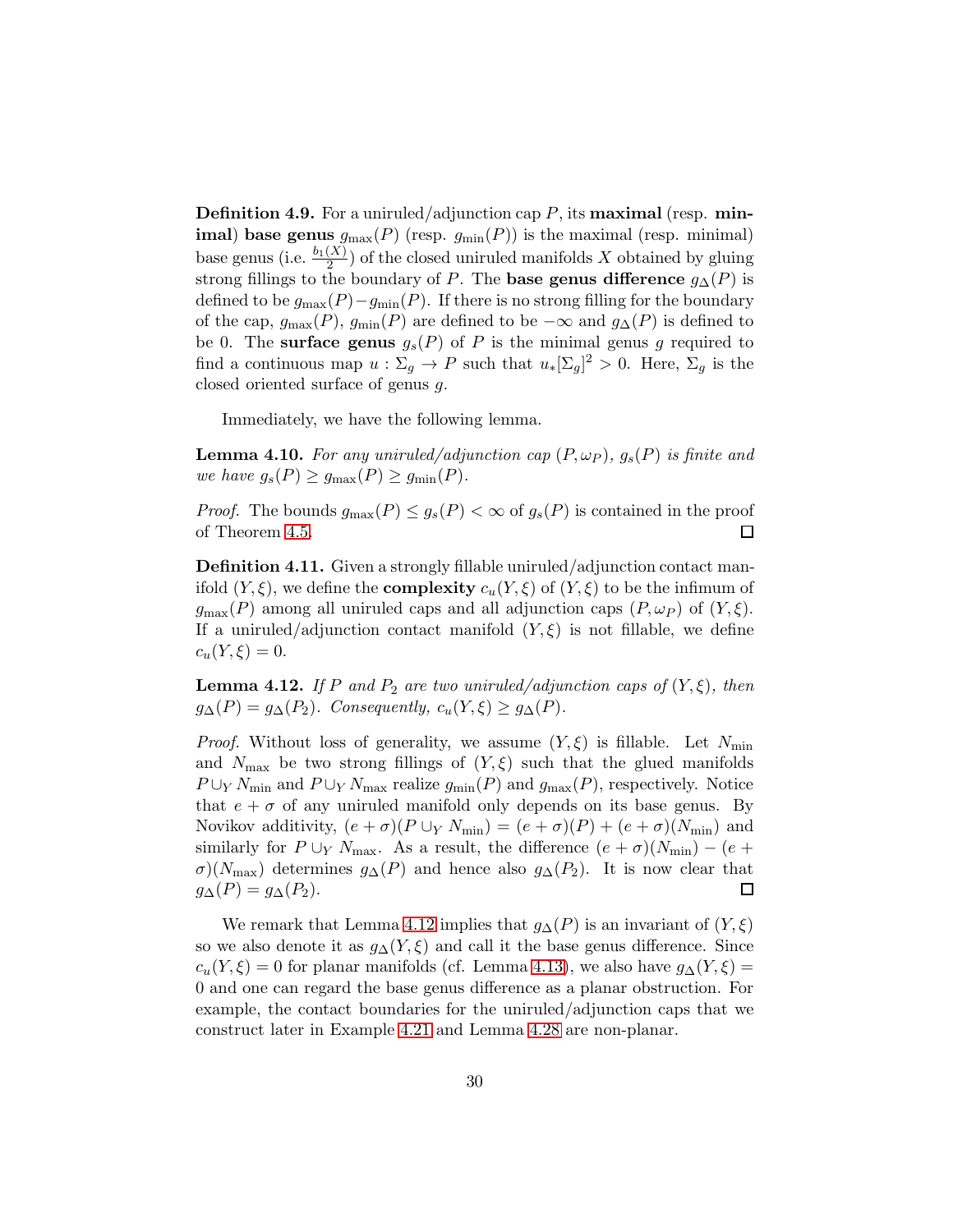**Definition 4.9.** For a uniruled/adjunction cap $P$, its **maximal** (resp. **minimal**) **base genus** $g_{\max}(P)$ (resp. $g_{\min}(P)$) is the maximal (resp. minimal) base genus (i.e. $\frac{b_1(X)}{2}$) of the closed uniruled manifolds $X$ obtained by gluing strong fillings to the boundary of $P$. The **base genus difference** $g_\Delta(P)$ is defined to be $g_{\max}(P) - g_{\min}(P)$. If there is no strong filling for the boundary of the cap, $g_{\max}(P)$, $g_{\min}(P)$ are defined to be $-\infty$ and $g_\Delta(P)$ is defined to be 0. The **surface genus** $g_s(P)$ of $P$ is the minimal genus $g$ required to find a continuous map $u : \Sigma_g \to P$ such that $u_*[\Sigma_g]^2 > 0$. Here, $\Sigma_g$ is the closed oriented surface of genus $g$.

Immediately, we have the following lemma.

**Lemma 4.10.** *For any uniruled/adjunction cap $(P, \omega_P)$, $g_s(P)$ is finite and we have $g_s(P) \geq g_{\max}(P) \geq g_{\min}(P)$.*

*Proof.* The bounds $g_{\max}(P) \leq g_s(P) < \infty$ of $g_s(P)$ is contained in the proof of Theorem 4.5. □

**Definition 4.11.** Given a strongly fillable uniruled/adjunction contact manifold $(Y, \xi)$, we define the **complexity** $c_u(Y, \xi)$ of $(Y, \xi)$ to be the infimum of $g_{\max}(P)$ among all uniruled caps and all adjunction caps $(P, \omega_P)$ of $(Y, \xi)$. If a uniruled/adjunction contact manifold $(Y, \xi)$ is not fillable, we define $c_u(Y, \xi) = 0$.

**Lemma 4.12.** *If $P$ and $P_2$ are two uniruled/adjunction caps of $(Y, \xi)$, then $g_\Delta(P) = g_\Delta(P_2)$. Consequently, $c_u(Y, \xi) \geq g_\Delta(P)$.*

*Proof.* Without loss of generality, we assume $(Y, \xi)$ is fillable. Let $N_{\min}$ and $N_{\max}$ be two strong fillings of $(Y, \xi)$ such that the glued manifolds $P \cup_Y N_{\min}$ and $P \cup_Y N_{\max}$ realize $g_{\min}(P)$ and $g_{\max}(P)$, respectively. Notice that $e + \sigma$ of any uniruled manifold only depends on its base genus. By Novikov additivity, $(e + \sigma)(P \cup_Y N_{\min}) = (e + \sigma)(P) + (e + \sigma)(N_{\min})$ and similarly for $P \cup_Y N_{\max}$. As a result, the difference $(e + \sigma)(N_{\min}) - (e + \sigma)(N_{\max})$ determines $g_\Delta(P)$ and hence also $g_\Delta(P_2)$. It is now clear that $g_\Delta(P) = g_\Delta(P_2)$. □

We remark that Lemma 4.12 implies that $g_\Delta(P)$ is an invariant of $(Y, \xi)$ so we also denote it as $g_\Delta(Y, \xi)$ and call it the base genus difference. Since $c_u(Y, \xi) = 0$ for planar manifolds (cf. Lemma 4.13), we also have $g_\Delta(Y, \xi) = 0$ and one can regard the base genus difference as a planar obstruction. For example, the contact boundaries for the uniruled/adjunction caps that we construct later in Example 4.21 and Lemma 4.28 are non-planar.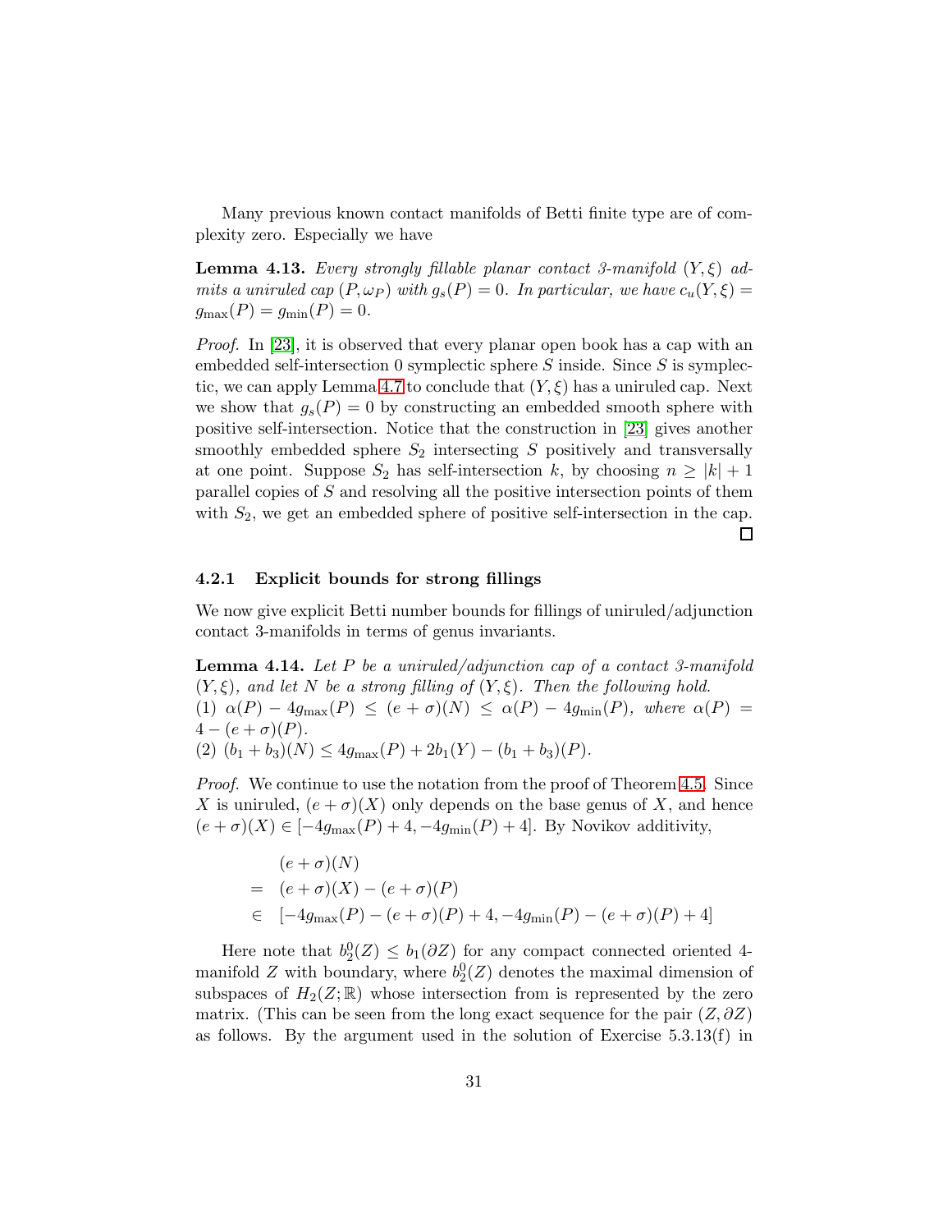Many previous known contact manifolds of Betti finite type are of complexity zero. Especially we have

**Lemma 4.13.** *Every strongly fillable planar contact 3-manifold $(Y, \xi)$ admits a uniruled cap $(P, \omega_P)$ with $g_s(P) = 0$. In particular, we have $c_u(Y, \xi) = g_{\max}(P) = g_{\min}(P) = 0$.*

*Proof.* In [23], it is observed that every planar open book has a cap with an embedded self-intersection 0 symplectic sphere $S$ inside. Since $S$ is symplectic, we can apply Lemma 4.7 to conclude that $(Y, \xi)$ has a uniruled cap. Next we show that $g_s(P) = 0$ by constructing an embedded smooth sphere with positive self-intersection. Notice that the construction in [23] gives another smoothly embedded sphere $S_2$ intersecting $S$ positively and transversally at one point. Suppose $S_2$ has self-intersection $k$, by choosing $n \geq |k| + 1$ parallel copies of $S$ and resolving all the positive intersection points of them with $S_2$, we get an embedded sphere of positive self-intersection in the cap. □

### 4.2.1 Explicit bounds for strong fillings

We now give explicit Betti number bounds for fillings of uniruled/adjunction contact 3-manifolds in terms of genus invariants.

**Lemma 4.14.** *Let $P$ be a uniruled/adjunction cap of a contact 3-manifold $(Y, \xi)$, and let $N$ be a strong filling of $(Y, \xi)$. Then the following hold.*
*(1) $\alpha(P) - 4g_{\max}(P) \leq (e + \sigma)(N) \leq \alpha(P) - 4g_{\min}(P)$, where $\alpha(P) = 4 - (e + \sigma)(P)$.*
*(2) $(b_1 + b_3)(N) \leq 4g_{\max}(P) + 2b_1(Y) - (b_1 + b_3)(P)$.*

*Proof.* We continue to use the notation from the proof of Theorem 4.5. Since $X$ is uniruled, $(e + \sigma)(X)$ only depends on the base genus of $X$, and hence $(e + \sigma)(X) \in [-4g_{\max}(P) + 4, -4g_{\min}(P) + 4]$. By Novikov additivity,

$$
\begin{aligned}
& (e + \sigma)(N) \\
= \; & (e + \sigma)(X) - (e + \sigma)(P) \\
\in \; & [-4g_{\max}(P) - (e + \sigma)(P) + 4, -4g_{\min}(P) - (e + \sigma)(P) + 4]
\end{aligned}
$$

Here note that $b_2^0(Z) \leq b_1(\partial Z)$ for any compact connected oriented 4-manifold $Z$ with boundary, where $b_2^0(Z)$ denotes the maximal dimension of subspaces of $H_2(Z; \mathbb{R})$ whose intersection from is represented by the zero matrix. (This can be seen from the long exact sequence for the pair $(Z, \partial Z)$ as follows. By the argument used in the solution of Exercise 5.3.13(f) in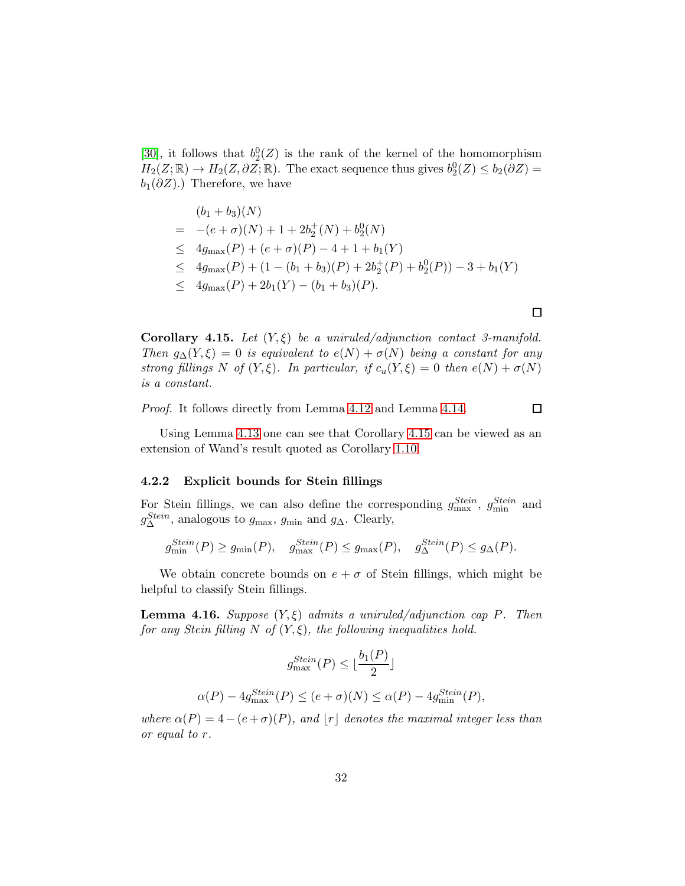[30], it follows that $b_2^0(Z)$ is the rank of the kernel of the homomorphism $H_2(Z;\mathbb{R}) \to H_2(Z, \partial Z; \mathbb{R})$. The exact sequence thus gives $b_2^0(Z) \le b_2(\partial Z) = b_1(\partial Z)$.) Therefore, we have

$$
\begin{aligned}
& (b_1 + b_3)(N) \\
= \;& -(e+\sigma)(N) + 1 + 2b_2^+(N) + b_2^0(N) \\
\le \;& 4g_{\max}(P) + (e+\sigma)(P) - 4 + 1 + b_1(Y) \\
\le \;& 4g_{\max}(P) + (1 - (b_1+b_3)(P) + 2b_2^+(P) + b_2^0(P)) - 3 + b_1(Y) \\
\le \;& 4g_{\max}(P) + 2b_1(Y) - (b_1+b_3)(P).
\end{aligned}
$$

□

**Corollary 4.15.** *Let $(Y, \xi)$ be a uniruled/adjunction contact 3-manifold. Then $g_\Delta(Y, \xi) = 0$ is equivalent to $e(N) + \sigma(N)$ being a constant for any strong fillings $N$ of $(Y, \xi)$. In particular, if $c_u(Y, \xi) = 0$ then $e(N) + \sigma(N)$ is a constant.*

*Proof.* It follows directly from Lemma 4.12 and Lemma 4.14. □

Using Lemma 4.13 one can see that Corollary 4.15 can be viewed as an extension of Wand's result quoted as Corollary 1.10.

### 4.2.2 Explicit bounds for Stein fillings

For Stein fillings, we can also define the corresponding $g_{\max}^{Stein}$, $g_{\min}^{Stein}$ and $g_\Delta^{Stein}$, analogous to $g_{\max}$, $g_{\min}$ and $g_\Delta$. Clearly,

$$g_{\min}^{Stein}(P) \ge g_{\min}(P), \quad g_{\max}^{Stein}(P) \le g_{\max}(P), \quad g_\Delta^{Stein}(P) \le g_\Delta(P).$$

We obtain concrete bounds on $e + \sigma$ of Stein fillings, which might be helpful to classify Stein fillings.

**Lemma 4.16.** *Suppose $(Y, \xi)$ admits a uniruled/adjunction cap $P$. Then for any Stein filling $N$ of $(Y, \xi)$, the following inequalities hold.*

$$g_{\max}^{Stein}(P) \le \lfloor \frac{b_1(P)}{2} \rfloor$$

$$\alpha(P) - 4g_{\max}^{Stein}(P) \le (e+\sigma)(N) \le \alpha(P) - 4g_{\min}^{Stein}(P),$$

*where $\alpha(P) = 4 - (e+\sigma)(P)$, and $\lfloor r \rfloor$ denotes the maximal integer less than or equal to $r$.*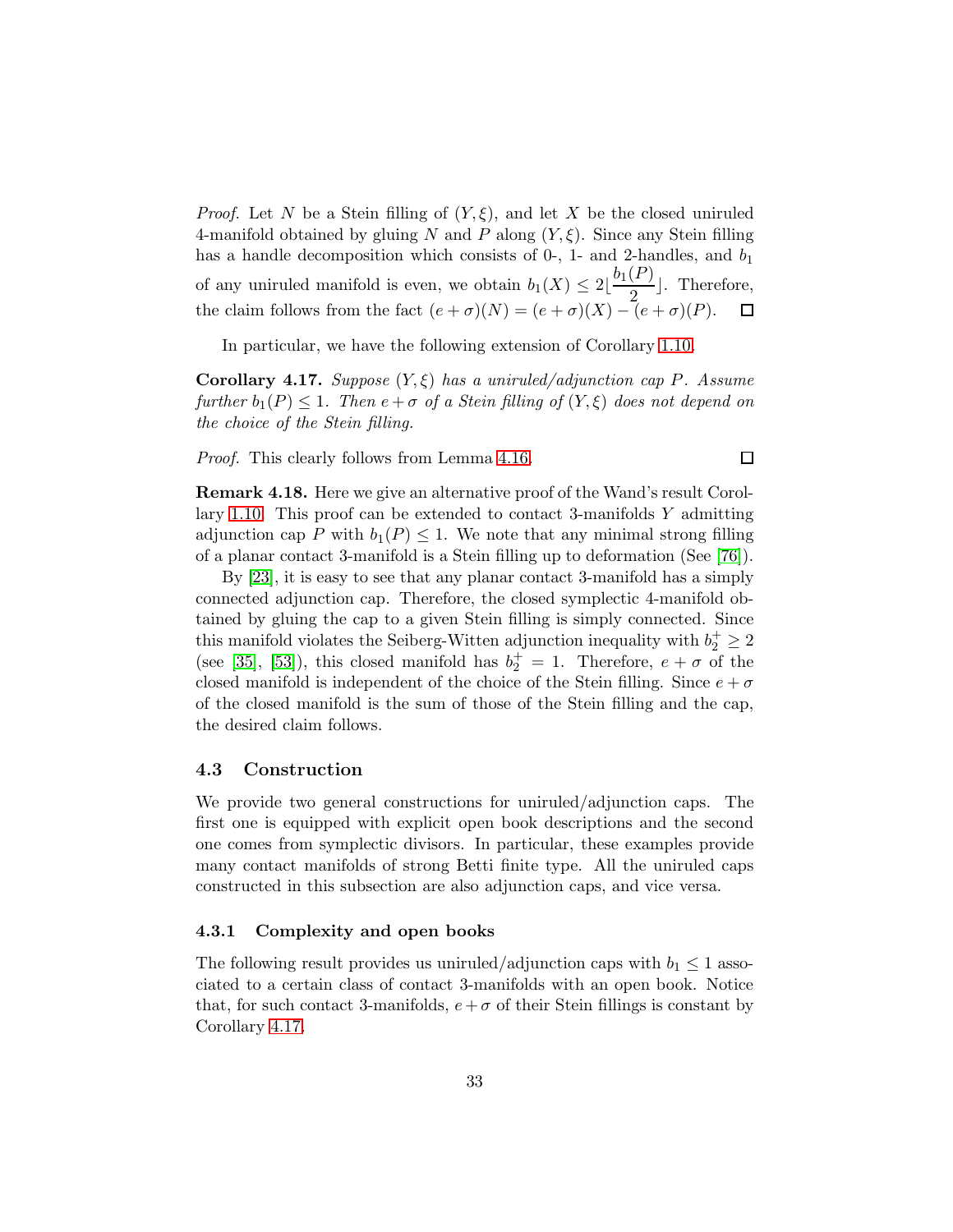*Proof.* Let $N$ be a Stein filling of $(Y, \xi)$, and let $X$ be the closed uniruled 4-manifold obtained by gluing $N$ and $P$ along $(Y, \xi)$. Since any Stein filling has a handle decomposition which consists of 0-, 1- and 2-handles, and $b_1$ of any uniruled manifold is even, we obtain $b_1(X) \leq 2\lfloor \frac{b_1(P)}{2} \rfloor$. Therefore, the claim follows from the fact $(e + \sigma)(N) = (e + \sigma)(X) - (e + \sigma)(P)$. ☐

In particular, we have the following extension of Corollary 1.10.

**Corollary 4.17.** *Suppose $(Y, \xi)$ has a uniruled/adjunction cap $P$. Assume further $b_1(P) \leq 1$. Then $e + \sigma$ of a Stein filling of $(Y, \xi)$ does not depend on the choice of the Stein filling.*

*Proof.* This clearly follows from Lemma 4.16. ☐

**Remark 4.18.** Here we give an alternative proof of the Wand's result Corollary 1.10. This proof can be extended to contact 3-manifolds $Y$ admitting adjunction cap $P$ with $b_1(P) \leq 1$. We note that any minimal strong filling of a planar contact 3-manifold is a Stein filling up to deformation (See [76]).

By [23], it is easy to see that any planar contact 3-manifold has a simply connected adjunction cap. Therefore, the closed symplectic 4-manifold obtained by gluing the cap to a given Stein filling is simply connected. Since this manifold violates the Seiberg-Witten adjunction inequality with $b_2^+ \geq 2$ (see [35], [53]), this closed manifold has $b_2^+ = 1$. Therefore, $e + \sigma$ of the closed manifold is independent of the choice of the Stein filling. Since $e + \sigma$ of the closed manifold is the sum of those of the Stein filling and the cap, the desired claim follows.

## 4.3 Construction

We provide two general constructions for uniruled/adjunction caps. The first one is equipped with explicit open book descriptions and the second one comes from symplectic divisors. In particular, these examples provide many contact manifolds of strong Betti finite type. All the uniruled caps constructed in this subsection are also adjunction caps, and vice versa.

### 4.3.1 Complexity and open books

The following result provides us uniruled/adjunction caps with $b_1 \leq 1$ associated to a certain class of contact 3-manifolds with an open book. Notice that, for such contact 3-manifolds, $e + \sigma$ of their Stein fillings is constant by Corollary 4.17.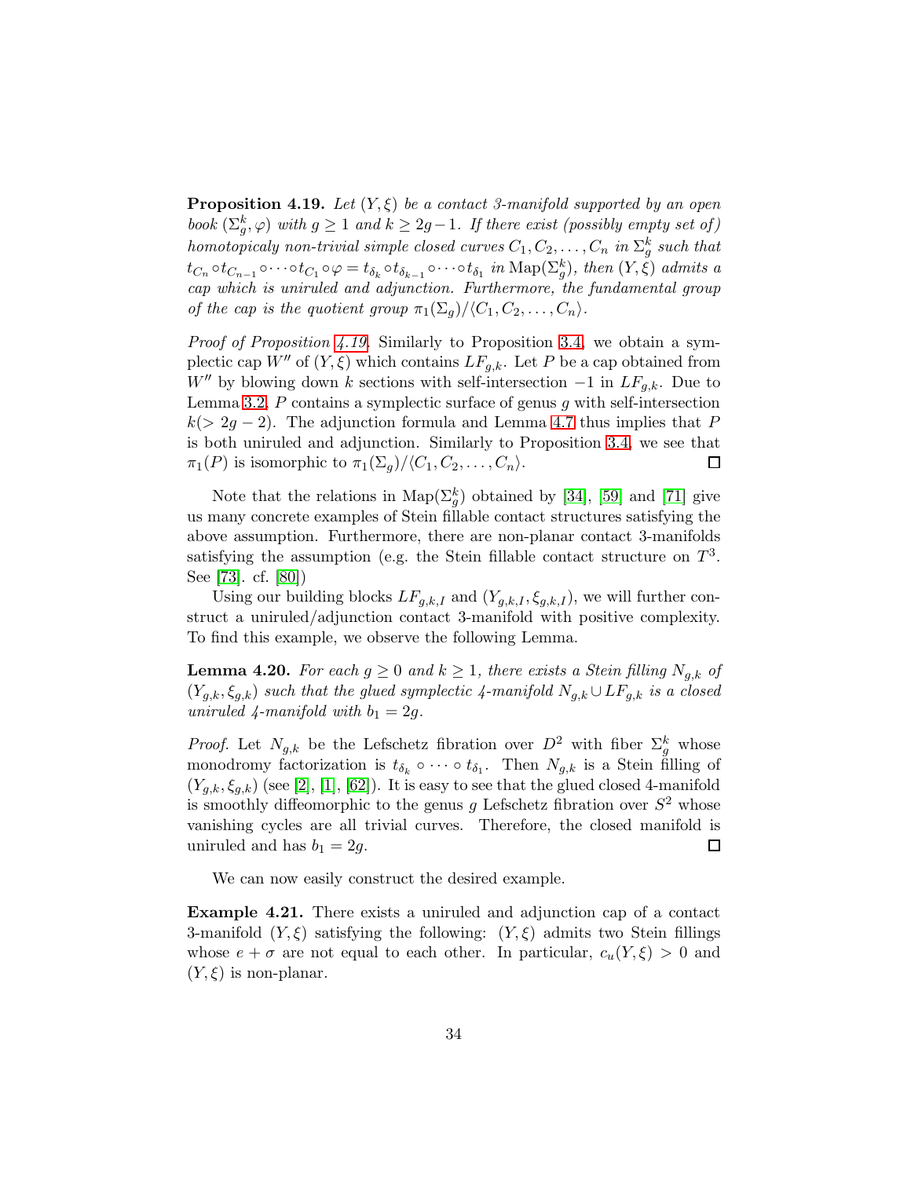**Proposition 4.19.** *Let $(Y, \xi)$ be a contact 3-manifold supported by an open book $(\Sigma_g^k, \varphi)$ with $g \geq 1$ and $k \geq 2g-1$. If there exist (possibly empty set of) homotopicaly non-trivial simple closed curves $C_1, C_2, \ldots, C_n$ in $\Sigma_g^k$ such that $t_{C_n} \circ t_{C_{n-1}} \circ \cdots \circ t_{C_1} \circ \varphi = t_{\delta_k} \circ t_{\delta_{k-1}} \circ \cdots \circ t_{\delta_1}$ in $\mathrm{Map}(\Sigma_g^k)$, then $(Y, \xi)$ admits a cap which is uniruled and adjunction. Furthermore, the fundamental group of the cap is the quotient group $\pi_1(\Sigma_g)/\langle C_1, C_2, \ldots, C_n \rangle$.*

*Proof of Proposition 4.19.* Similarly to Proposition 3.4, we obtain a symplectic cap $W''$ of $(Y, \xi)$ which contains $LF_{g,k}$. Let $P$ be a cap obtained from $W''$ by blowing down $k$ sections with self-intersection $-1$ in $LF_{g,k}$. Due to Lemma 3.2, $P$ contains a symplectic surface of genus $g$ with self-intersection $k (> 2g-2)$. The adjunction formula and Lemma 4.7 thus implies that $P$ is both uniruled and adjunction. Similarly to Proposition 3.4, we see that $\pi_1(P)$ is isomorphic to $\pi_1(\Sigma_g)/\langle C_1, C_2, \ldots, C_n \rangle$. $\square$

Note that the relations in $\mathrm{Map}(\Sigma_g^k)$ obtained by [34], [59] and [71] give us many concrete examples of Stein fillable contact structures satisfying the above assumption. Furthermore, there are non-planar contact 3-manifolds satisfying the assumption (e.g. the Stein fillable contact structure on $T^3$. See [73]. cf. [80])

Using our building blocks $LF_{g,k,I}$ and $(Y_{g,k,I}, \xi_{g,k,I})$, we will further construct a uniruled/adjunction contact 3-manifold with positive complexity. To find this example, we observe the following Lemma.

**Lemma 4.20.** *For each $g \geq 0$ and $k \geq 1$, there exists a Stein filling $N_{g,k}$ of $(Y_{g,k}, \xi_{g,k})$ such that the glued symplectic 4-manifold $N_{g,k} \cup LF_{g,k}$ is a closed uniruled 4-manifold with $b_1 = 2g$.*

*Proof.* Let $N_{g,k}$ be the Lefschetz fibration over $D^2$ with fiber $\Sigma_g^k$ whose monodromy factorization is $t_{\delta_k} \circ \cdots \circ t_{\delta_1}$. Then $N_{g,k}$ is a Stein filling of $(Y_{g,k}, \xi_{g,k})$ (see [2], [1], [62]). It is easy to see that the glued closed 4-manifold is smoothly diffeomorphic to the genus $g$ Lefschetz fibration over $S^2$ whose vanishing cycles are all trivial curves. Therefore, the closed manifold is uniruled and has $b_1 = 2g$. $\square$

We can now easily construct the desired example.

**Example 4.21.** There exists a uniruled and adjunction cap of a contact 3-manifold $(Y, \xi)$ satisfying the following: $(Y, \xi)$ admits two Stein fillings whose $e + \sigma$ are not equal to each other. In particular, $c_u(Y, \xi) > 0$ and $(Y, \xi)$ is non-planar.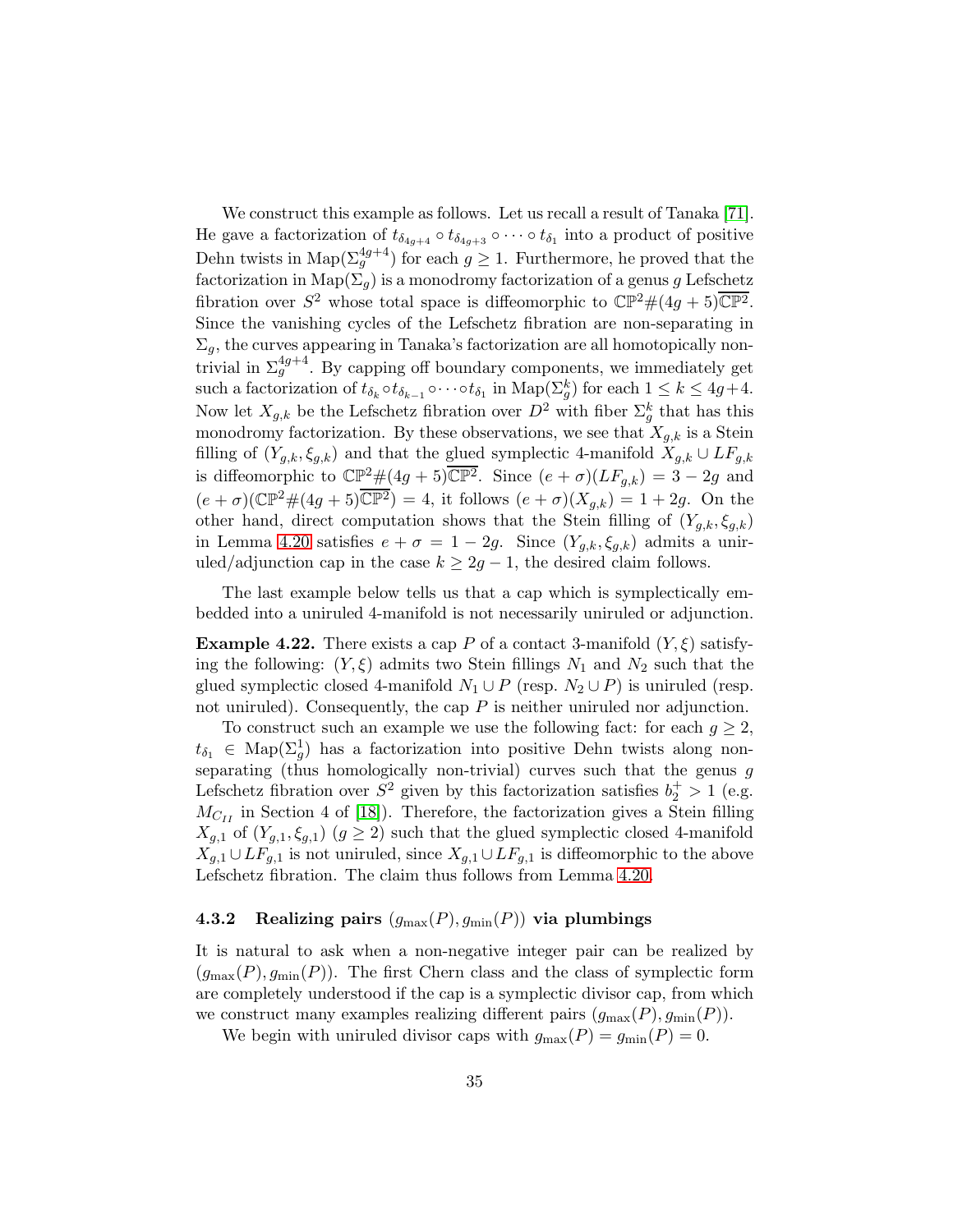We construct this example as follows. Let us recall a result of Tanaka [71]. He gave a factorization of $t_{\delta_{4g+4}} \circ t_{\delta_{4g+3}} \circ \cdots \circ t_{\delta_1}$ into a product of positive Dehn twists in $\mathrm{Map}(\Sigma_g^{4g+4})$ for each $g \geq 1$. Furthermore, he proved that the factorization in $\mathrm{Map}(\Sigma_g)$ is a monodromy factorization of a genus $g$ Lefschetz fibration over $S^2$ whose total space is diffeomorphic to $\mathbb{CP}^2 \# (4g+5)\overline{\mathbb{CP}^2}$. Since the vanishing cycles of the Lefschetz fibration are non-separating in $\Sigma_g$, the curves appearing in Tanaka's factorization are all homotopically non-trivial in $\Sigma_g^{4g+4}$. By capping off boundary components, we immediately get such a factorization of $t_{\delta_k} \circ t_{\delta_{k-1}} \circ \cdots \circ t_{\delta_1}$ in $\mathrm{Map}(\Sigma_g^k)$ for each $1 \leq k \leq 4g+4$. Now let $X_{g,k}$ be the Lefschetz fibration over $D^2$ with fiber $\Sigma_g^k$ that has this monodromy factorization. By these observations, we see that $X_{g,k}$ is a Stein filling of $(Y_{g,k}, \xi_{g,k})$ and that the glued symplectic 4-manifold $X_{g,k} \cup LF_{g,k}$ is diffeomorphic to $\mathbb{CP}^2 \# (4g+5)\overline{\mathbb{CP}^2}$. Since $(e+\sigma)(LF_{g,k}) = 3 - 2g$ and $(e+\sigma)(\mathbb{CP}^2 \# (4g+5)\overline{\mathbb{CP}^2}) = 4$, it follows $(e+\sigma)(X_{g,k}) = 1 + 2g$. On the other hand, direct computation shows that the Stein filling of $(Y_{g,k}, \xi_{g,k})$ in Lemma 4.20 satisfies $e + \sigma = 1 - 2g$. Since $(Y_{g,k}, \xi_{g,k})$ admits a uniruled/adjunction cap in the case $k \geq 2g-1$, the desired claim follows.

The last example below tells us that a cap which is symplectically embedded into a uniruled 4-manifold is not necessarily uniruled or adjunction.

**Example 4.22.** There exists a cap $P$ of a contact 3-manifold $(Y, \xi)$ satisfying the following: $(Y, \xi)$ admits two Stein fillings $N_1$ and $N_2$ such that the glued symplectic closed 4-manifold $N_1 \cup P$ (resp. $N_2 \cup P$) is uniruled (resp. not uniruled). Consequently, the cap $P$ is neither uniruled nor adjunction.

To construct such an example we use the following fact: for each $g \geq 2$, $t_{\delta_1} \in \mathrm{Map}(\Sigma_g^1)$ has a factorization into positive Dehn twists along non-separating (thus homologically non-trivial) curves such that the genus $g$ Lefschetz fibration over $S^2$ given by this factorization satisfies $b_2^+ > 1$ (e.g. $M_{C_{II}}$ in Section 4 of [18]). Therefore, the factorization gives a Stein filling $X_{g,1}$ of $(Y_{g,1}, \xi_{g,1})$ $(g \geq 2)$ such that the glued symplectic closed 4-manifold $X_{g,1} \cup LF_{g,1}$ is not uniruled, since $X_{g,1} \cup LF_{g,1}$ is diffeomorphic to the above Lefschetz fibration. The claim thus follows from Lemma 4.20.

### 4.3.2 Realizing pairs $(g_{\max}(P), g_{\min}(P))$ via plumbings

It is natural to ask when a non-negative integer pair can be realized by $(g_{\max}(P), g_{\min}(P))$. The first Chern class and the class of symplectic form are completely understood if the cap is a symplectic divisor cap, from which we construct many examples realizing different pairs $(g_{\max}(P), g_{\min}(P))$.

We begin with uniruled divisor caps with $g_{\max}(P) = g_{\min}(P) = 0$.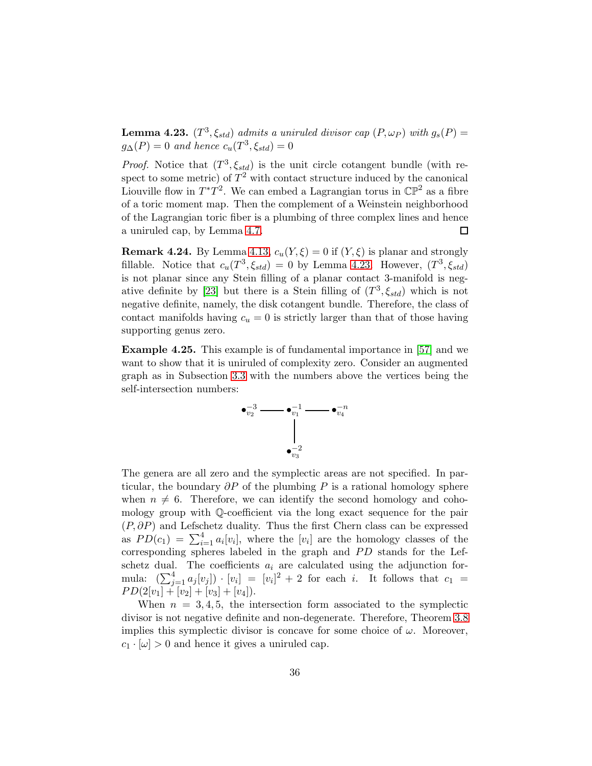**Lemma 4.23.** *$(T^3, \xi_{std})$ admits a uniruled divisor cap $(P, \omega_P)$ with $g_s(P) = g_\Delta(P) = 0$ and hence $c_u(T^3, \xi_{std}) = 0$*

*Proof.* Notice that $(T^3, \xi_{std})$ is the unit circle cotangent bundle (with respect to some metric) of $T^2$ with contact structure induced by the canonical Liouville flow in $T^*T^2$. We can embed a Lagrangian torus in $\mathbb{CP}^2$ as a fibre of a toric moment map. Then the complement of a Weinstein neighborhood of the Lagrangian toric fiber is a plumbing of three complex lines and hence a uniruled cap, by Lemma 4.7. $\square$

**Remark 4.24.** By Lemma 4.13, $c_u(Y, \xi) = 0$ if $(Y, \xi)$ is planar and strongly fillable. Notice that $c_u(T^3, \xi_{std}) = 0$ by Lemma 4.23. However, $(T^3, \xi_{std})$ is not planar since any Stein filling of a planar contact 3-manifold is negative definite by [23] but there is a Stein filling of $(T^3, \xi_{std})$ which is not negative definite, namely, the disk cotangent bundle. Therefore, the class of contact manifolds having $c_u = 0$ is strictly larger than that of those having supporting genus zero.

**Example 4.25.** This example is of fundamental importance in [57] and we want to show that it is uniruled of complexity zero. Consider an augmented graph as in Subsection 3.3 with the numbers above the vertices being the self-intersection numbers:

$$\bullet^{-3}_{v_2} \text{ --- } \bullet^{-1}_{v_1} \text{ --- } \bullet^{-n}_{v_4}, \qquad \bullet^{-1}_{v_1} \text{ --- } \bullet^{-2}_{v_3}$$

The genera are all zero and the symplectic areas are not specified. In particular, the boundary $\partial P$ of the plumbing $P$ is a rational homology sphere when $n \neq 6$. Therefore, we can identify the second homology and cohomology group with $\mathbb{Q}$-coefficient via the long exact sequence for the pair $(P, \partial P)$ and Lefschetz duality. Thus the first Chern class can be expressed as $PD(c_1) = \sum_{i=1}^4 a_i[v_i]$, where the $[v_i]$ are the homology classes of the corresponding spheres labeled in the graph and $PD$ stands for the Lefschetz dual. The coefficients $a_i$ are calculated using the adjunction formula: $(\sum_{j=1}^4 a_j[v_j]) \cdot [v_i] = [v_i]^2 + 2$ for each $i$. It follows that $c_1 = PD(2[v_1] + [v_2] + [v_3] + [v_4])$.

When $n = 3, 4, 5$, the intersection form associated to the symplectic divisor is not negative definite and non-degenerate. Therefore, Theorem 3.8 implies this symplectic divisor is concave for some choice of $\omega$. Moreover, $c_1 \cdot [\omega] > 0$ and hence it gives a uniruled cap.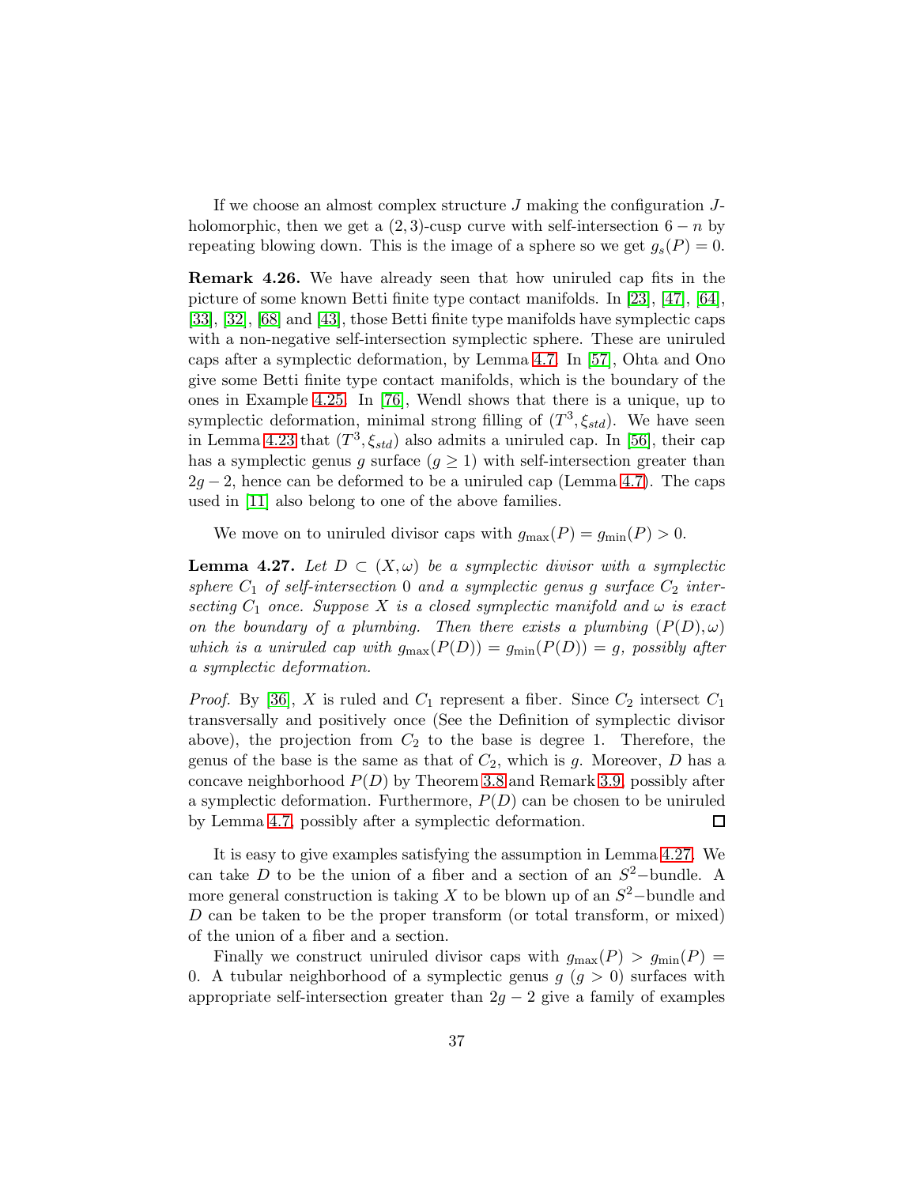If we choose an almost complex structure $J$ making the configuration $J$-holomorphic, then we get a $(2,3)$-cusp curve with self-intersection $6-n$ by repeating blowing down. This is the image of a sphere so we get $g_s(P)=0$.

**Remark 4.26.** We have already seen that how uniruled cap fits in the picture of some known Betti finite type contact manifolds. In [23], [47], [64], [33], [32], [68] and [43], those Betti finite type manifolds have symplectic caps with a non-negative self-intersection symplectic sphere. These are uniruled caps after a symplectic deformation, by Lemma 4.7. In [57], Ohta and Ono give some Betti finite type contact manifolds, which is the boundary of the ones in Example 4.25. In [76], Wendl shows that there is a unique, up to symplectic deformation, minimal strong filling of $(T^3, \xi_{std})$. We have seen in Lemma 4.23 that $(T^3, \xi_{std})$ also admits a uniruled cap. In [56], their cap has a symplectic genus $g$ surface ($g \geq 1$) with self-intersection greater than $2g-2$, hence can be deformed to be a uniruled cap (Lemma 4.7). The caps used in [11] also belong to one of the above families.

We move on to uniruled divisor caps with $g_{\max}(P) = g_{\min}(P) > 0$.

**Lemma 4.27.** *Let $D \subset (X, \omega)$ be a symplectic divisor with a symplectic sphere $C_1$ of self-intersection $0$ and a symplectic genus $g$ surface $C_2$ intersecting $C_1$ once. Suppose $X$ is a closed symplectic manifold and $\omega$ is exact on the boundary of a plumbing. Then there exists a plumbing $(P(D), \omega)$ which is a uniruled cap with $g_{\max}(P(D)) = g_{\min}(P(D)) = g$, possibly after a symplectic deformation.*

*Proof.* By [36], $X$ is ruled and $C_1$ represent a fiber. Since $C_2$ intersect $C_1$ transversally and positively once (See the Definition of symplectic divisor above), the projection from $C_2$ to the base is degree 1. Therefore, the genus of the base is the same as that of $C_2$, which is $g$. Moreover, $D$ has a concave neighborhood $P(D)$ by Theorem 3.8 and Remark 3.9, possibly after a symplectic deformation. Furthermore, $P(D)$ can be chosen to be uniruled by Lemma 4.7, possibly after a symplectic deformation. $\square$

It is easy to give examples satisfying the assumption in Lemma 4.27. We can take $D$ to be the union of a fiber and a section of an $S^2-$bundle. A more general construction is taking $X$ to be blown up of an $S^2-$bundle and $D$ can be taken to be the proper transform (or total transform, or mixed) of the union of a fiber and a section.

Finally we construct uniruled divisor caps with $g_{\max}(P) > g_{\min}(P) = 0$. A tubular neighborhood of a symplectic genus $g$ ($g > 0$) surfaces with appropriate self-intersection greater than $2g-2$ give a family of examples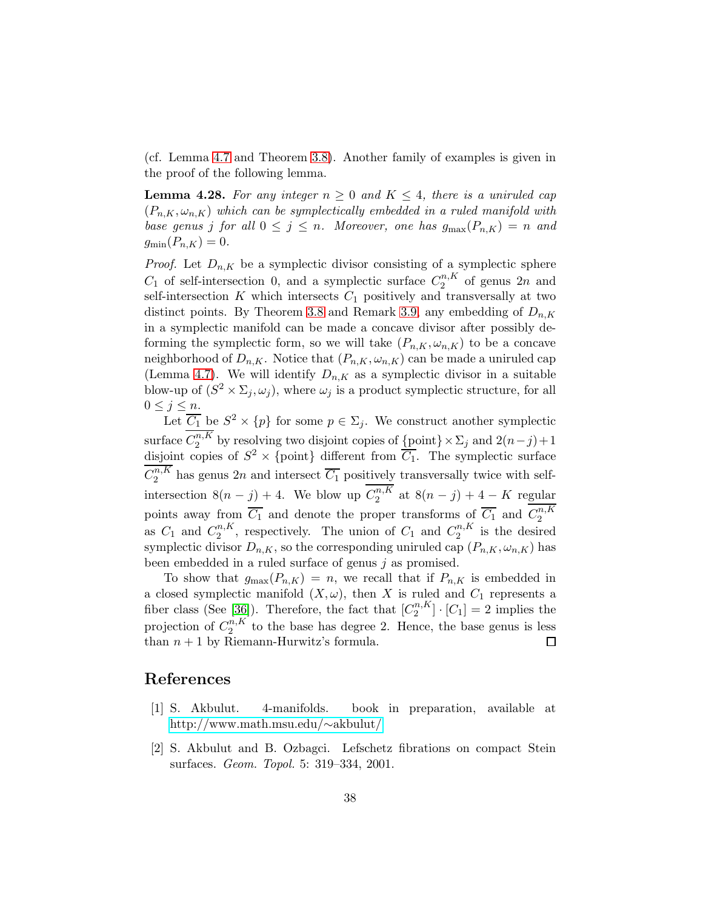(cf. Lemma 4.7 and Theorem 3.8). Another family of examples is given in the proof of the following lemma.

**Lemma 4.28.** *For any integer $n \geq 0$ and $K \leq 4$, there is a uniruled cap $(P_{n,K}, \omega_{n,K})$ which can be symplectically embedded in a ruled manifold with base genus $j$ for all $0 \leq j \leq n$. Moreover, one has $g_{\max}(P_{n,K}) = n$ and $g_{\min}(P_{n,K}) = 0$.*

*Proof.* Let $D_{n,K}$ be a symplectic divisor consisting of a symplectic sphere $C_1$ of self-intersection 0, and a symplectic surface $C_2^{n,K}$ of genus $2n$ and self-intersection $K$ which intersects $C_1$ positively and transversally at two distinct points. By Theorem 3.8 and Remark 3.9, any embedding of $D_{n,K}$ in a symplectic manifold can be made a concave divisor after possibly deforming the symplectic form, so we will take $(P_{n,K}, \omega_{n,K})$ to be a concave neighborhood of $D_{n,K}$. Notice that $(P_{n,K}, \omega_{n,K})$ can be made a uniruled cap (Lemma 4.7). We will identify $D_{n,K}$ as a symplectic divisor in a suitable blow-up of $(S^2 \times \Sigma_j, \omega_j)$, where $\omega_j$ is a product symplectic structure, for all $0 \leq j \leq n$.

Let $\overline{C_1}$ be $S^2 \times \{p\}$ for some $p \in \Sigma_j$. We construct another symplectic surface $\overline{C_2^{n,K}}$ by resolving two disjoint copies of $\{\text{point}\} \times \Sigma_j$ and $2(n-j)+1$ disjoint copies of $S^2 \times \{\text{point}\}$ different from $\overline{C_1}$. The symplectic surface $\overline{C_2^{n,K}}$ has genus $2n$ and intersect $\overline{C_1}$ positively transversally twice with self-intersection $8(n-j)+4$. We blow up $\overline{C_2^{n,K}}$ at $8(n-j)+4-K$ regular points away from $\overline{C_1}$ and denote the proper transforms of $\overline{C_1}$ and $\overline{C_2^{n,K}}$ as $C_1$ and $C_2^{n,K}$, respectively. The union of $C_1$ and $C_2^{n,K}$ is the desired symplectic divisor $D_{n,K}$, so the corresponding uniruled cap $(P_{n,K}, \omega_{n,K})$ has been embedded in a ruled surface of genus $j$ as promised.

To show that $g_{\max}(P_{n,K}) = n$, we recall that if $P_{n,K}$ is embedded in a closed symplectic manifold $(X, \omega)$, then $X$ is ruled and $C_1$ represents a fiber class (See [36]). Therefore, the fact that $[C_2^{n,K}] \cdot [C_1] = 2$ implies the projection of $C_2^{n,K}$ to the base has degree 2. Hence, the base genus is less than $n+1$ by Riemann-Hurwitz's formula. $\square$

# References

[1] S. Akbulut. 4-manifolds. book in preparation, available at http://www.math.msu.edu/~akbulut/

[2] S. Akbulut and B. Ozbagci. Lefschetz fibrations on compact Stein surfaces. *Geom. Topol.* 5: 319–334, 2001.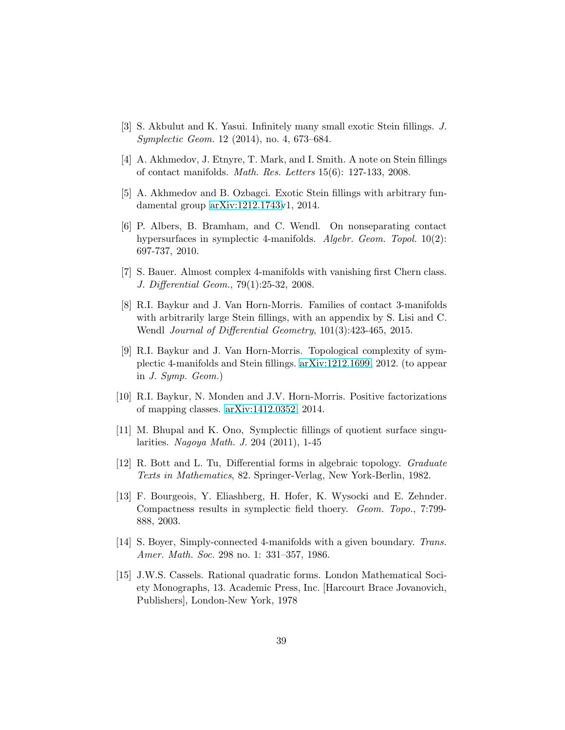[3] S. Akbulut and K. Yasui. Infinitely many small exotic Stein fillings. *J. Symplectic Geom.* 12 (2014), no. 4, 673–684.

[4] A. Akhmedov, J. Etnyre, T. Mark, and I. Smith. A note on Stein fillings of contact manifolds. *Math. Res. Letters* 15(6): 127-133, 2008.

[5] A. Akhmedov and B. Ozbagci. Exotic Stein fillings with arbitrary fundamental group arXiv:1212.1743v1, 2014.

[6] P. Albers, B. Bramham, and C. Wendl. On nonseparating contact hypersurfaces in symplectic 4-manifolds. *Algebr. Geom. Topol.* 10(2): 697-737, 2010.

[7] S. Bauer. Almost complex 4-manifolds with vanishing first Chern class. *J. Differential Geom.*, 79(1):25-32, 2008.

[8] R.I. Baykur and J. Van Horn-Morris. Families of contact 3-manifolds with arbitrarily large Stein fillings, with an appendix by S. Lisi and C. Wendl *Journal of Differential Geometry*, 101(3):423-465, 2015.

[9] R.I. Baykur and J. Van Horn-Morris. Topological complexity of symplectic 4-manifolds and Stein fillings. arXiv:1212.1699, 2012. (to appear in *J. Symp. Geom.*)

[10] R.I. Baykur, N. Monden and J.V. Horn-Morris. Positive factorizations of mapping classes. arXiv:1412.0352, 2014.

[11] M. Bhupal and K. Ono, Symplectic fillings of quotient surface singularities. *Nagoya Math. J.* 204 (2011), 1-45

[12] R. Bott and L. Tu, Differential forms in algebraic topology. *Graduate Texts in Mathematics*, 82. Springer-Verlag, New York-Berlin, 1982.

[13] F. Bourgeois, Y. Eliashberg, H. Hofer, K. Wysocki and E. Zehnder. Compactness results in symplectic field thoery. *Geom. Topo.*, 7:799-888, 2003.

[14] S. Boyer, Simply-connected 4-manifolds with a given boundary. *Trans. Amer. Math. Soc.* 298 no. 1: 331–357, 1986.

[15] J.W.S. Cassels. Rational quadratic forms. London Mathematical Society Monographs, 13. Academic Press, Inc. [Harcourt Brace Jovanovich, Publishers], London-New York, 1978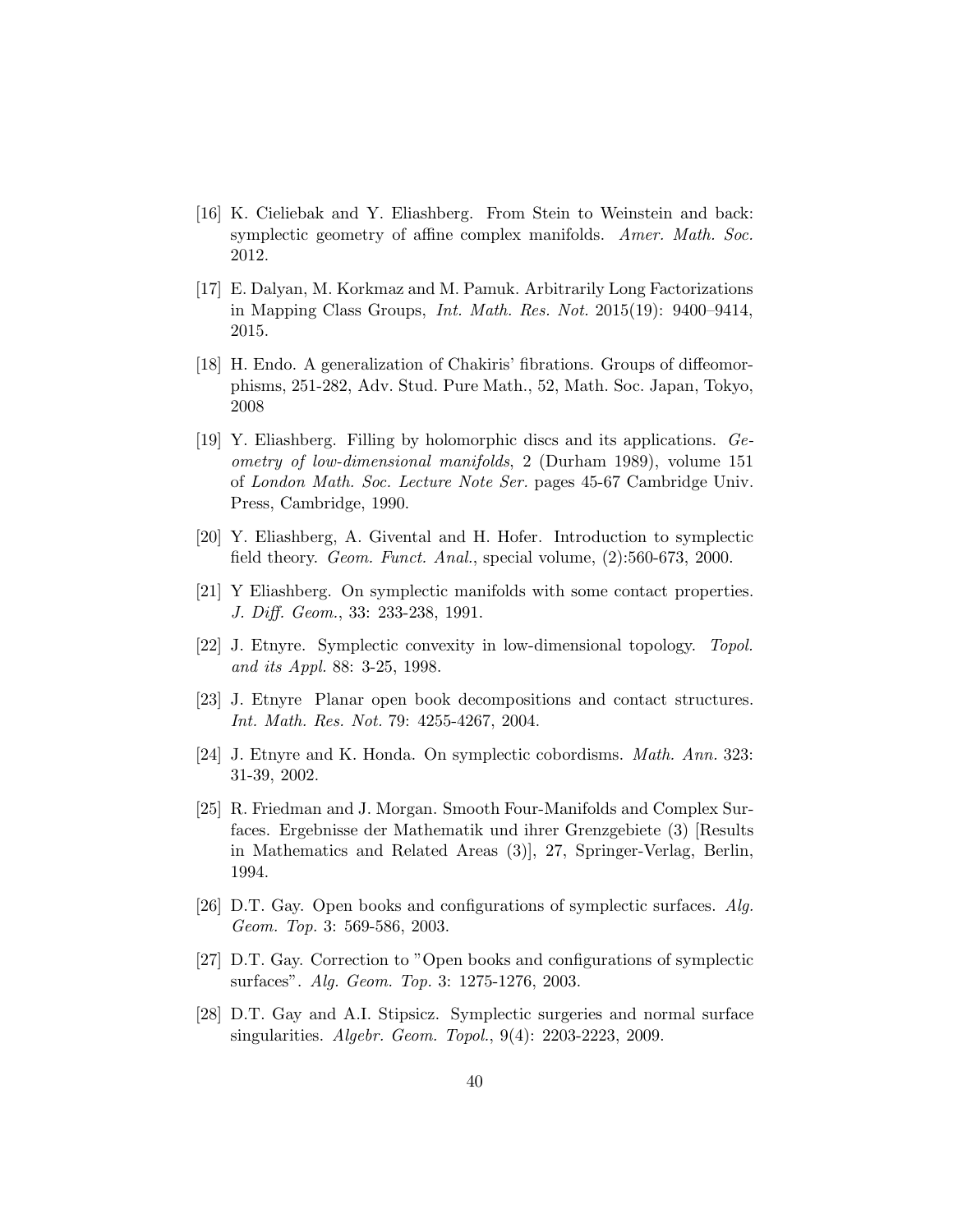[16] K. Cieliebak and Y. Eliashberg. From Stein to Weinstein and back: symplectic geometry of affine complex manifolds. *Amer. Math. Soc.* 2012.

[17] E. Dalyan, M. Korkmaz and M. Pamuk. Arbitrarily Long Factorizations in Mapping Class Groups, *Int. Math. Res. Not.* 2015(19): 9400–9414, 2015.

[18] H. Endo. A generalization of Chakiris' fibrations. Groups of diffeomorphisms, 251-282, Adv. Stud. Pure Math., 52, Math. Soc. Japan, Tokyo, 2008

[19] Y. Eliashberg. Filling by holomorphic discs and its applications. *Geometry of low-dimensional manifolds*, 2 (Durham 1989), volume 151 of *London Math. Soc. Lecture Note Ser.* pages 45-67 Cambridge Univ. Press, Cambridge, 1990.

[20] Y. Eliashberg, A. Givental and H. Hofer. Introduction to symplectic field theory. *Geom. Funct. Anal.*, special volume, (2):560-673, 2000.

[21] Y Eliashberg. On symplectic manifolds with some contact properties. *J. Diff. Geom.*, 33: 233-238, 1991.

[22] J. Etnyre. Symplectic convexity in low-dimensional topology. *Topol. and its Appl.* 88: 3-25, 1998.

[23] J. Etnyre Planar open book decompositions and contact structures. *Int. Math. Res. Not.* 79: 4255-4267, 2004.

[24] J. Etnyre and K. Honda. On symplectic cobordisms. *Math. Ann.* 323: 31-39, 2002.

[25] R. Friedman and J. Morgan. Smooth Four-Manifolds and Complex Surfaces. Ergebnisse der Mathematik und ihrer Grenzgebiete (3) [Results in Mathematics and Related Areas (3)], 27, Springer-Verlag, Berlin, 1994.

[26] D.T. Gay. Open books and configurations of symplectic surfaces. *Alg. Geom. Top.* 3: 569-586, 2003.

[27] D.T. Gay. Correction to "Open books and configurations of symplectic surfaces". *Alg. Geom. Top.* 3: 1275-1276, 2003.

[28] D.T. Gay and A.I. Stipsicz. Symplectic surgeries and normal surface singularities. *Algebr. Geom. Topol.*, 9(4): 2203-2223, 2009.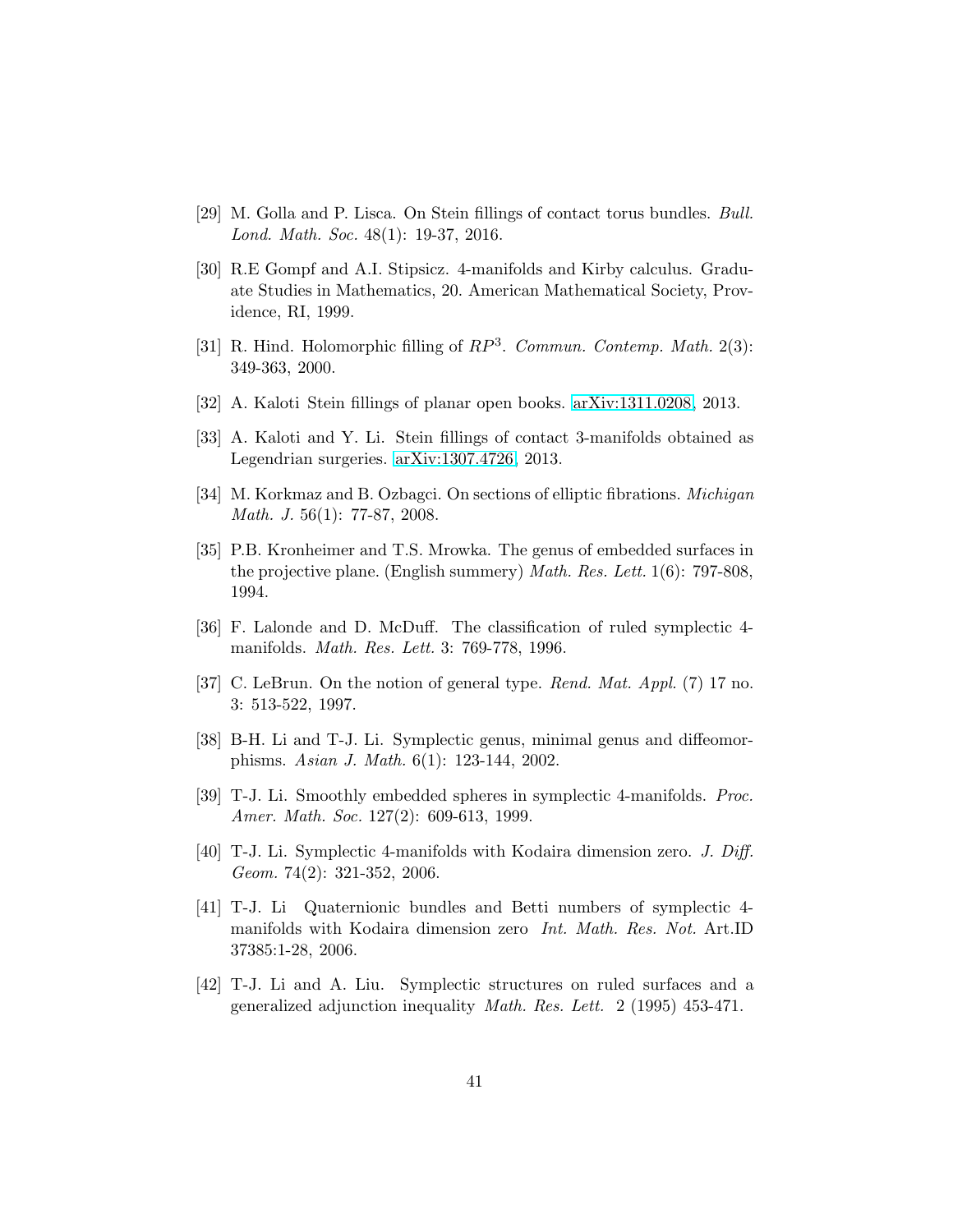[29] M. Golla and P. Lisca. On Stein fillings of contact torus bundles. *Bull. Lond. Math. Soc.* 48(1): 19-37, 2016.

[30] R.E Gompf and A.I. Stipsicz. 4-manifolds and Kirby calculus. Graduate Studies in Mathematics, 20. American Mathematical Society, Providence, RI, 1999.

[31] R. Hind. Holomorphic filling of $RP^3$. *Commun. Contemp. Math.* 2(3): 349-363, 2000.

[32] A. Kaloti Stein fillings of planar open books. arXiv:1311.0208, 2013.

[33] A. Kaloti and Y. Li. Stein fillings of contact 3-manifolds obtained as Legendrian surgeries. arXiv:1307.4726, 2013.

[34] M. Korkmaz and B. Ozbagci. On sections of elliptic fibrations. *Michigan Math. J.* 56(1): 77-87, 2008.

[35] P.B. Kronheimer and T.S. Mrowka. The genus of embedded surfaces in the projective plane. (English summery) *Math. Res. Lett.* 1(6): 797-808, 1994.

[36] F. Lalonde and D. McDuff. The classification of ruled symplectic 4-manifolds. *Math. Res. Lett.* 3: 769-778, 1996.

[37] C. LeBrun. On the notion of general type. *Rend. Mat. Appl.* (7) 17 no. 3: 513-522, 1997.

[38] B-H. Li and T-J. Li. Symplectic genus, minimal genus and diffeomorphisms. *Asian J. Math.* 6(1): 123-144, 2002.

[39] T-J. Li. Smoothly embedded spheres in symplectic 4-manifolds. *Proc. Amer. Math. Soc.* 127(2): 609-613, 1999.

[40] T-J. Li. Symplectic 4-manifolds with Kodaira dimension zero. *J. Diff. Geom.* 74(2): 321-352, 2006.

[41] T-J. Li Quaternionic bundles and Betti numbers of symplectic 4-manifolds with Kodaira dimension zero *Int. Math. Res. Not.* Art.ID 37385:1-28, 2006.

[42] T-J. Li and A. Liu. Symplectic structures on ruled surfaces and a generalized adjunction inequality *Math. Res. Lett.* 2 (1995) 453-471.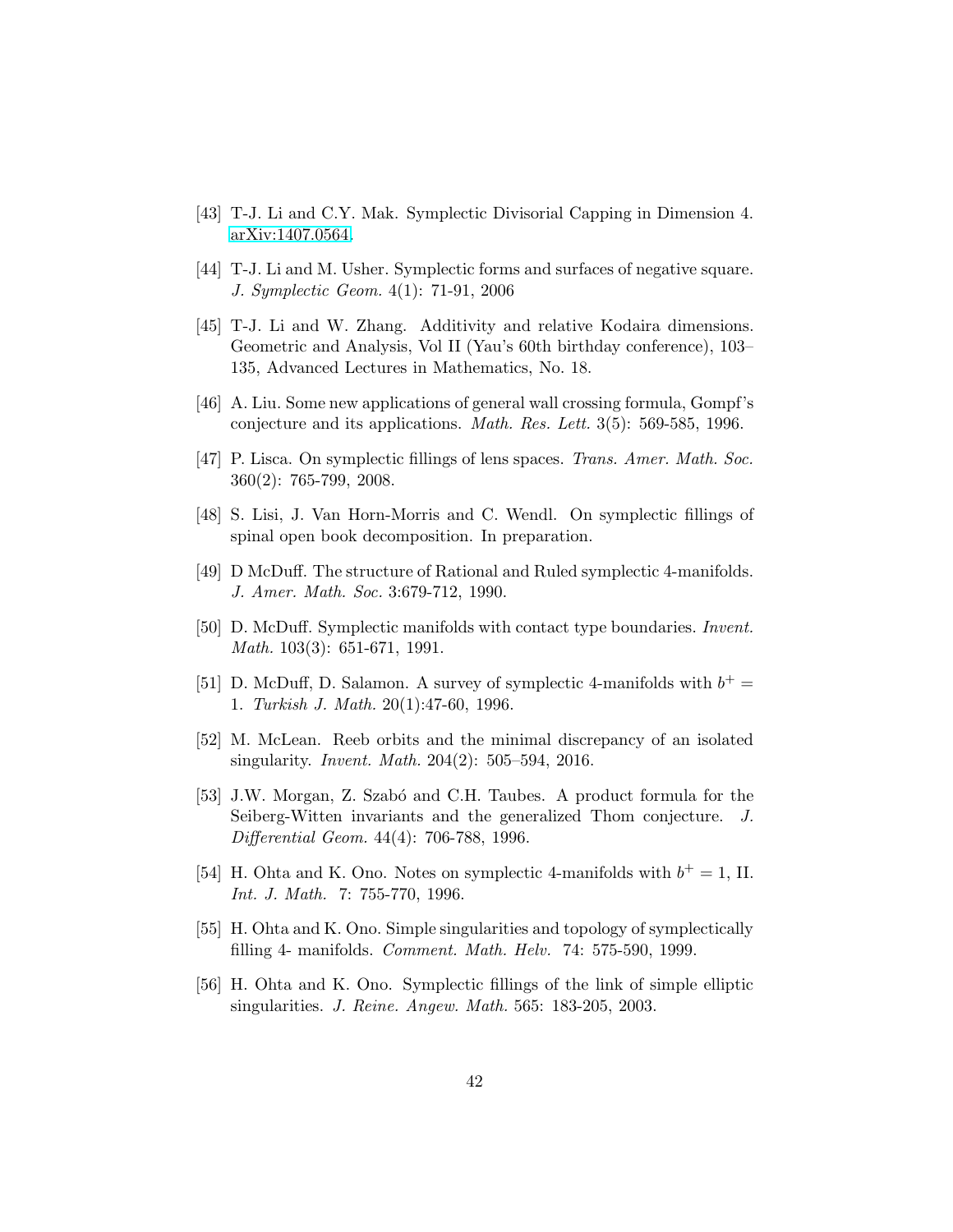[43] T-J. Li and C.Y. Mak. Symplectic Divisorial Capping in Dimension 4. arXiv:1407.0564.

[44] T-J. Li and M. Usher. Symplectic forms and surfaces of negative square. *J. Symplectic Geom.* 4(1): 71-91, 2006

[45] T-J. Li and W. Zhang. Additivity and relative Kodaira dimensions. Geometric and Analysis, Vol II (Yau's 60th birthday conference), 103–135, Advanced Lectures in Mathematics, No. 18.

[46] A. Liu. Some new applications of general wall crossing formula, Gompf's conjecture and its applications. *Math. Res. Lett.* 3(5): 569-585, 1996.

[47] P. Lisca. On symplectic fillings of lens spaces. *Trans. Amer. Math. Soc.* 360(2): 765-799, 2008.

[48] S. Lisi, J. Van Horn-Morris and C. Wendl. On symplectic fillings of spinal open book decomposition. In preparation.

[49] D McDuff. The structure of Rational and Ruled symplectic 4-manifolds. *J. Amer. Math. Soc.* 3:679-712, 1990.

[50] D. McDuff. Symplectic manifolds with contact type boundaries. *Invent. Math.* 103(3): 651-671, 1991.

[51] D. McDuff, D. Salamon. A survey of symplectic 4-manifolds with $b^+ = 1$. *Turkish J. Math.* 20(1):47-60, 1996.

[52] M. McLean. Reeb orbits and the minimal discrepancy of an isolated singularity. *Invent. Math.* 204(2): 505–594, 2016.

[53] J.W. Morgan, Z. Szabó and C.H. Taubes. A product formula for the Seiberg-Witten invariants and the generalized Thom conjecture. *J. Differential Geom.* 44(4): 706-788, 1996.

[54] H. Ohta and K. Ono. Notes on symplectic 4-manifolds with $b^+ = 1$, II. *Int. J. Math.* 7: 755-770, 1996.

[55] H. Ohta and K. Ono. Simple singularities and topology of symplectically filling 4- manifolds. *Comment. Math. Helv.* 74: 575-590, 1999.

[56] H. Ohta and K. Ono. Symplectic fillings of the link of simple elliptic singularities. *J. Reine. Angew. Math.* 565: 183-205, 2003.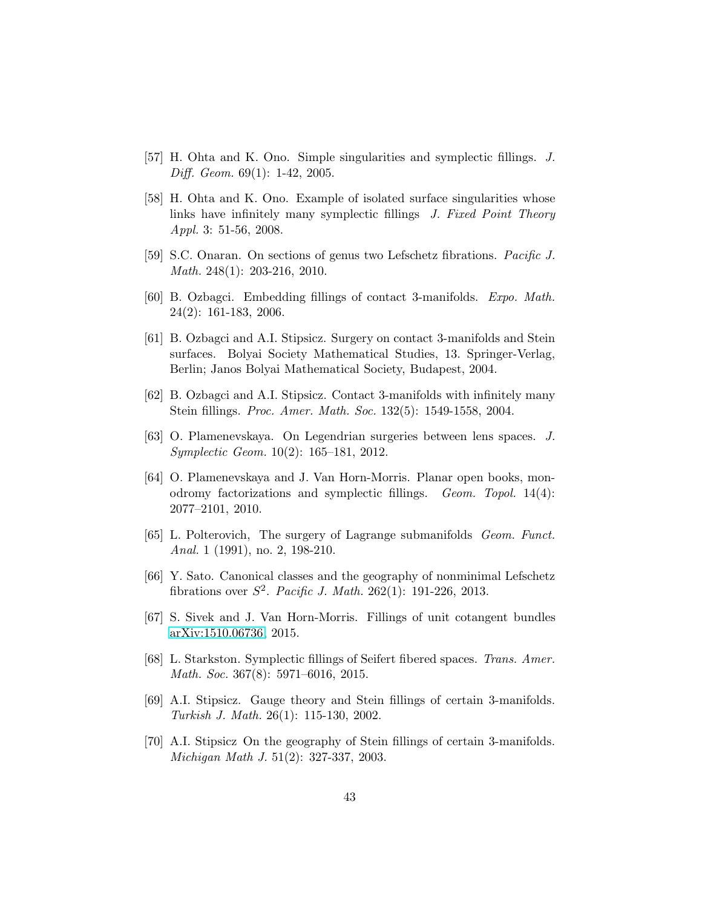[57] H. Ohta and K. Ono. Simple singularities and symplectic fillings. *J. Diff. Geom.* 69(1): 1-42, 2005.

[58] H. Ohta and K. Ono. Example of isolated surface singularities whose links have infinitely many symplectic fillings *J. Fixed Point Theory Appl.* 3: 51-56, 2008.

[59] S.C. Onaran. On sections of genus two Lefschetz fibrations. *Pacific J. Math.* 248(1): 203-216, 2010.

[60] B. Ozbagci. Embedding fillings of contact 3-manifolds. *Expo. Math.* 24(2): 161-183, 2006.

[61] B. Ozbagci and A.I. Stipsicz. Surgery on contact 3-manifolds and Stein surfaces. Bolyai Society Mathematical Studies, 13. Springer-Verlag, Berlin; Janos Bolyai Mathematical Society, Budapest, 2004.

[62] B. Ozbagci and A.I. Stipsicz. Contact 3-manifolds with infinitely many Stein fillings. *Proc. Amer. Math. Soc.* 132(5): 1549-1558, 2004.

[63] O. Plamenevskaya. On Legendrian surgeries between lens spaces. *J. Symplectic Geom.* 10(2): 165–181, 2012.

[64] O. Plamenevskaya and J. Van Horn-Morris. Planar open books, monodromy factorizations and symplectic fillings. *Geom. Topol.* 14(4): 2077–2101, 2010.

[65] L. Polterovich, The surgery of Lagrange submanifolds *Geom. Funct. Anal.* 1 (1991), no. 2, 198-210.

[66] Y. Sato. Canonical classes and the geography of nonminimal Lefschetz fibrations over $S^2$. *Pacific J. Math.* 262(1): 191-226, 2013.

[67] S. Sivek and J. Van Horn-Morris. Fillings of unit cotangent bundles arXiv:1510.06736, 2015.

[68] L. Starkston. Symplectic fillings of Seifert fibered spaces. *Trans. Amer. Math. Soc.* 367(8): 5971–6016, 2015.

[69] A.I. Stipsicz. Gauge theory and Stein fillings of certain 3-manifolds. *Turkish J. Math.* 26(1): 115-130, 2002.

[70] A.I. Stipsicz On the geography of Stein fillings of certain 3-manifolds. *Michigan Math J.* 51(2): 327-337, 2003.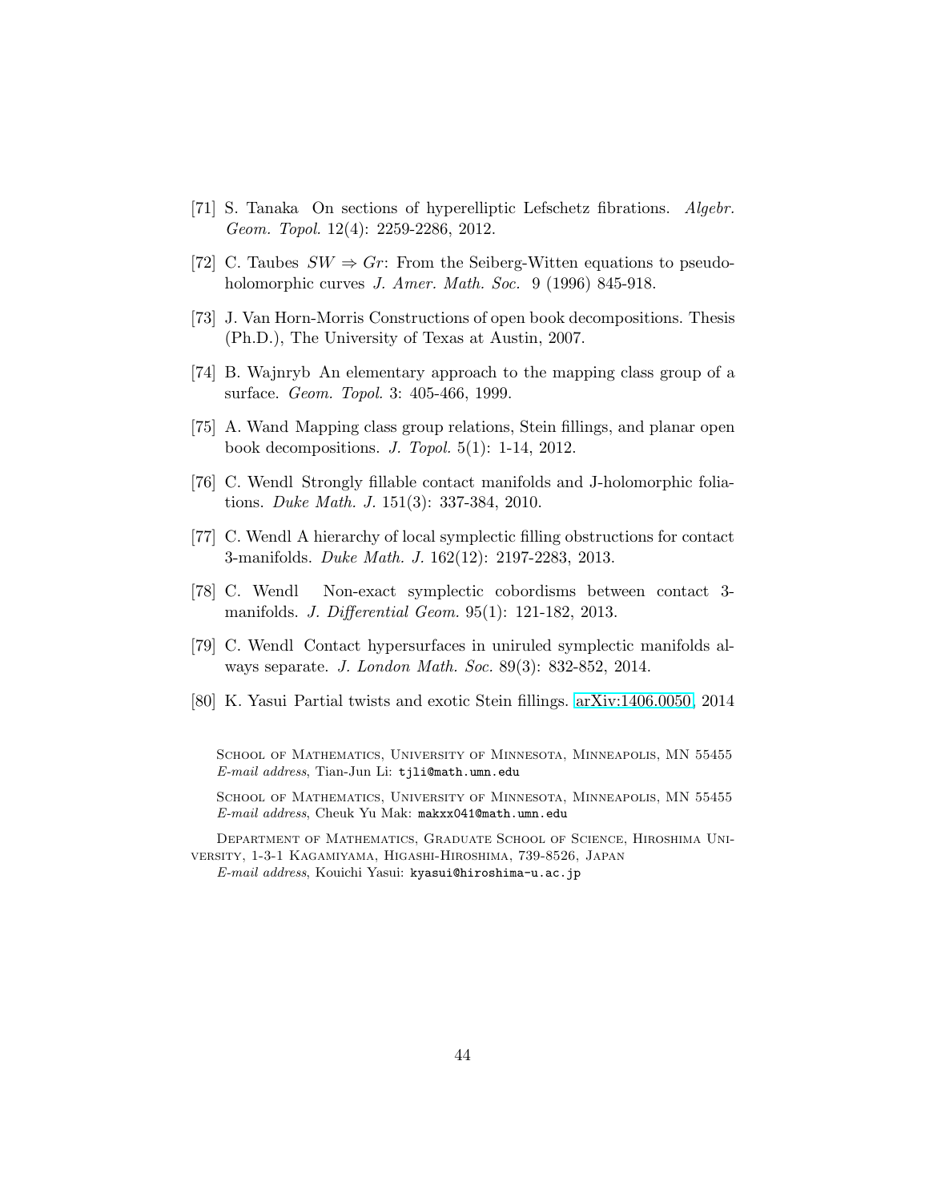[71] S. Tanaka On sections of hyperelliptic Lefschetz fibrations. *Algebr. Geom. Topol.* 12(4): 2259-2286, 2012.

[72] C. Taubes $SW \Rightarrow Gr$: From the Seiberg-Witten equations to pseudo-holomorphic curves *J. Amer. Math. Soc.* 9 (1996) 845-918.

[73] J. Van Horn-Morris Constructions of open book decompositions. Thesis (Ph.D.), The University of Texas at Austin, 2007.

[74] B. Wajnryb An elementary approach to the mapping class group of a surface. *Geom. Topol.* 3: 405-466, 1999.

[75] A. Wand Mapping class group relations, Stein fillings, and planar open book decompositions. *J. Topol.* 5(1): 1-14, 2012.

[76] C. Wendl Strongly fillable contact manifolds and J-holomorphic foliations. *Duke Math. J.* 151(3): 337-384, 2010.

[77] C. Wendl A hierarchy of local symplectic filling obstructions for contact 3-manifolds. *Duke Math. J.* 162(12): 2197-2283, 2013.

[78] C. Wendl Non-exact symplectic cobordisms between contact 3-manifolds. *J. Differential Geom.* 95(1): 121-182, 2013.

[79] C. Wendl Contact hypersurfaces in uniruled symplectic manifolds always separate. *J. London Math. Soc.* 89(3): 832-852, 2014.

[80] K. Yasui Partial twists and exotic Stein fillings. arXiv:1406.0050, 2014

School of Mathematics, University of Minnesota, Minneapolis, MN 55455
*E-mail address*, Tian-Jun Li: `tjli@math.umn.edu`

School of Mathematics, University of Minnesota, Minneapolis, MN 55455
*E-mail address*, Cheuk Yu Mak: `makxx041@math.umn.edu`

Department of Mathematics, Graduate School of Science, Hiroshima University, 1-3-1 Kagamiyama, Higashi-Hiroshima, 739-8526, Japan
*E-mail address*, Kouichi Yasui: `kyasui@hiroshima-u.ac.jp`